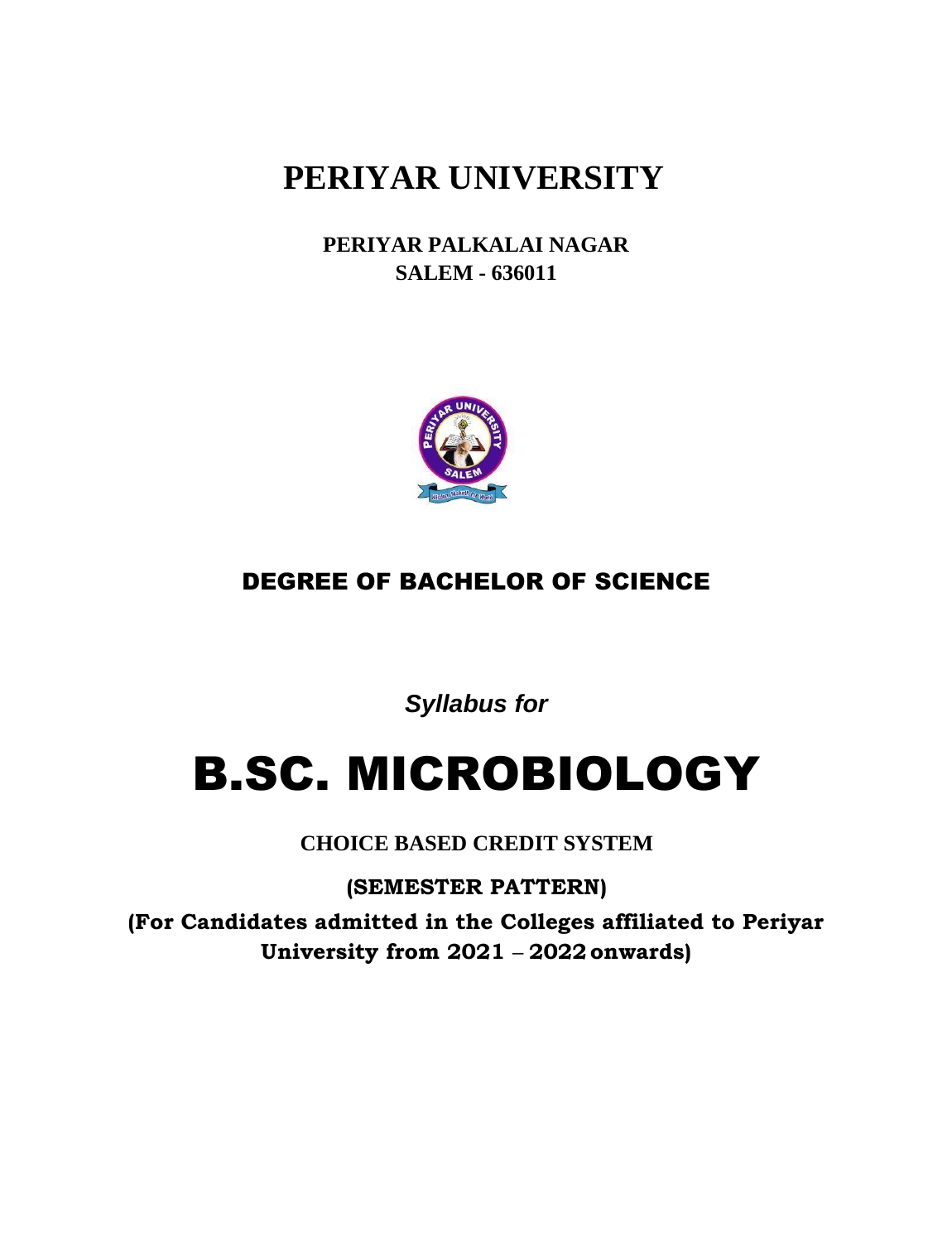# PERIYAR UNIVERSITY

**PERIYAR PALKALAI NAGAR**
**SALEM - 636011**

## DEGREE OF BACHELOR OF SCIENCE

***Syllabus for***

# B.SC. MICROBIOLOGY

**CHOICE BASED CREDIT SYSTEM**

**(SEMESTER PATTERN)**

**(For Candidates admitted in the Colleges affiliated to Periyar University from 2021 – 2022 onwards)**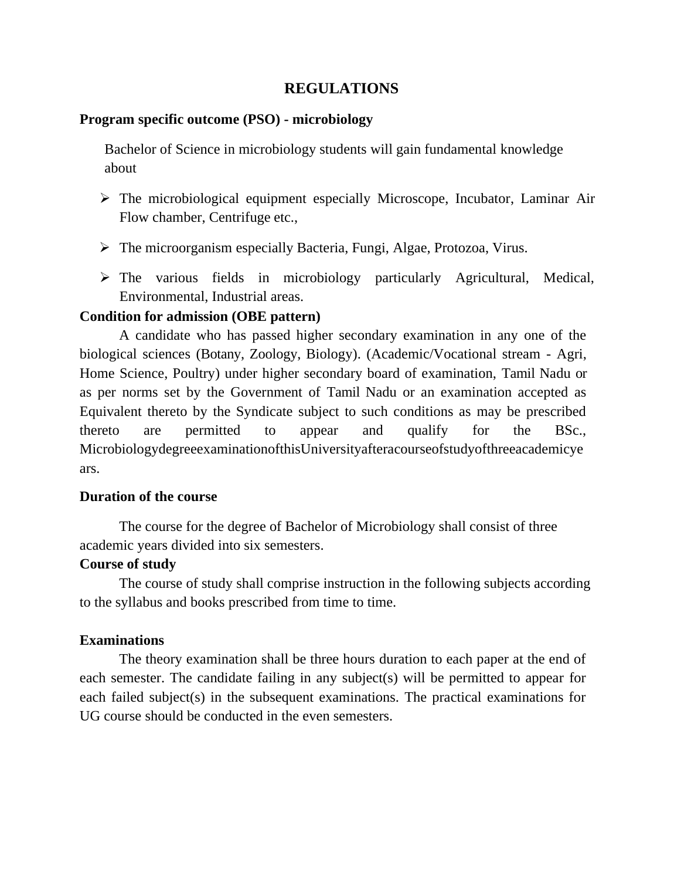# REGULATIONS

**Program specific outcome (PSO) - microbiology**

Bachelor of Science in microbiology students will gain fundamental knowledge about

- The microbiological equipment especially Microscope, Incubator, Laminar Air Flow chamber, Centrifuge etc.,
- The microorganism especially Bacteria, Fungi, Algae, Protozoa, Virus.
- The various fields in microbiology particularly Agricultural, Medical, Environmental, Industrial areas.

**Condition for admission (OBE pattern)**

A candidate who has passed higher secondary examination in any one of the biological sciences (Botany, Zoology, Biology). (Academic/Vocational stream - Agri, Home Science, Poultry) under higher secondary board of examination, Tamil Nadu or as per norms set by the Government of Tamil Nadu or an examination accepted as Equivalent thereto by the Syndicate subject to such conditions as may be prescribed thereto are permitted to appear and qualify for the BSc., MicrobiologydegreeexaminationofthisUniversityafteracourseofstudyofthreeacademicyears.

**Duration of the course**

The course for the degree of Bachelor of Microbiology shall consist of three academic years divided into six semesters.

**Course of study**

The course of study shall comprise instruction in the following subjects according to the syllabus and books prescribed from time to time.

**Examinations**

The theory examination shall be three hours duration to each paper at the end of each semester. The candidate failing in any subject(s) will be permitted to appear for each failed subject(s) in the subsequent examinations. The practical examinations for UG course should be conducted in the even semesters.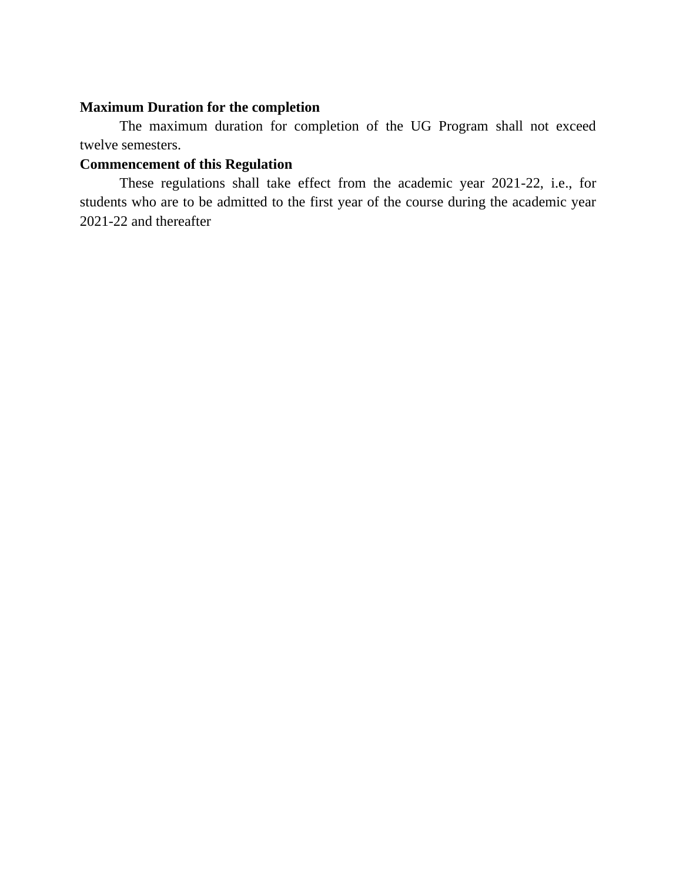**Maximum Duration for the completion**

The maximum duration for completion of the UG Program shall not exceed twelve semesters.

**Commencement of this Regulation**

These regulations shall take effect from the academic year 2021-22, i.e., for students who are to be admitted to the first year of the course during the academic year 2021-22 and thereafter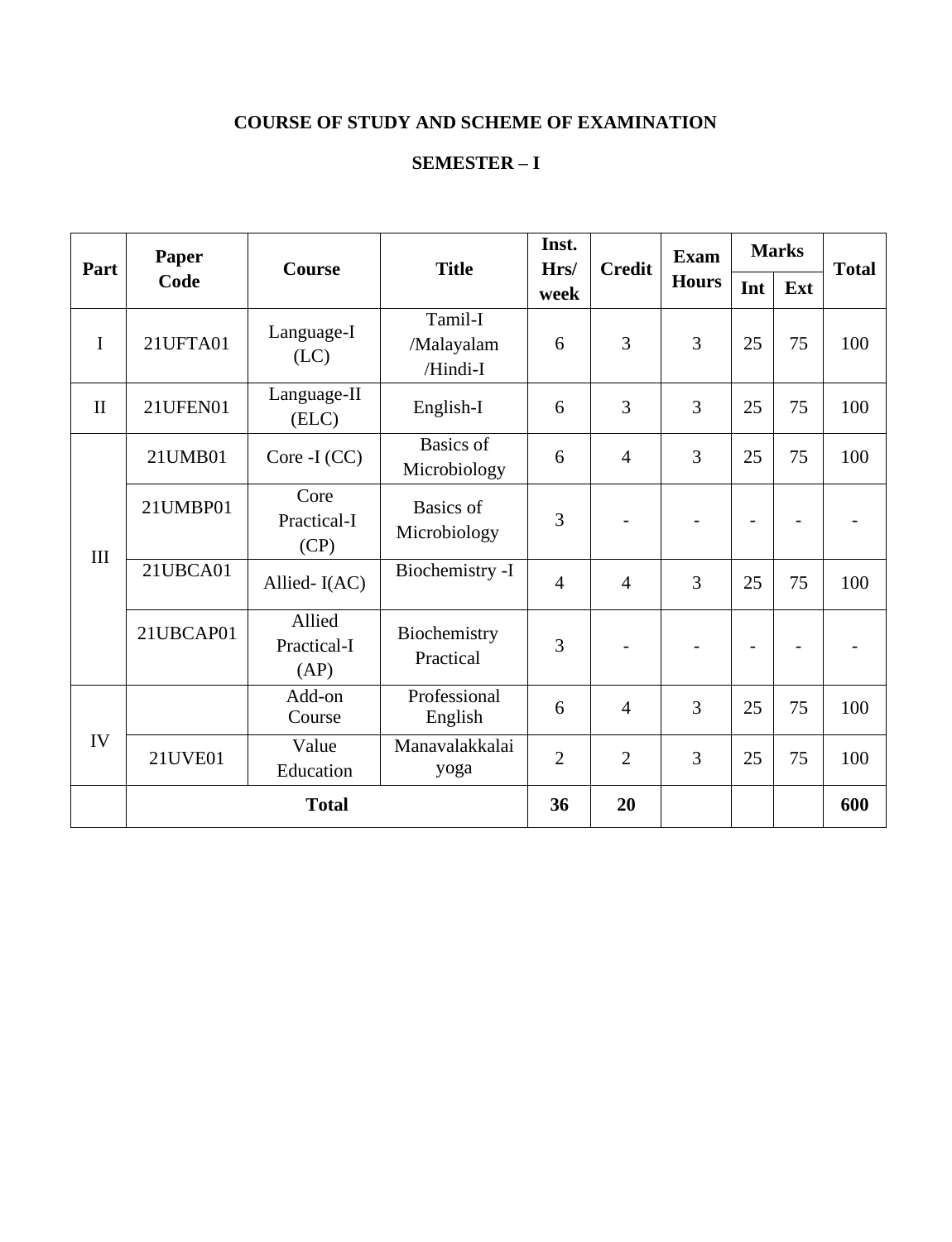# COURSE OF STUDY AND SCHEME OF EXAMINATION

## SEMESTER – I

| Part | Paper Code | Course | Title | Inst. Hrs/ week | Credit | Exam Hours | Marks | | Total |
|---|---|---|---|---|---|---|---|---|---|
| | | | | | | | Int | Ext | |
| I | 21UFTA01 | Language-I (LC) | Tamil-I /Malayalam /Hindi-I | 6 | 3 | 3 | 25 | 75 | 100 |
| II | 21UFEN01 | Language-II (ELC) | English-I | 6 | 3 | 3 | 25 | 75 | 100 |
| III | 21UMB01 | Core -I (CC) | Basics of Microbiology | 6 | 4 | 3 | 25 | 75 | 100 |
| | 21UMBP01 | Core Practical-I (CP) | Basics of Microbiology | 3 | - | - | - | - | - |
| | 21UBCA01 | Allied- I(AC) | Biochemistry -I | 4 | 4 | 3 | 25 | 75 | 100 |
| | 21UBCAP01 | Allied Practical-I (AP) | Biochemistry Practical | 3 | - | - | - | - | - |
| IV | | Add-on Course | Professional English | 6 | 4 | 3 | 25 | 75 | 100 |
| | 21UVE01 | Value Education | Manavalakkalai yoga | 2 | 2 | 3 | 25 | 75 | 100 |
| | **Total** | | | **36** | **20** | | | | **600** |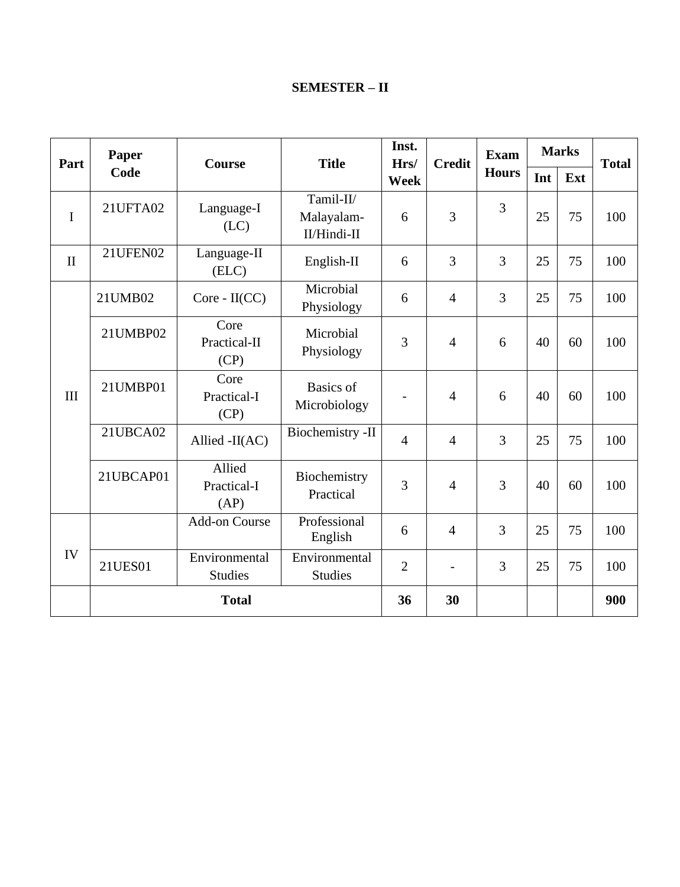## SEMESTER – II

| Part | Paper Code | Course | Title | Inst. Hrs/ Week | Credit | Exam Hours | Marks | | Total |
|---|---|---|---|---|---|---|---|---|---|
| | | | | | | | Int | Ext | |
| I | 21UFTA02 | Language-I (LC) | Tamil-II/ Malayalam-II/Hindi-II | 6 | 3 | 3 | 25 | 75 | 100 |
| II | 21UFEN02 | Language-II (ELC) | English-II | 6 | 3 | 3 | 25 | 75 | 100 |
| III | 21UMB02 | Core - II(CC) | Microbial Physiology | 6 | 4 | 3 | 25 | 75 | 100 |
| | 21UMBP02 | Core Practical-II (CP) | Microbial Physiology | 3 | 4 | 6 | 40 | 60 | 100 |
| | 21UMBP01 | Core Practical-I (CP) | Basics of Microbiology | - | 4 | 6 | 40 | 60 | 100 |
| | 21UBCA02 | Allied -II(AC) | Biochemistry -II | 4 | 4 | 3 | 25 | 75 | 100 |
| | 21UBCAP01 | Allied Practical-I (AP) | Biochemistry Practical | 3 | 4 | 3 | 40 | 60 | 100 |
| IV | | Add-on Course | Professional English | 6 | 4 | 3 | 25 | 75 | 100 |
| | 21UES01 | Environmental Studies | Environmental Studies | 2 | - | 3 | 25 | 75 | 100 |
| | **Total** | | | **36** | **30** | | | | **900** |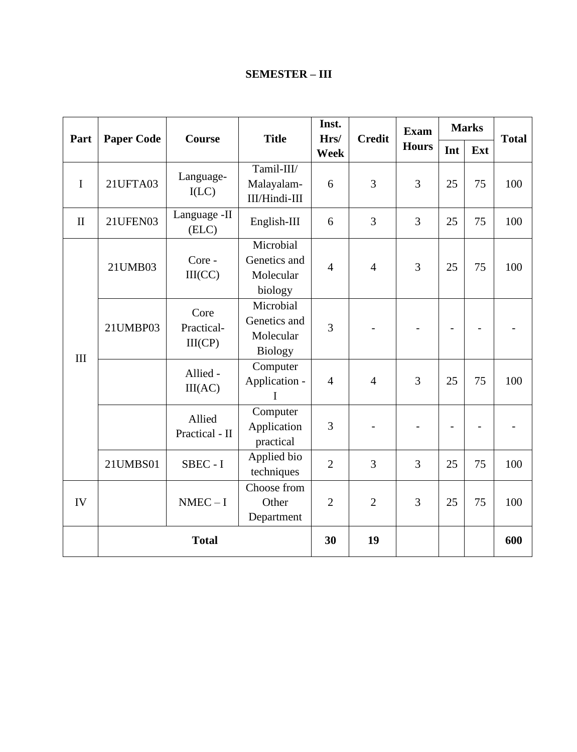# SEMESTER – III

| Part | Paper Code | Course | Title | Inst. Hrs/ Week | Credit | Exam Hours | Marks | | Total |
|---|---|---|---|---|---|---|---|---|---|
| | | | | | | | Int | Ext | |
| I | 21UFTA03 | Language-I(LC) | Tamil-III/ Malayalam-III/Hindi-III | 6 | 3 | 3 | 25 | 75 | 100 |
| II | 21UFEN03 | Language -II (ELC) | English-III | 6 | 3 | 3 | 25 | 75 | 100 |
| III | 21UMB03 | Core - III(CC) | Microbial Genetics and Molecular biology | 4 | 4 | 3 | 25 | 75 | 100 |
| | 21UMBP03 | Core Practical-III(CP) | Microbial Genetics and Molecular Biology | 3 | - | - | - | - | - |
| | | Allied - III(AC) | Computer Application - I | 4 | 4 | 3 | 25 | 75 | 100 |
| | | Allied Practical - II | Computer Application practical | 3 | - | - | - | - | - |
| | 21UMBS01 | SBEC - I | Applied bio techniques | 2 | 3 | 3 | 25 | 75 | 100 |
| IV | | NMEC – I | Choose from Other Department | 2 | 2 | 3 | 25 | 75 | 100 |
| | **Total** | | | **30** | **19** | | | | **600** |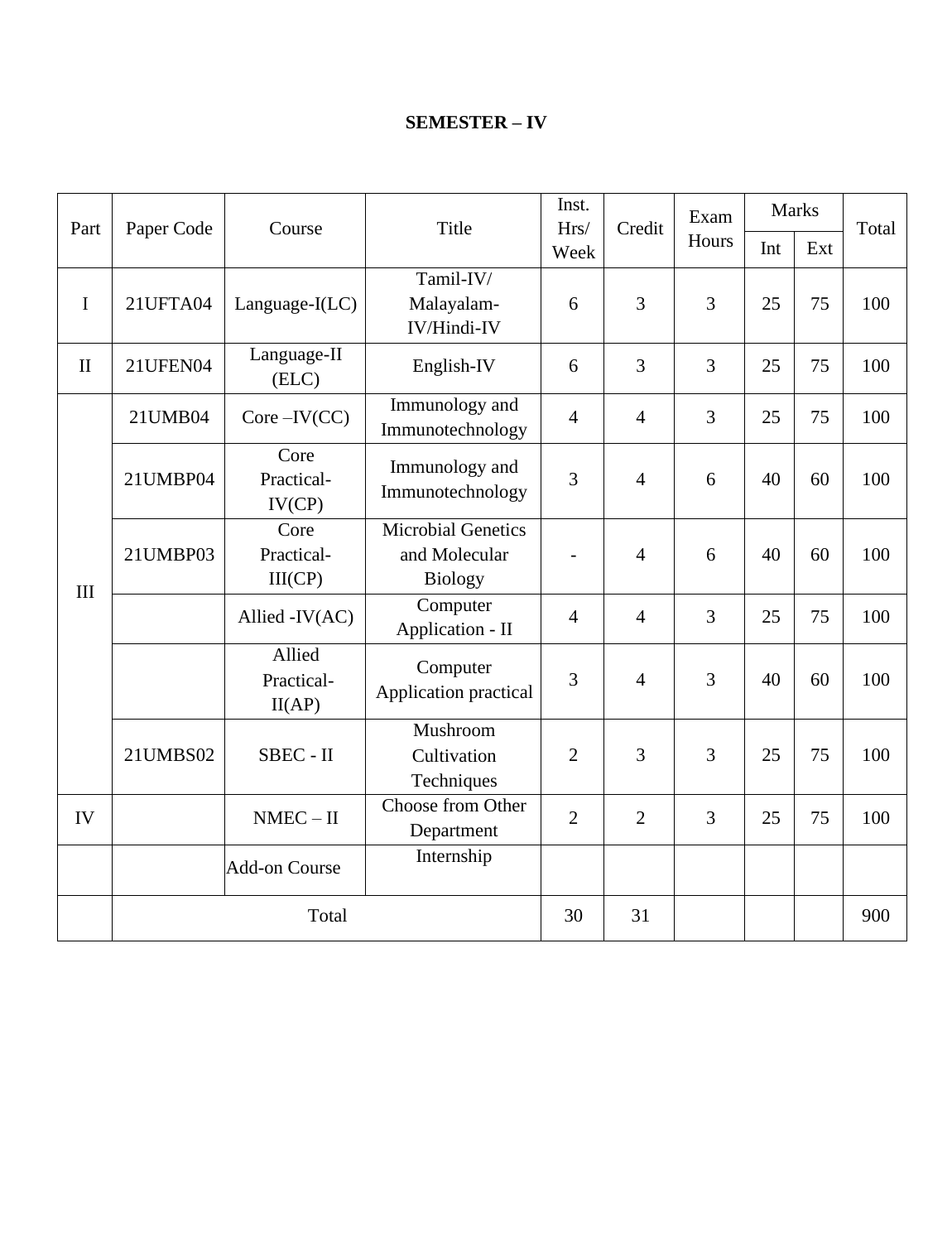# SEMESTER – IV

| Part | Paper Code | Course | Title | Inst. Hrs/ Week | Credit | Exam Hours | Marks | | Total |
|---|---|---|---|---|---|---|---|---|---|
| | | | | | | | Int | Ext | |
| I | 21UFTA04 | Language-I(LC) | Tamil-IV/ Malayalam-IV/Hindi-IV | 6 | 3 | 3 | 25 | 75 | 100 |
| II | 21UFEN04 | Language-II (ELC) | English-IV | 6 | 3 | 3 | 25 | 75 | 100 |
| III | 21UMB04 | Core –IV(CC) | Immunology and Immunotechnology | 4 | 4 | 3 | 25 | 75 | 100 |
| | 21UMBP04 | Core Practical-IV(CP) | Immunology and Immunotechnology | 3 | 4 | 6 | 40 | 60 | 100 |
| | 21UMBP03 | Core Practical-III(CP) | Microbial Genetics and Molecular Biology | - | 4 | 6 | 40 | 60 | 100 |
| | | Allied -IV(AC) | Computer Application - II | 4 | 4 | 3 | 25 | 75 | 100 |
| | | Allied Practical-II(AP) | Computer Application practical | 3 | 4 | 3 | 40 | 60 | 100 |
| | 21UMBS02 | SBEC - II | Mushroom Cultivation Techniques | 2 | 3 | 3 | 25 | 75 | 100 |
| IV | | NMEC – II | Choose from Other Department | 2 | 2 | 3 | 25 | 75 | 100 |
| | | Add-on Course | Internship | | | | | | |
| | Total | | | 30 | 31 | | | | 900 |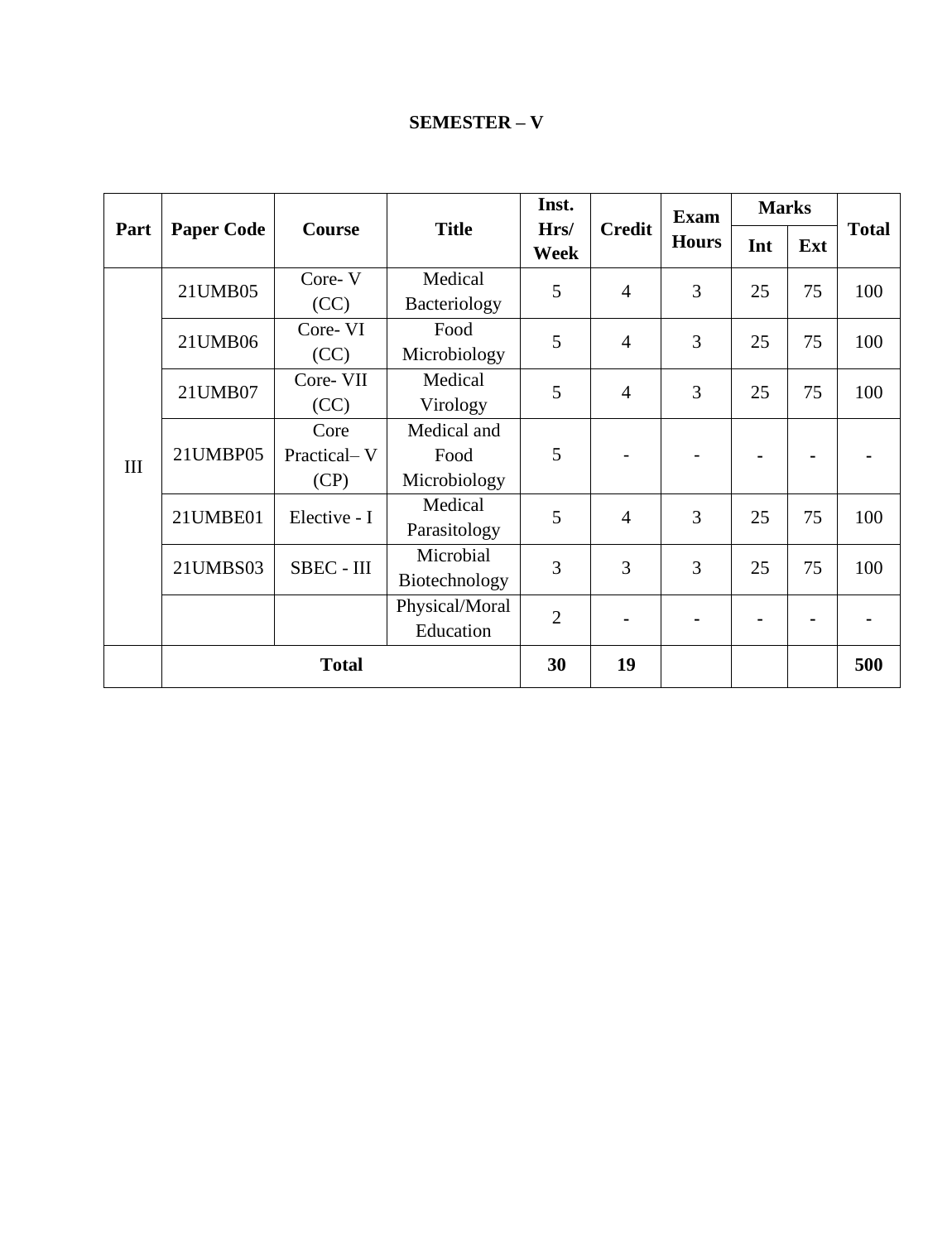# SEMESTER – V

| Part | Paper Code | Course | Title | Inst. Hrs/ Week | Credit | Exam Hours | Marks | | Total |
|---|---|---|---|---|---|---|---|---|---|
| | | | | | | | Int | Ext | |
| III | 21UMB05 | Core- V (CC) | Medical Bacteriology | 5 | 4 | 3 | 25 | 75 | 100 |
| | 21UMB06 | Core- VI (CC) | Food Microbiology | 5 | 4 | 3 | 25 | 75 | 100 |
| | 21UMB07 | Core- VII (CC) | Medical Virology | 5 | 4 | 3 | 25 | 75 | 100 |
| | 21UMBP05 | Core Practical– V (CP) | Medical and Food Microbiology | 5 | - | - | - | - | - |
| | 21UMBE01 | Elective - I | Medical Parasitology | 5 | 4 | 3 | 25 | 75 | 100 |
| | 21UMBS03 | SBEC - III | Microbial Biotechnology | 3 | 3 | 3 | 25 | 75 | 100 |
| | | | Physical/Moral Education | 2 | - | - | - | - | - |
| | **Total** | | | **30** | **19** | | | | **500** |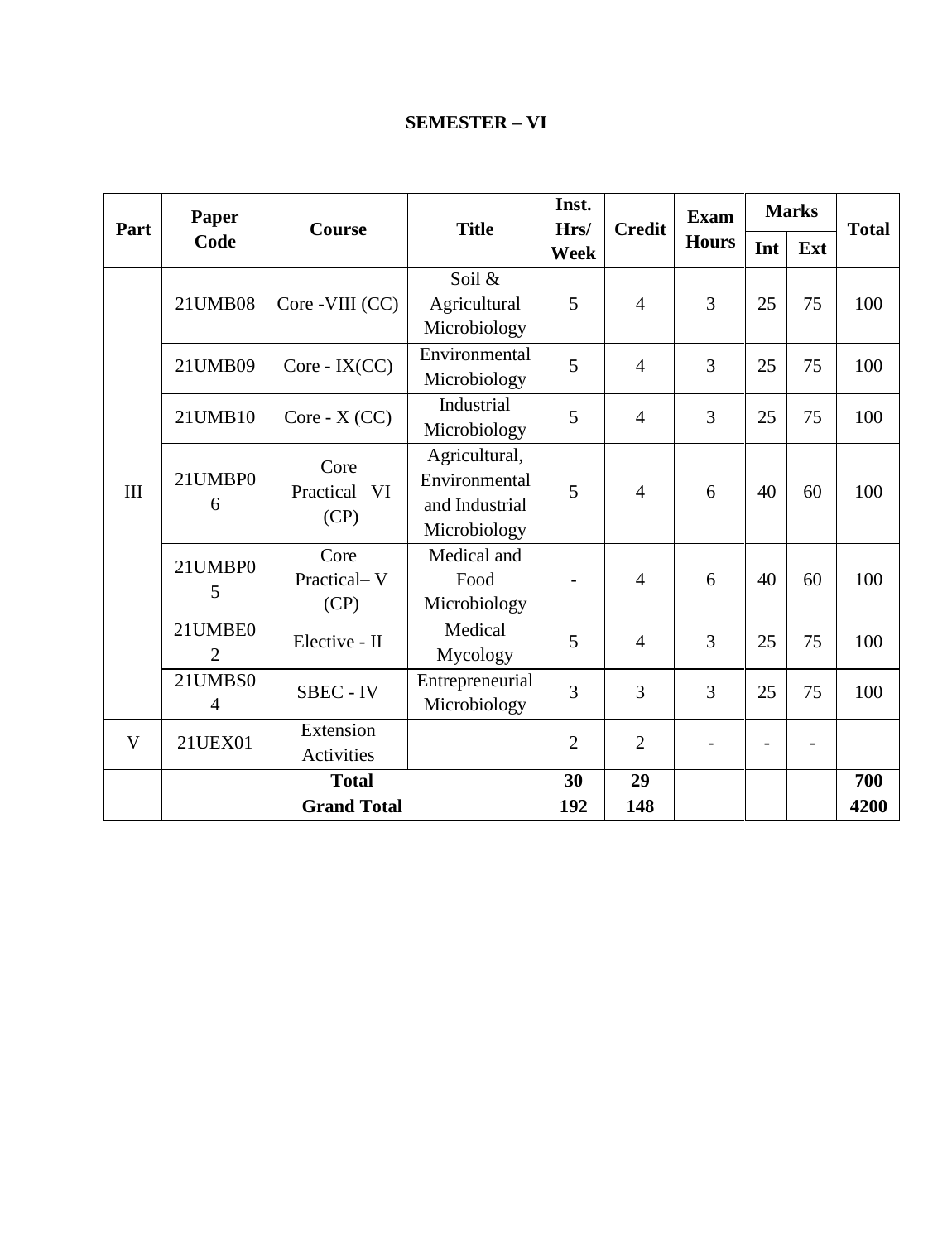## SEMESTER – VI

| Part | Paper Code | Course | Title | Inst. Hrs/ Week | Credit | Exam Hours | Marks | | Total |
|---|---|---|---|---|---|---|---|---|---|
| | | | | | | | Int | Ext | |
| III | 21UMB08 | Core -VIII (CC) | Soil & Agricultural Microbiology | 5 | 4 | 3 | 25 | 75 | 100 |
| | 21UMB09 | Core - IX(CC) | Environmental Microbiology | 5 | 4 | 3 | 25 | 75 | 100 |
| | 21UMB10 | Core - X (CC) | Industrial Microbiology | 5 | 4 | 3 | 25 | 75 | 100 |
| | 21UMBP06 | Core Practical– VI (CP) | Agricultural, Environmental and Industrial Microbiology | 5 | 4 | 6 | 40 | 60 | 100 |
| | 21UMBP05 | Core Practical– V (CP) | Medical and Food Microbiology | - | 4 | 6 | 40 | 60 | 100 |
| | 21UMBE02 | Elective - II | Medical Mycology | 5 | 4 | 3 | 25 | 75 | 100 |
| | 21UMBS04 | SBEC - IV | Entrepreneurial Microbiology | 3 | 3 | 3 | 25 | 75 | 100 |
| V | 21UEX01 | Extension Activities | | 2 | 2 | - | - | - | |
| | **Total** | | | **30** | **29** | | | | **700** |
| | **Grand Total** | | | **192** | **148** | | | | **4200** |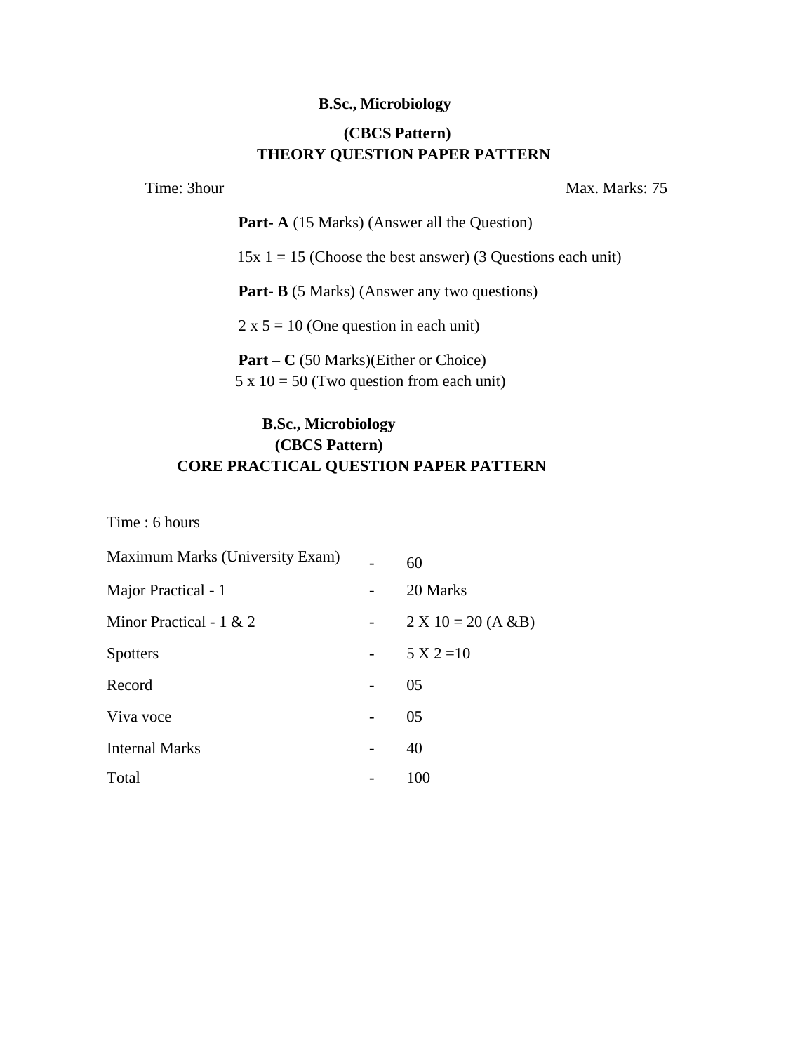**B.Sc., Microbiology**

**(CBCS Pattern)**

**THEORY QUESTION PAPER PATTERN**

Time: 3hour Max. Marks: 75

**Part- A** (15 Marks) (Answer all the Question)

15x 1 = 15 (Choose the best answer) (3 Questions each unit)

**Part- B** (5 Marks) (Answer any two questions)

2 x 5 = 10 (One question in each unit)

**Part – C** (50 Marks)(Either or Choice)

5 x 10 = 50 (Two question from each unit)

**B.Sc., Microbiology**

**(CBCS Pattern)**

**CORE PRACTICAL QUESTION PAPER PATTERN**

Time : 6 hours

| | | |
|---|---|---|
| Maximum Marks (University Exam) | - | 60 |
| Major Practical - 1 | - | 20 Marks |
| Minor Practical - 1 & 2 | - | 2 X 10 = 20 (A &B) |
| Spotters | - | 5 X 2 =10 |
| Record | - | 05 |
| Viva voce | - | 05 |
| Internal Marks | - | 40 |
| Total | - | 100 |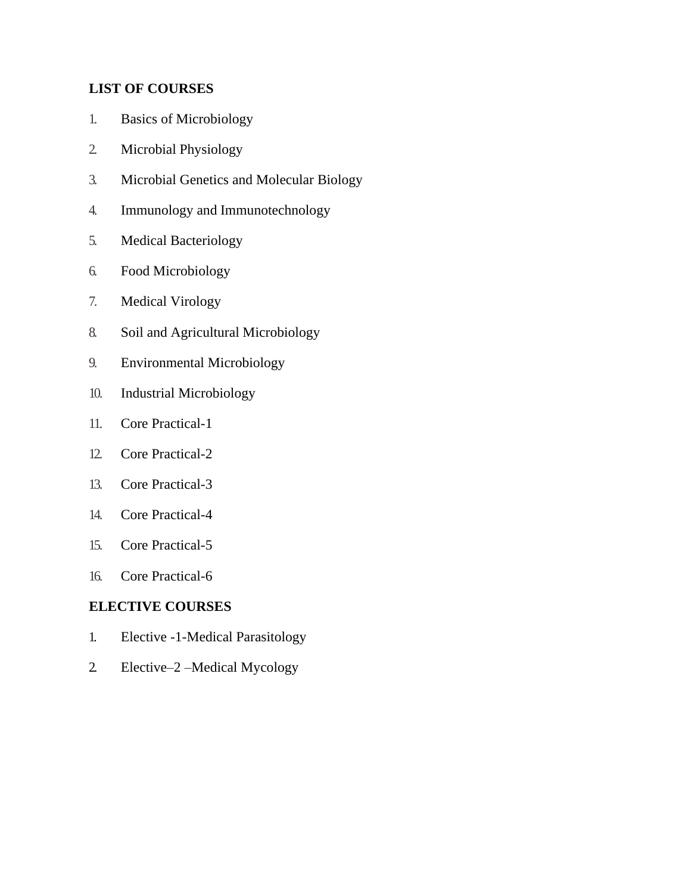**LIST OF COURSES**

1. Basics of Microbiology
2. Microbial Physiology
3. Microbial Genetics and Molecular Biology
4. Immunology and Immunotechnology
5. Medical Bacteriology
6. Food Microbiology
7. Medical Virology
8. Soil and Agricultural Microbiology
9. Environmental Microbiology
10. Industrial Microbiology
11. Core Practical-1
12. Core Practical-2
13. Core Practical-3
14. Core Practical-4
15. Core Practical-5
16. Core Practical-6

**ELECTIVE COURSES**

1. Elective -1-Medical Parasitology
2. Elective–2 –Medical Mycology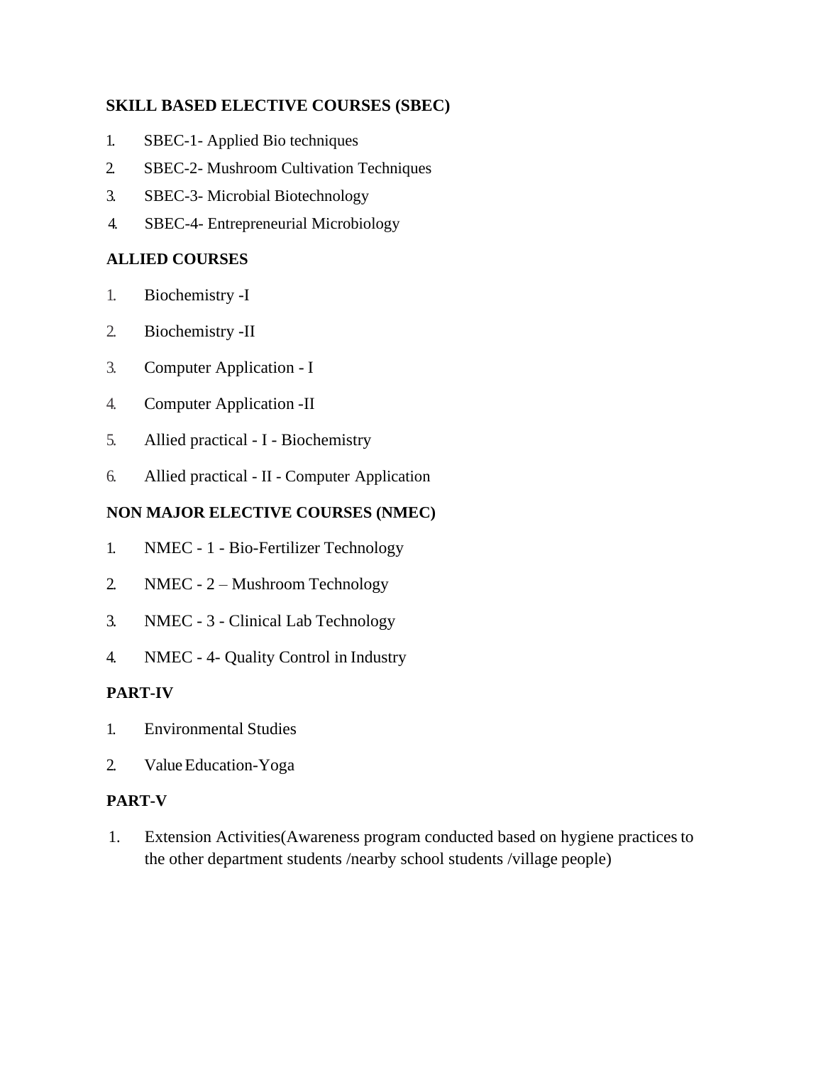**SKILL BASED ELECTIVE COURSES (SBEC)**

1. SBEC-1- Applied Bio techniques
2. SBEC-2- Mushroom Cultivation Techniques
3. SBEC-3- Microbial Biotechnology
4. SBEC-4- Entrepreneurial Microbiology

**ALLIED COURSES**

1. Biochemistry -I
2. Biochemistry -II
3. Computer Application - I
4. Computer Application -II
5. Allied practical - I - Biochemistry
6. Allied practical - II - Computer Application

**NON MAJOR ELECTIVE COURSES (NMEC)**

1. NMEC - 1 - Bio-Fertilizer Technology
2. NMEC - 2 – Mushroom Technology
3. NMEC - 3 - Clinical Lab Technology
4. NMEC - 4- Quality Control in Industry

**PART-IV**

1. Environmental Studies
2. Value Education-Yoga

**PART-V**

1. Extension Activities(Awareness program conducted based on hygiene practices to the other department students /nearby school students /village people)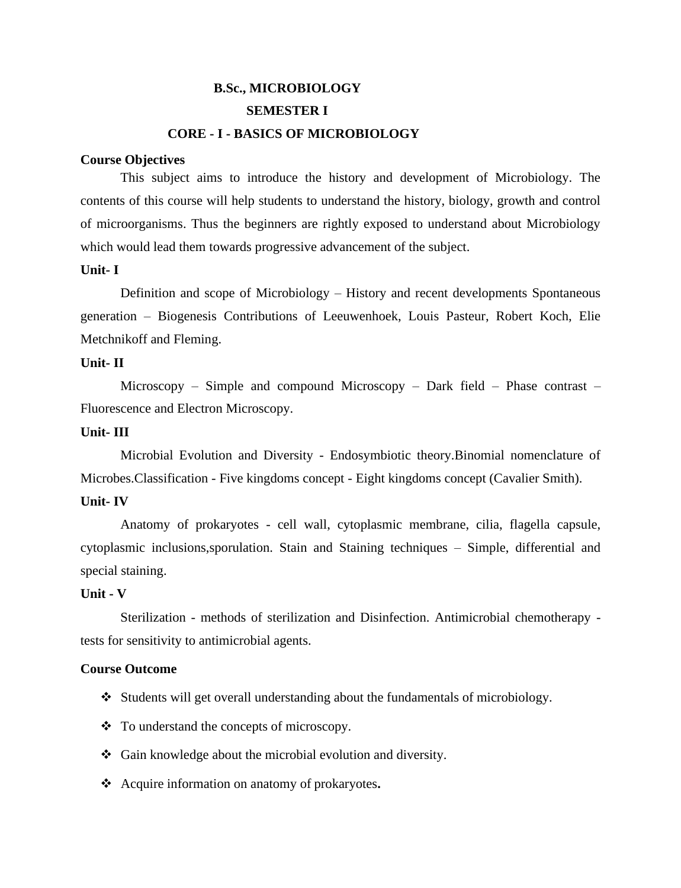# B.Sc., MICROBIOLOGY

## SEMESTER I

## CORE - I - BASICS OF MICROBIOLOGY

**Course Objectives**

This subject aims to introduce the history and development of Microbiology. The contents of this course will help students to understand the history, biology, growth and control of microorganisms. Thus the beginners are rightly exposed to understand about Microbiology which would lead them towards progressive advancement of the subject.

**Unit- I**

Definition and scope of Microbiology – History and recent developments Spontaneous generation – Biogenesis Contributions of Leeuwenhoek, Louis Pasteur, Robert Koch, Elie Metchnikoff and Fleming.

**Unit- II**

Microscopy – Simple and compound Microscopy – Dark field – Phase contrast – Fluorescence and Electron Microscopy.

**Unit- III**

Microbial Evolution and Diversity - Endosymbiotic theory.Binomial nomenclature of Microbes.Classification - Five kingdoms concept - Eight kingdoms concept (Cavalier Smith).

**Unit- IV**

Anatomy of prokaryotes - cell wall, cytoplasmic membrane, cilia, flagella capsule, cytoplasmic inclusions,sporulation. Stain and Staining techniques – Simple, differential and special staining.

**Unit - V**

Sterilization - methods of sterilization and Disinfection. Antimicrobial chemotherapy - tests for sensitivity to antimicrobial agents.

**Course Outcome**

- Students will get overall understanding about the fundamentals of microbiology.
- To understand the concepts of microscopy.
- Gain knowledge about the microbial evolution and diversity.
- Acquire information on anatomy of prokaryotes**.**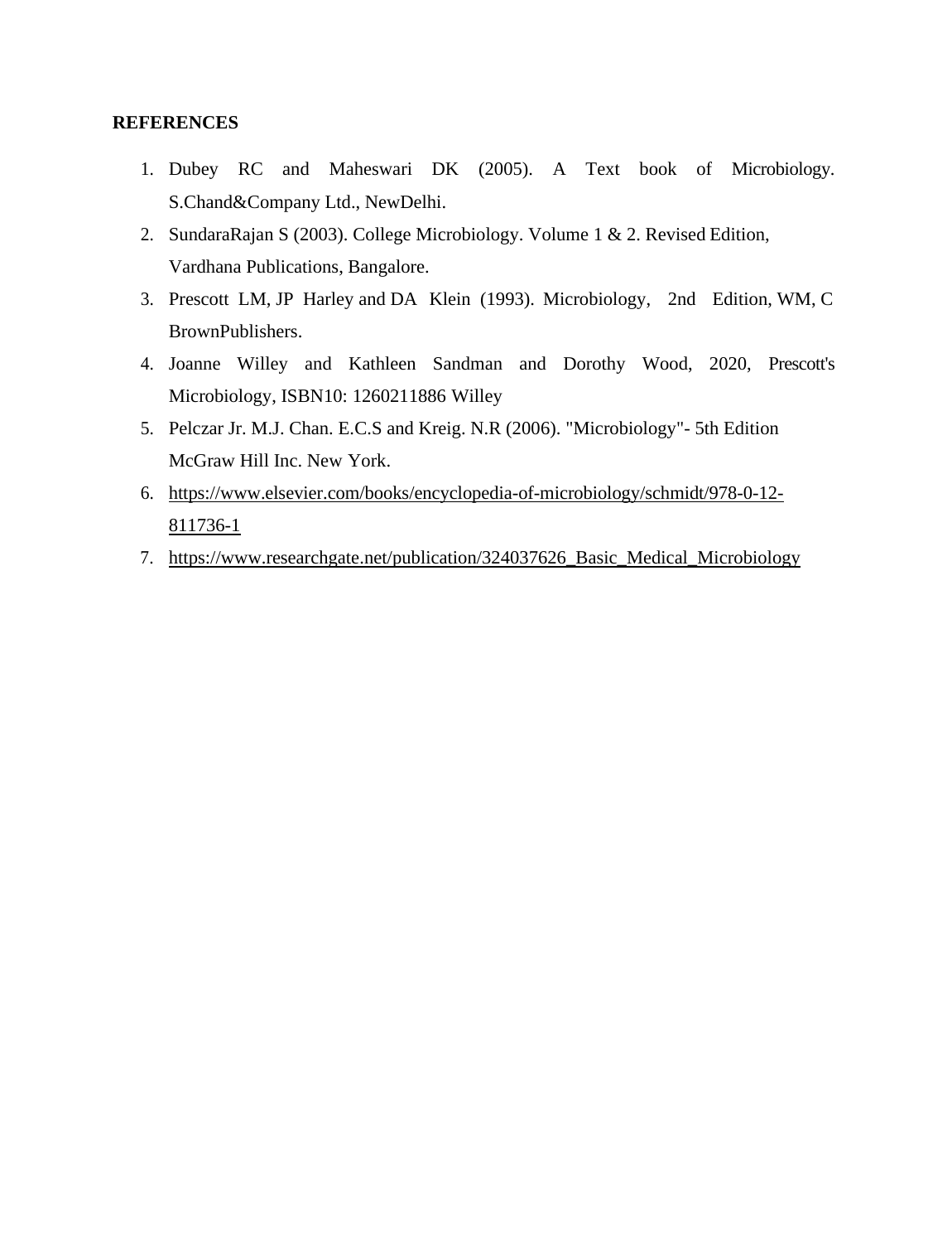**REFERENCES**

1. Dubey RC and Maheswari DK (2005). A Text book of Microbiology. S.Chand&Company Ltd., NewDelhi.
2. SundaraRajan S (2003). College Microbiology. Volume 1 & 2. Revised Edition, Vardhana Publications, Bangalore.
3. Prescott LM, JP Harley and DA Klein (1993). Microbiology, 2nd Edition, WM, C BrownPublishers.
4. Joanne Willey and Kathleen Sandman and Dorothy Wood, 2020, Prescott's Microbiology, ISBN10: 1260211886 Willey
5. Pelczar Jr. M.J. Chan. E.C.S and Kreig. N.R (2006). "Microbiology"- 5th Edition McGraw Hill Inc. New York.
6. https://www.elsevier.com/books/encyclopedia-of-microbiology/schmidt/978-0-12-811736-1
7. https://www.researchgate.net/publication/324037626_Basic_Medical_Microbiology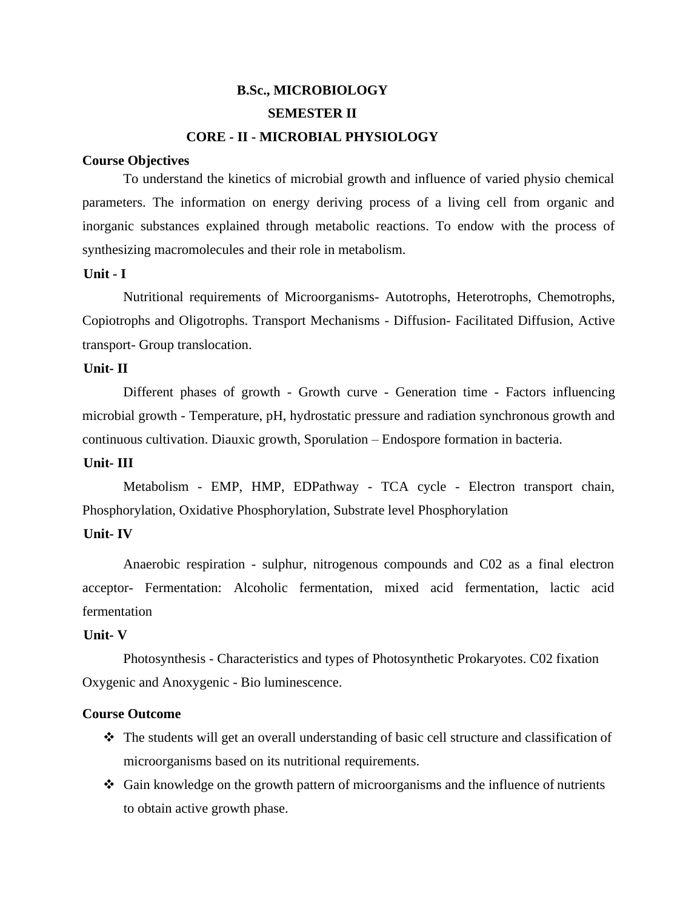# B.Sc., MICROBIOLOGY

## SEMESTER II

## CORE - II - MICROBIAL PHYSIOLOGY

**Course Objectives**

To understand the kinetics of microbial growth and influence of varied physio chemical parameters. The information on energy deriving process of a living cell from organic and inorganic substances explained through metabolic reactions. To endow with the process of synthesizing macromolecules and their role in metabolism.

**Unit - I**

Nutritional requirements of Microorganisms- Autotrophs, Heterotrophs, Chemotrophs, Copiotrophs and Oligotrophs. Transport Mechanisms - Diffusion- Facilitated Diffusion, Active transport- Group translocation.

**Unit- II**

Different phases of growth - Growth curve - Generation time - Factors influencing microbial growth - Temperature, pH, hydrostatic pressure and radiation synchronous growth and continuous cultivation. Diauxic growth, Sporulation – Endospore formation in bacteria.

**Unit- III**

Metabolism - EMP, HMP, EDPathway - TCA cycle - Electron transport chain, Phosphorylation, Oxidative Phosphorylation, Substrate level Phosphorylation

**Unit- IV**

Anaerobic respiration - sulphur, nitrogenous compounds and C02 as a final electron acceptor- Fermentation: Alcoholic fermentation, mixed acid fermentation, lactic acid fermentation

**Unit- V**

Photosynthesis - Characteristics and types of Photosynthetic Prokaryotes. C02 fixation Oxygenic and Anoxygenic - Bio luminescence.

**Course Outcome**

- The students will get an overall understanding of basic cell structure and classification of microorganisms based on its nutritional requirements.
- Gain knowledge on the growth pattern of microorganisms and the influence of nutrients to obtain active growth phase.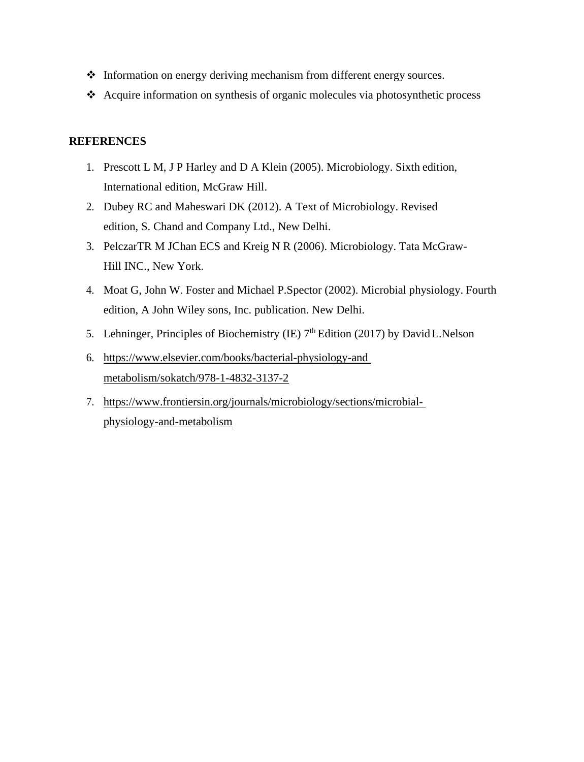- ❖ Information on energy deriving mechanism from different energy sources.
- ❖ Acquire information on synthesis of organic molecules via photosynthetic process

**REFERENCES**

1. Prescott L M, J P Harley and D A Klein (2005). Microbiology. Sixth edition, International edition, McGraw Hill.
2. Dubey RC and Maheswari DK (2012). A Text of Microbiology. Revised edition, S. Chand and Company Ltd., New Delhi.
3. PelczarTR M JChan ECS and Kreig N R (2006). Microbiology. Tata McGraw-Hill INC., New York.
4. Moat G, John W. Foster and Michael P.Spector (2002). Microbial physiology. Fourth edition, A John Wiley sons, Inc. publication. New Delhi.
5. Lehninger, Principles of Biochemistry (IE) 7$^{th}$ Edition (2017) by David L.Nelson
6. https://www.elsevier.com/books/bacterial-physiology-and metabolism/sokatch/978-1-4832-3137-2
7. https://www.frontiersin.org/journals/microbiology/sections/microbial-physiology-and-metabolism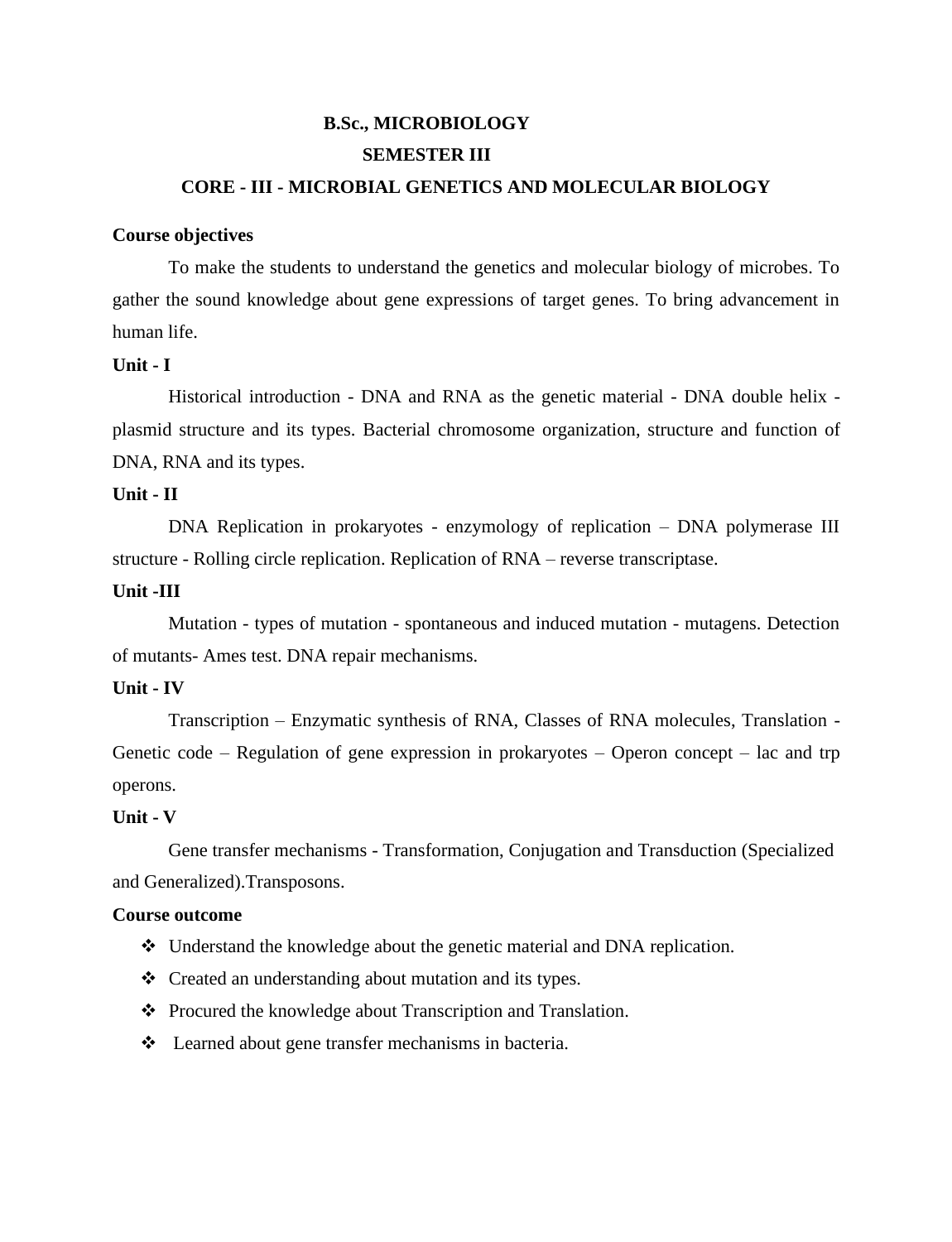# B.Sc., MICROBIOLOGY

## SEMESTER III

## CORE - III - MICROBIAL GENETICS AND MOLECULAR BIOLOGY

**Course objectives**

To make the students to understand the genetics and molecular biology of microbes. To gather the sound knowledge about gene expressions of target genes. To bring advancement in human life.

**Unit - I**

Historical introduction - DNA and RNA as the genetic material - DNA double helix - plasmid structure and its types. Bacterial chromosome organization, structure and function of DNA, RNA and its types.

**Unit - II**

DNA Replication in prokaryotes - enzymology of replication – DNA polymerase III structure - Rolling circle replication. Replication of RNA – reverse transcriptase.

**Unit -III**

Mutation - types of mutation - spontaneous and induced mutation - mutagens. Detection of mutants- Ames test. DNA repair mechanisms.

**Unit - IV**

Transcription – Enzymatic synthesis of RNA, Classes of RNA molecules, Translation - Genetic code – Regulation of gene expression in prokaryotes – Operon concept – lac and trp operons.

**Unit - V**

Gene transfer mechanisms - Transformation, Conjugation and Transduction (Specialized and Generalized).Transposons.

**Course outcome**

- Understand the knowledge about the genetic material and DNA replication.
- Created an understanding about mutation and its types.
- Procured the knowledge about Transcription and Translation.
- Learned about gene transfer mechanisms in bacteria.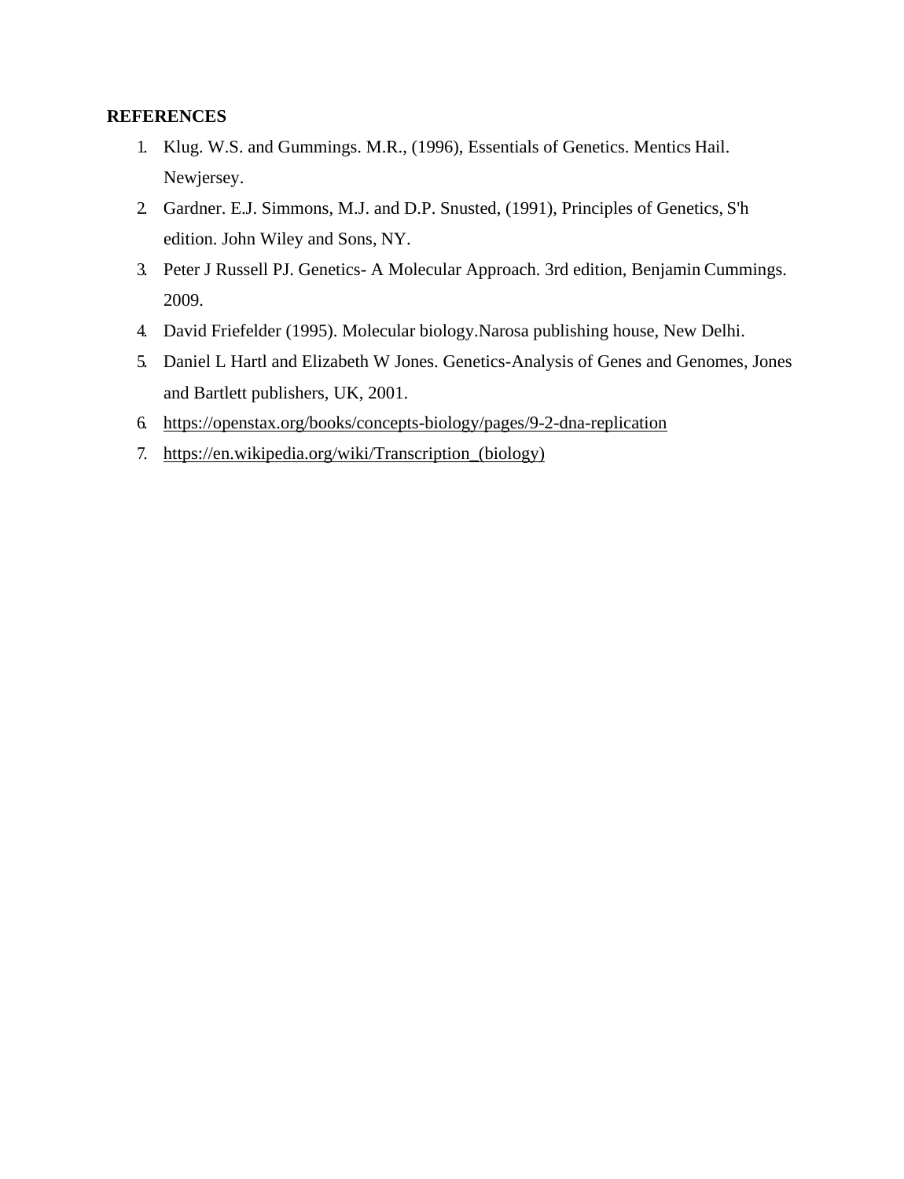**REFERENCES**

1. Klug. W.S. and Gummings. M.R., (1996), Essentials of Genetics. Mentics Hail. Newjersey.
2. Gardner. E.J. Simmons, M.J. and D.P. Snusted, (1991), Principles of Genetics, S'h edition. John Wiley and Sons, NY.
3. Peter J Russell PJ. Genetics- A Molecular Approach. 3rd edition, Benjamin Cummings. 2009.
4. David Friefelder (1995). Molecular biology.Narosa publishing house, New Delhi.
5. Daniel L Hartl and Elizabeth W Jones. Genetics-Analysis of Genes and Genomes, Jones and Bartlett publishers, UK, 2001.
6. https://openstax.org/books/concepts-biology/pages/9-2-dna-replication
7. https://en.wikipedia.org/wiki/Transcription_(biology)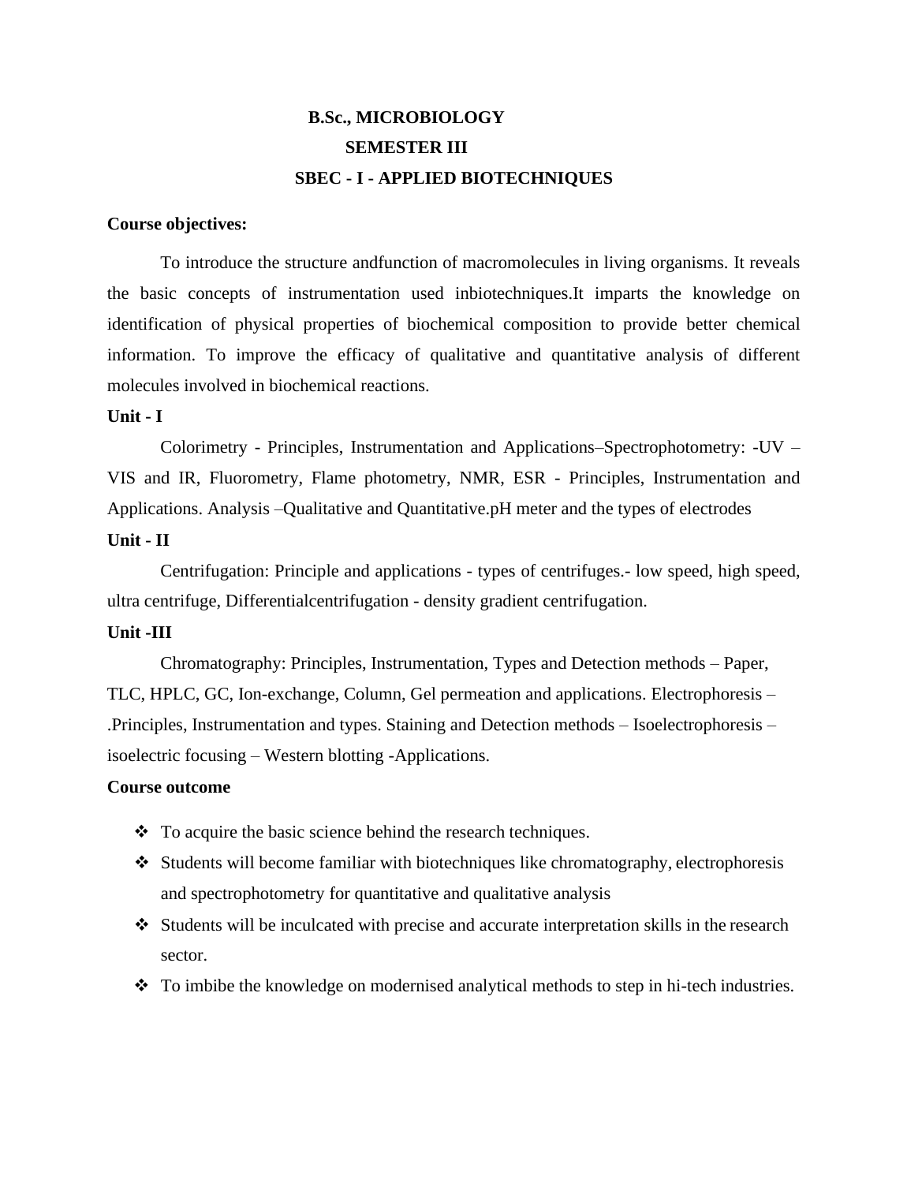# B.Sc., MICROBIOLOGY

## SEMESTER III

## SBEC - I - APPLIED BIOTECHNIQUES

**Course objectives:**

To introduce the structure andfunction of macromolecules in living organisms. It reveals the basic concepts of instrumentation used inbiotechniques.It imparts the knowledge on identification of physical properties of biochemical composition to provide better chemical information. To improve the efficacy of qualitative and quantitative analysis of different molecules involved in biochemical reactions.

**Unit - I**

Colorimetry - Principles, Instrumentation and Applications–Spectrophotometry: -UV – VIS and IR, Fluorometry, Flame photometry, NMR, ESR - Principles, Instrumentation and Applications. Analysis –Qualitative and Quantitative.pH meter and the types of electrodes

**Unit - II**

Centrifugation: Principle and applications - types of centrifuges.- low speed, high speed, ultra centrifuge, Differentialcentrifugation - density gradient centrifugation.

**Unit -III**

Chromatography: Principles, Instrumentation, Types and Detection methods – Paper, TLC, HPLC, GC, Ion-exchange, Column, Gel permeation and applications. Electrophoresis – .Principles, Instrumentation and types. Staining and Detection methods – Isoelectrophoresis – isoelectric focusing – Western blotting -Applications.

**Course outcome**

- To acquire the basic science behind the research techniques.
- Students will become familiar with biotechniques like chromatography, electrophoresis and spectrophotometry for quantitative and qualitative analysis
- Students will be inculcated with precise and accurate interpretation skills in the research sector.
- To imbibe the knowledge on modernised analytical methods to step in hi-tech industries.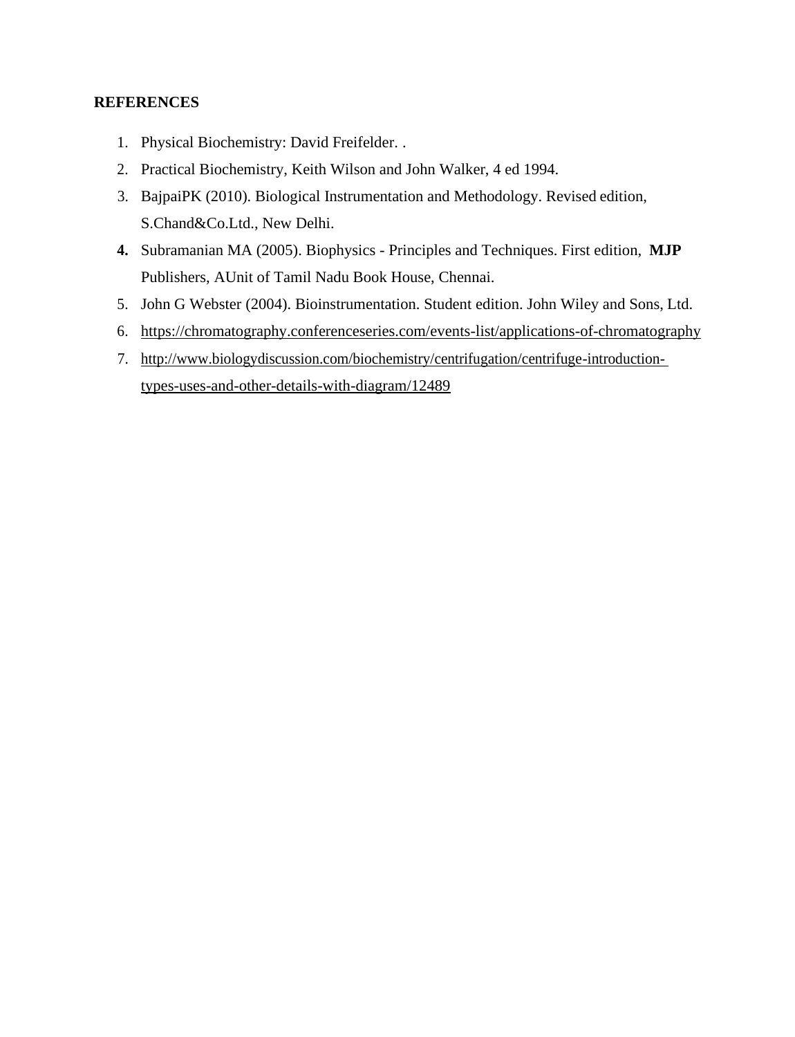**REFERENCES**

1. Physical Biochemistry: David Freifelder. .
2. Practical Biochemistry, Keith Wilson and John Walker, 4 ed 1994.
3. BajpaiPK (2010). Biological Instrumentation and Methodology. Revised edition, S.Chand&Co.Ltd., New Delhi.
4. Subramanian MA (2005). Biophysics - Principles and Techniques. First edition, **MJP** Publishers, AUnit of Tamil Nadu Book House, Chennai.
5. John G Webster (2004). Bioinstrumentation. Student edition. John Wiley and Sons, Ltd.
6. https://chromatography.conferenceseries.com/events-list/applications-of-chromatography
7. http://www.biologydiscussion.com/biochemistry/centrifugation/centrifuge-introduction-types-uses-and-other-details-with-diagram/12489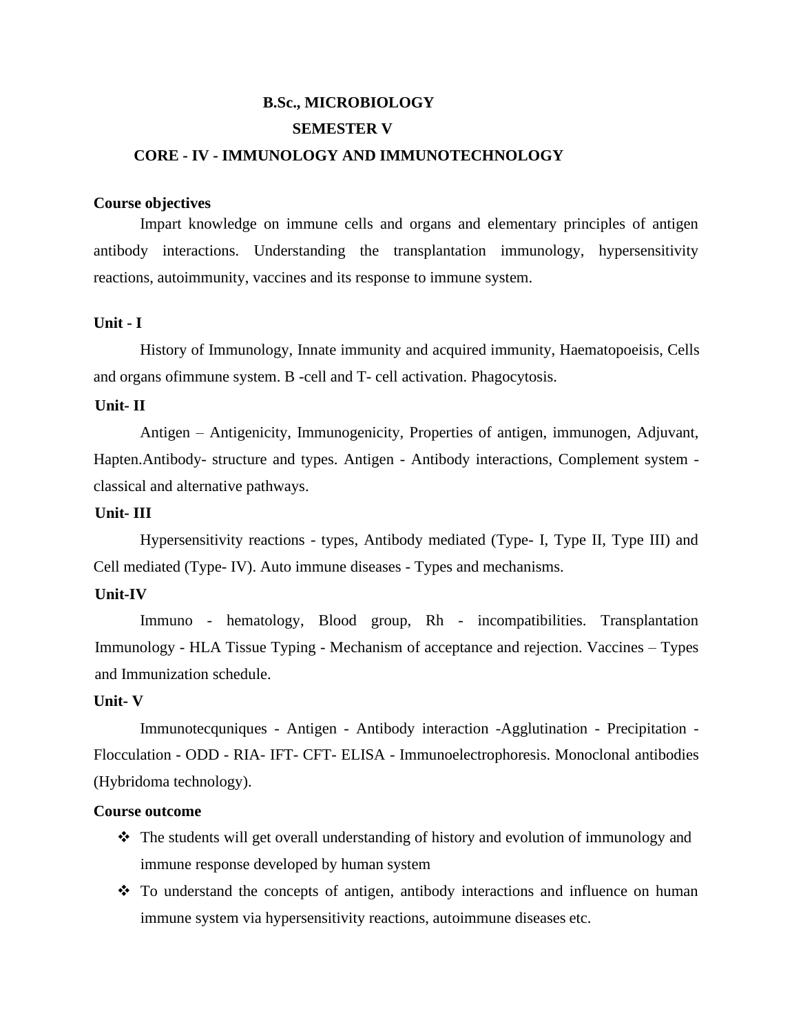# B.Sc., MICROBIOLOGY

## SEMESTER V

## CORE - IV - IMMUNOLOGY AND IMMUNOTECHNOLOGY

**Course objectives**

Impart knowledge on immune cells and organs and elementary principles of antigen antibody interactions. Understanding the transplantation immunology, hypersensitivity reactions, autoimmunity, vaccines and its response to immune system.

**Unit - I**

History of Immunology, Innate immunity and acquired immunity, Haematopoeisis, Cells and organs ofimmune system. B -cell and T- cell activation. Phagocytosis.

**Unit- II**

Antigen – Antigenicity, Immunogenicity, Properties of antigen, immunogen, Adjuvant, Hapten.Antibody- structure and types. Antigen - Antibody interactions, Complement system - classical and alternative pathways.

**Unit- III**

Hypersensitivity reactions - types, Antibody mediated (Type- I, Type II, Type III) and Cell mediated (Type- IV). Auto immune diseases - Types and mechanisms.

**Unit-IV**

Immuno - hematology, Blood group, Rh - incompatibilities. Transplantation Immunology - HLA Tissue Typing - Mechanism of acceptance and rejection. Vaccines – Types and Immunization schedule.

**Unit- V**

Immunotecquniques - Antigen - Antibody interaction -Agglutination - Precipitation - Flocculation - ODD - RIA- IFT- CFT- ELISA - Immunoelectrophoresis. Monoclonal antibodies (Hybridoma technology).

**Course outcome**

- The students will get overall understanding of history and evolution of immunology and immune response developed by human system
- To understand the concepts of antigen, antibody interactions and influence on human immune system via hypersensitivity reactions, autoimmune diseases etc.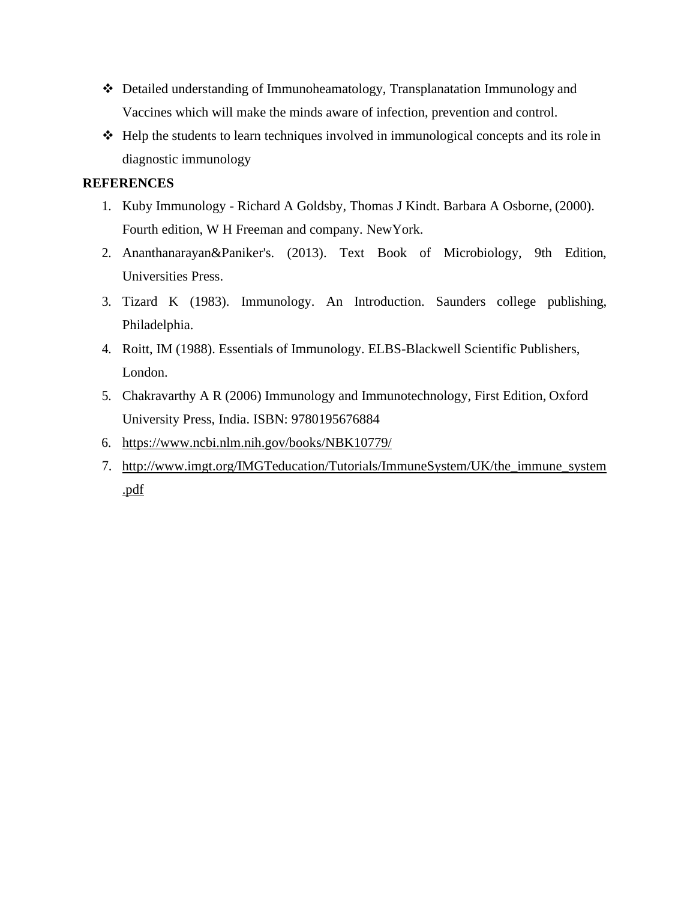- Detailed understanding of Immunoheamatology, Transplanatation Immunology and Vaccines which will make the minds aware of infection, prevention and control.
- Help the students to learn techniques involved in immunological concepts and its role in diagnostic immunology

**REFERENCES**

1. Kuby Immunology - Richard A Goldsby, Thomas J Kindt. Barbara A Osborne, (2000). Fourth edition, W H Freeman and company. NewYork.
2. Ananthanarayan&Paniker's. (2013). Text Book of Microbiology, 9th Edition, Universities Press.
3. Tizard K (1983). Immunology. An Introduction. Saunders college publishing, Philadelphia.
4. Roitt, IM (1988). Essentials of Immunology. ELBS-Blackwell Scientific Publishers, London.
5. Chakravarthy A R (2006) Immunology and Immunotechnology, First Edition, Oxford University Press, India. ISBN: 9780195676884
6. https://www.ncbi.nlm.nih.gov/books/NBK10779/
7. http://www.imgt.org/IMGTeducation/Tutorials/ImmuneSystem/UK/the_immune_system.pdf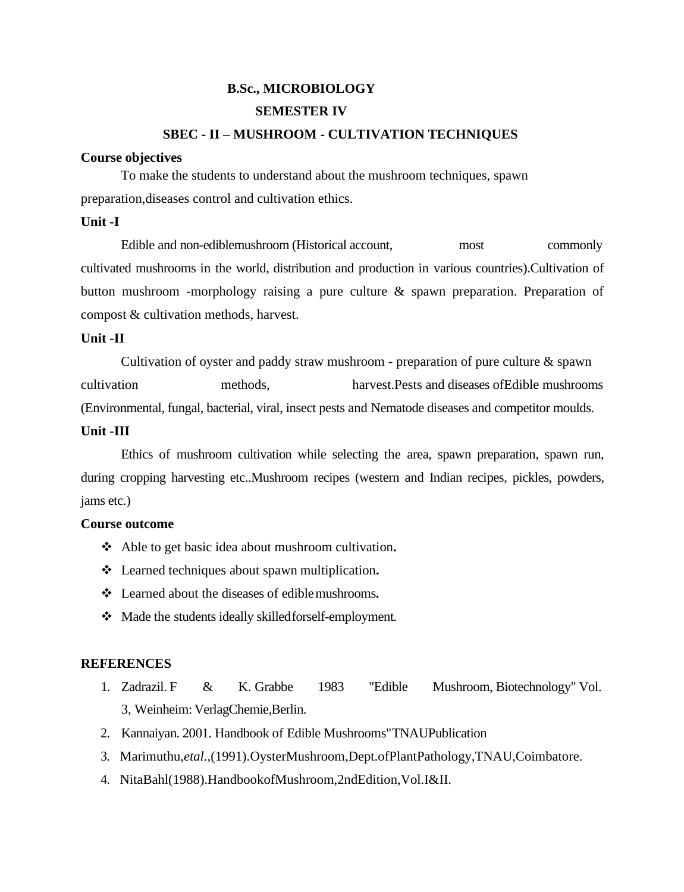## B.Sc., MICROBIOLOGY

## SEMESTER IV

## SBEC - II – MUSHROOM - CULTIVATION TECHNIQUES

**Course objectives**

To make the students to understand about the mushroom techniques, spawn preparation,diseases control and cultivation ethics.

**Unit -I**

Edible and non-ediblemushroom (Historical account, most commonly cultivated mushrooms in the world, distribution and production in various countries).Cultivation of button mushroom -morphology raising a pure culture & spawn preparation. Preparation of compost & cultivation methods, harvest.

**Unit -II**

Cultivation of oyster and paddy straw mushroom - preparation of pure culture & spawn cultivation methods, harvest.Pests and diseases ofEdible mushrooms (Environmental, fungal, bacterial, viral, insect pests and Nematode diseases and competitor moulds.

**Unit -III**

Ethics of mushroom cultivation while selecting the area, spawn preparation, spawn run, during cropping harvesting etc..Mushroom recipes (western and Indian recipes, pickles, powders, jams etc.)

**Course outcome**

- Able to get basic idea about mushroom cultivation**.**
- Learned techniques about spawn multiplication**.**
- Learned about the diseases of edible mushrooms**.**
- Made the students ideally skilledforself-employment.

**REFERENCES**

1. Zadrazil. F & K. Grabbe 1983 "Edible Mushroom, Biotechnology" Vol. 3, Weinheim: VerlagChemie,Berlin.
2. Kannaiyan. 2001. Handbook of Edible Mushrooms"TNAUPublication
3. Marimuthu,*etal.*,(1991).OysterMushroom,Dept.ofPlantPathology,TNAU,Coimbatore.
4. NitaBahl(1988).HandbookofMushroom,2ndEdition,Vol.I&II.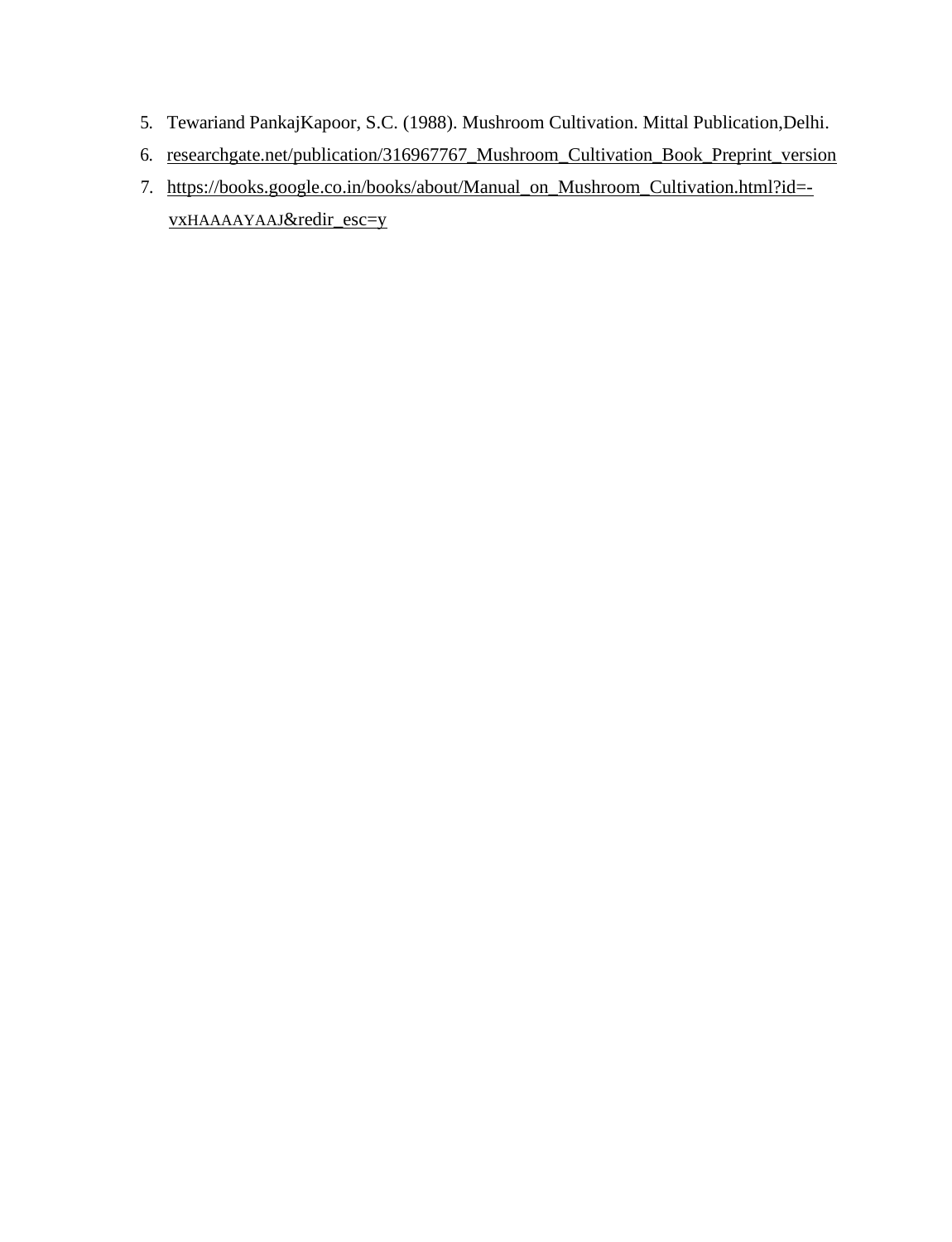5. Tewariand PankajKapoor, S.C. (1988). Mushroom Cultivation. Mittal Publication,Delhi.
6. researchgate.net/publication/316967767_Mushroom_Cultivation_Book_Preprint_version
7. https://books.google.co.in/books/about/Manual_on_Mushroom_Cultivation.html?id=-vxHAAAAYAAJ&redir_esc=y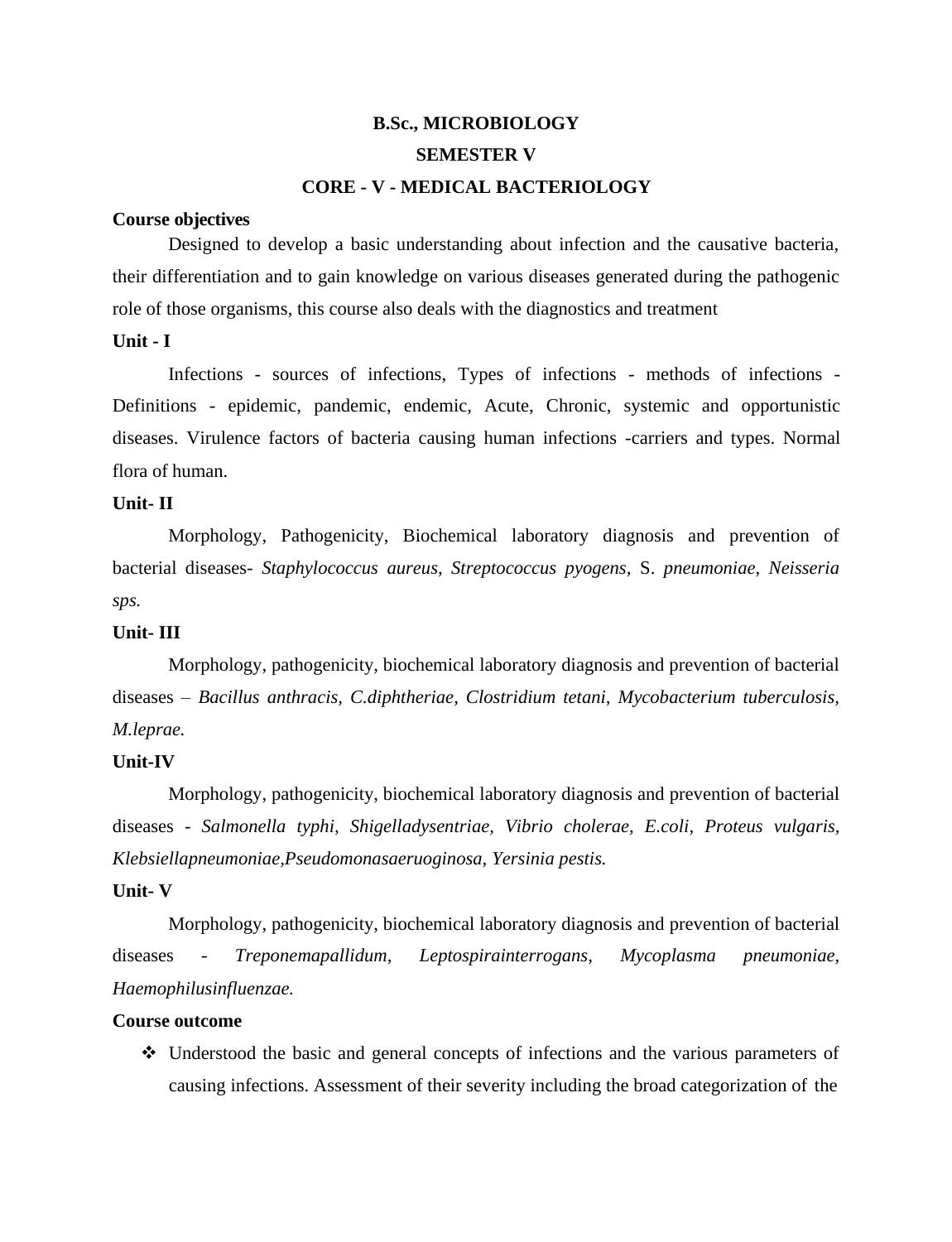**B.Sc., MICROBIOLOGY**

**SEMESTER V**

**CORE - V - MEDICAL BACTERIOLOGY**

**Course objectives**

Designed to develop a basic understanding about infection and the causative bacteria, their differentiation and to gain knowledge on various diseases generated during the pathogenic role of those organisms, this course also deals with the diagnostics and treatment

**Unit - I**

Infections - sources of infections, Types of infections - methods of infections - Definitions - epidemic, pandemic, endemic, Acute, Chronic, systemic and opportunistic diseases. Virulence factors of bacteria causing human infections -carriers and types. Normal flora of human.

**Unit- II**

Morphology, Pathogenicity, Biochemical laboratory diagnosis and prevention of bacterial diseases- *Staphylococcus aureus, Streptococcus pyogens,* S. *pneumoniae, Neisseria sps.*

**Unit- III**

Morphology, pathogenicity, biochemical laboratory diagnosis and prevention of bacterial diseases – *Bacillus anthracis, C.diphtheriae, Clostridium tetani, Mycobacterium tuberculosis, M.leprae.*

**Unit-IV**

Morphology, pathogenicity, biochemical laboratory diagnosis and prevention of bacterial diseases - *Salmonella typhi, Shigelladysentriae, Vibrio cholerae, E.coli, Proteus vulgaris, Klebsiellapneumoniae,Pseudomonasaeruoginosa, Yersinia pestis.*

**Unit- V**

Morphology, pathogenicity, biochemical laboratory diagnosis and prevention of bacterial diseases - *Treponemapallidum, Leptospirainterrogans, Mycoplasma pneumoniae, Haemophilusinfluenzae.*

**Course outcome**

- Understood the basic and general concepts of infections and the various parameters of causing infections. Assessment of their severity including the broad categorization of the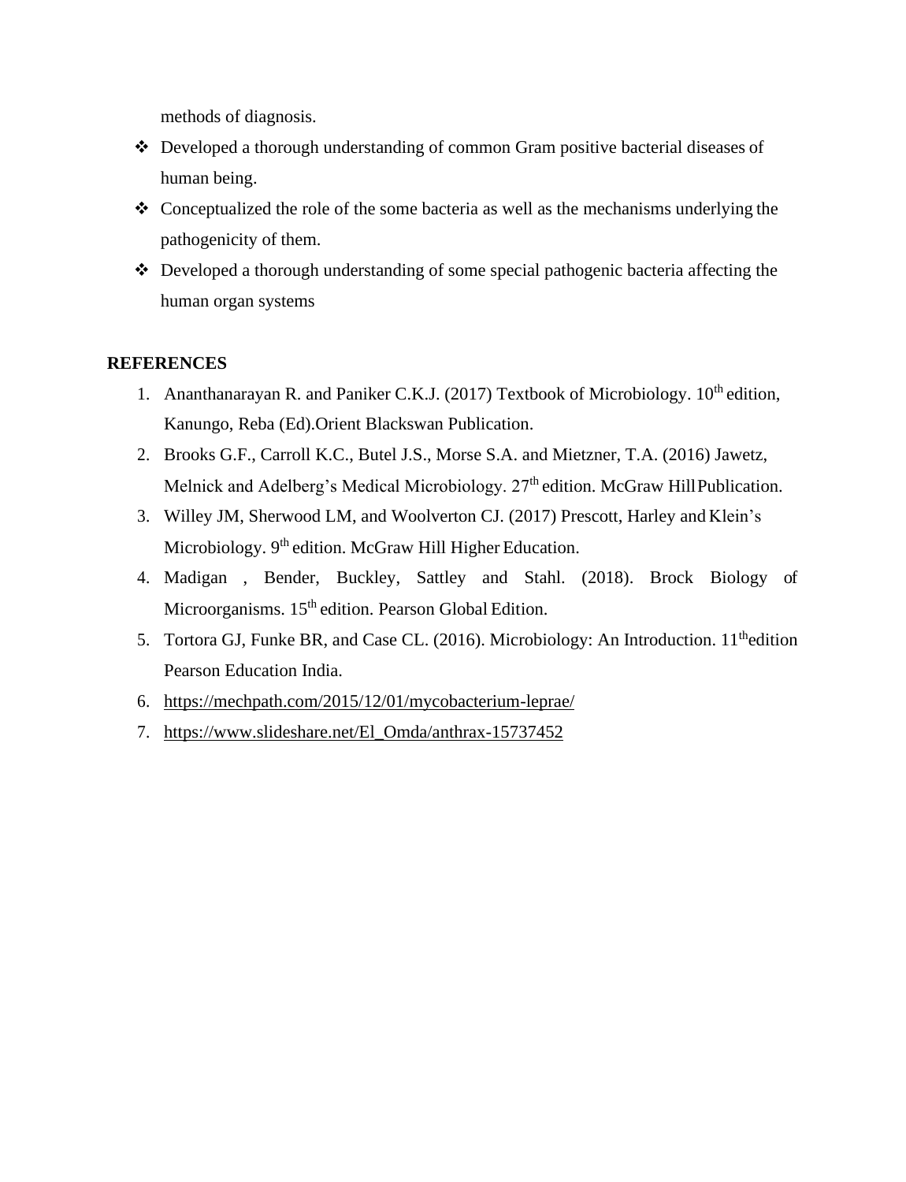methods of diagnosis.

- ❖ Developed a thorough understanding of common Gram positive bacterial diseases of human being.
- ❖ Conceptualized the role of the some bacteria as well as the mechanisms underlying the pathogenicity of them.
- ❖ Developed a thorough understanding of some special pathogenic bacteria affecting the human organ systems

## REFERENCES

1. Ananthanarayan R. and Paniker C.K.J. (2017) Textbook of Microbiology. 10th edition, Kanungo, Reba (Ed).Orient Blackswan Publication.
2. Brooks G.F., Carroll K.C., Butel J.S., Morse S.A. and Mietzner, T.A. (2016) Jawetz, Melnick and Adelberg's Medical Microbiology. 27th edition. McGraw Hill Publication.
3. Willey JM, Sherwood LM, and Woolverton CJ. (2017) Prescott, Harley and Klein's Microbiology. 9th edition. McGraw Hill Higher Education.
4. Madigan , Bender, Buckley, Sattley and Stahl. (2018). Brock Biology of Microorganisms. 15th edition. Pearson Global Edition.
5. Tortora GJ, Funke BR, and Case CL. (2016). Microbiology: An Introduction. 11thedition Pearson Education India.
6. https://mechpath.com/2015/12/01/mycobacterium-leprae/
7. https://www.slideshare.net/El_Omda/anthrax-15737452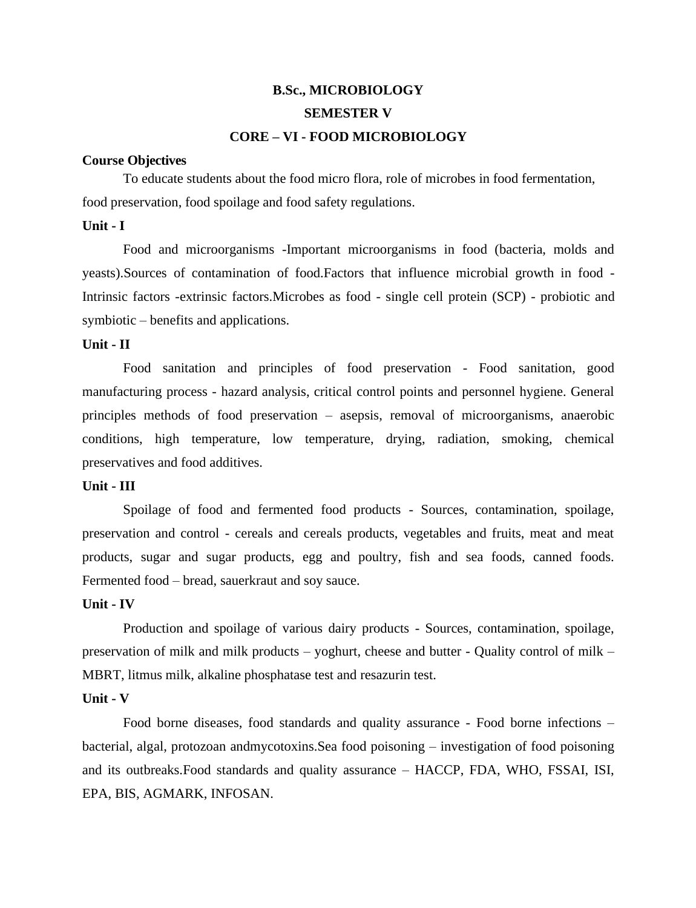# B.Sc., MICROBIOLOGY

## SEMESTER V

## CORE – VI - FOOD MICROBIOLOGY

**Course Objectives**

To educate students about the food micro flora, role of microbes in food fermentation, food preservation, food spoilage and food safety regulations.

**Unit - I**

Food and microorganisms -Important microorganisms in food (bacteria, molds and yeasts).Sources of contamination of food.Factors that influence microbial growth in food - Intrinsic factors -extrinsic factors.Microbes as food - single cell protein (SCP) - probiotic and symbiotic – benefits and applications.

**Unit - II**

Food sanitation and principles of food preservation - Food sanitation, good manufacturing process - hazard analysis, critical control points and personnel hygiene. General principles methods of food preservation – asepsis, removal of microorganisms, anaerobic conditions, high temperature, low temperature, drying, radiation, smoking, chemical preservatives and food additives.

**Unit - III**

Spoilage of food and fermented food products - Sources, contamination, spoilage, preservation and control - cereals and cereals products, vegetables and fruits, meat and meat products, sugar and sugar products, egg and poultry, fish and sea foods, canned foods. Fermented food – bread, sauerkraut and soy sauce.

**Unit - IV**

Production and spoilage of various dairy products - Sources, contamination, spoilage, preservation of milk and milk products – yoghurt, cheese and butter - Quality control of milk – MBRT, litmus milk, alkaline phosphatase test and resazurin test.

**Unit - V**

Food borne diseases, food standards and quality assurance - Food borne infections – bacterial, algal, protozoan andmycotoxins.Sea food poisoning – investigation of food poisoning and its outbreaks.Food standards and quality assurance – HACCP, FDA, WHO, FSSAI, ISI, EPA, BIS, AGMARK, INFOSAN.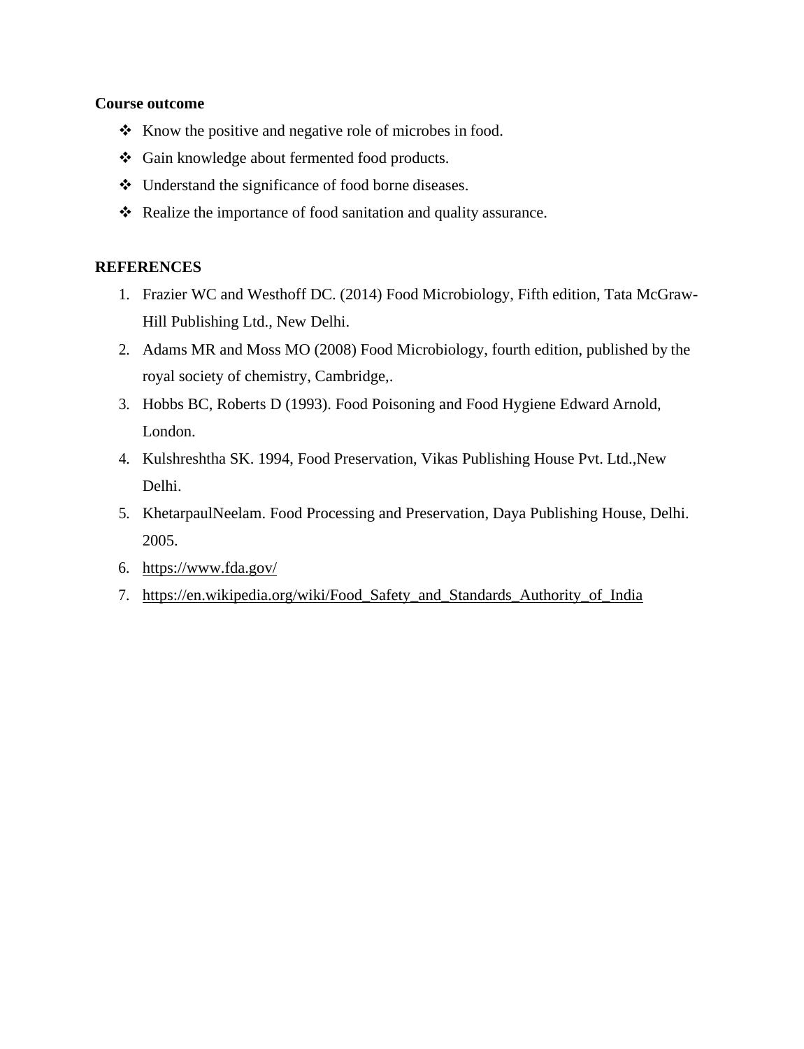**Course outcome**

- Know the positive and negative role of microbes in food.
- Gain knowledge about fermented food products.
- Understand the significance of food borne diseases.
- Realize the importance of food sanitation and quality assurance.

**REFERENCES**

1. Frazier WC and Westhoff DC. (2014) Food Microbiology, Fifth edition, Tata McGraw-Hill Publishing Ltd., New Delhi.
2. Adams MR and Moss MO (2008) Food Microbiology, fourth edition, published by the royal society of chemistry, Cambridge,.
3. Hobbs BC, Roberts D (1993). Food Poisoning and Food Hygiene Edward Arnold, London.
4. Kulshreshtha SK. 1994, Food Preservation, Vikas Publishing House Pvt. Ltd.,New Delhi.
5. KhetarpaulNeelam. Food Processing and Preservation, Daya Publishing House, Delhi. 2005.
6. https://www.fda.gov/
7. https://en.wikipedia.org/wiki/Food_Safety_and_Standards_Authority_of_India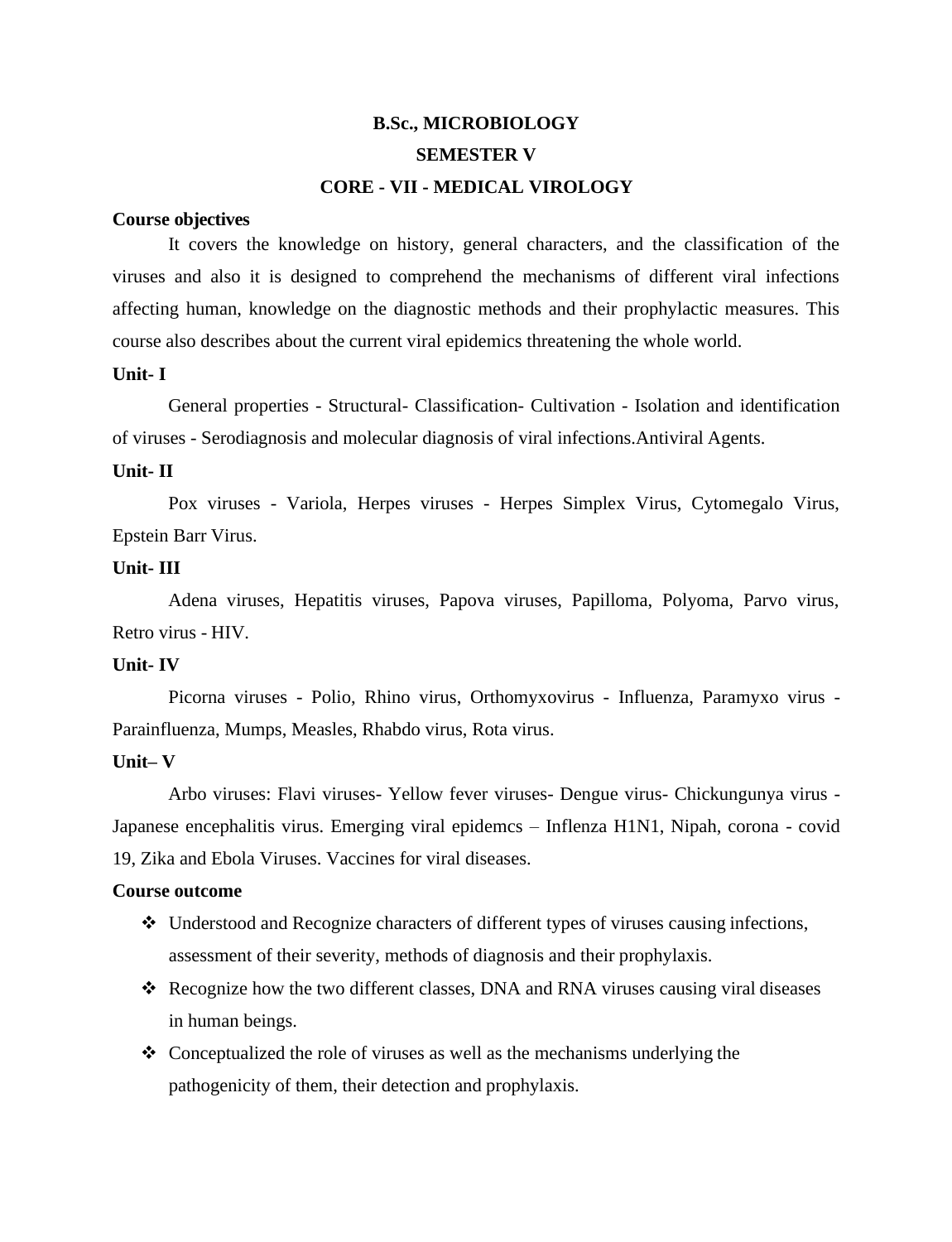# B.Sc., MICROBIOLOGY

## SEMESTER V

## CORE - VII - MEDICAL VIROLOGY

**Course objectives**

It covers the knowledge on history, general characters, and the classification of the viruses and also it is designed to comprehend the mechanisms of different viral infections affecting human, knowledge on the diagnostic methods and their prophylactic measures. This course also describes about the current viral epidemics threatening the whole world.

**Unit- I**

General properties - Structural- Classification- Cultivation - Isolation and identification of viruses - Serodiagnosis and molecular diagnosis of viral infections.Antiviral Agents.

**Unit- II**

Pox viruses - Variola, Herpes viruses - Herpes Simplex Virus, Cytomegalo Virus, Epstein Barr Virus.

**Unit- III**

Adena viruses, Hepatitis viruses, Papova viruses, Papilloma, Polyoma, Parvo virus, Retro virus - HIV.

**Unit- IV**

Picorna viruses - Polio, Rhino virus, Orthomyxovirus - Influenza, Paramyxo virus - Parainfluenza, Mumps, Measles, Rhabdo virus, Rota virus.

**Unit– V**

Arbo viruses: Flavi viruses- Yellow fever viruses- Dengue virus- Chickungunya virus - Japanese encephalitis virus. Emerging viral epidemcs – Inflenza H1N1, Nipah, corona - covid 19, Zika and Ebola Viruses. Vaccines for viral diseases.

**Course outcome**

- Understood and Recognize characters of different types of viruses causing infections, assessment of their severity, methods of diagnosis and their prophylaxis.
- Recognize how the two different classes, DNA and RNA viruses causing viral diseases in human beings.
- Conceptualized the role of viruses as well as the mechanisms underlying the pathogenicity of them, their detection and prophylaxis.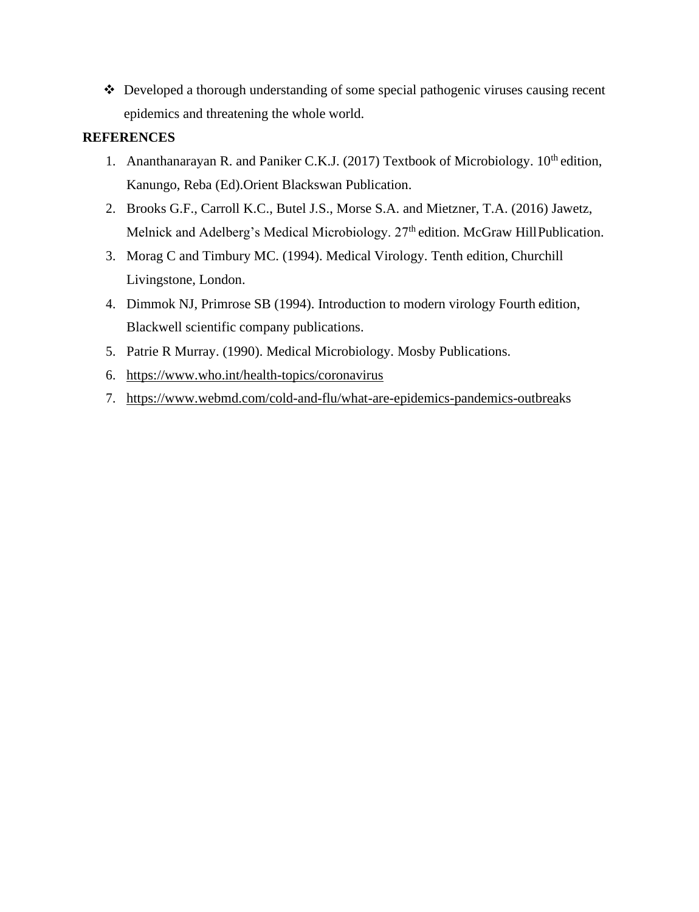- ❖ Developed a thorough understanding of some special pathogenic viruses causing recent epidemics and threatening the whole world.

**REFERENCES**

1. Ananthanarayan R. and Paniker C.K.J. (2017) Textbook of Microbiology. 10th edition, Kanungo, Reba (Ed).Orient Blackswan Publication.
2. Brooks G.F., Carroll K.C., Butel J.S., Morse S.A. and Mietzner, T.A. (2016) Jawetz, Melnick and Adelberg's Medical Microbiology. 27th edition. McGraw Hill Publication.
3. Morag C and Timbury MC. (1994). Medical Virology. Tenth edition, Churchill Livingstone, London.
4. Dimmok NJ, Primrose SB (1994). Introduction to modern virology Fourth edition, Blackwell scientific company publications.
5. Patrie R Murray. (1990). Medical Microbiology. Mosby Publications.
6. https://www.who.int/health-topics/coronavirus
7. https://www.webmd.com/cold-and-flu/what-are-epidemics-pandemics-outbreaks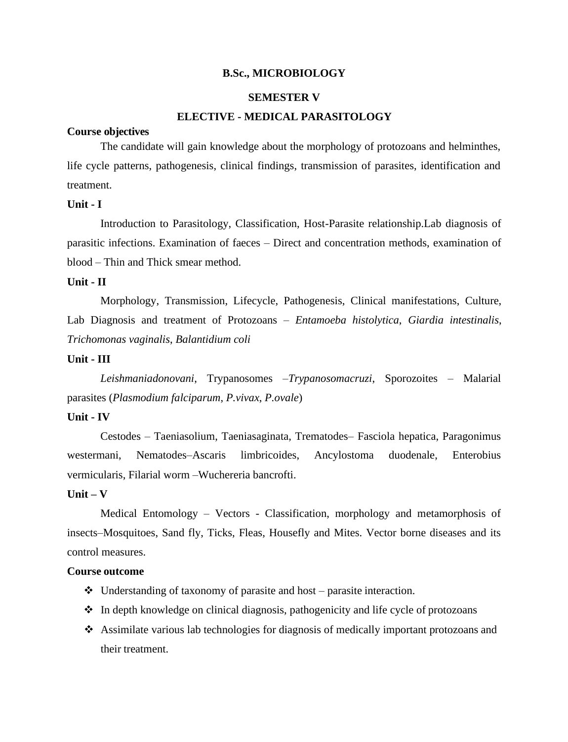**B.Sc., MICROBIOLOGY**

**SEMESTER V**

**ELECTIVE - MEDICAL PARASITOLOGY**

**Course objectives**

The candidate will gain knowledge about the morphology of protozoans and helminthes, life cycle patterns, pathogenesis, clinical findings, transmission of parasites, identification and treatment.

**Unit - I**

Introduction to Parasitology, Classification, Host-Parasite relationship.Lab diagnosis of parasitic infections. Examination of faeces – Direct and concentration methods, examination of blood – Thin and Thick smear method.

**Unit - II**

Morphology, Transmission, Lifecycle, Pathogenesis, Clinical manifestations, Culture, Lab Diagnosis and treatment of Protozoans – *Entamoeba histolytica*, *Giardia intestinalis*, *Trichomonas vaginalis*, *Balantidium coli*

**Unit - III**

*Leishmaniadonovani*, Trypanosomes –*Trypanosomacruzi*, Sporozoites – Malarial parasites (*Plasmodium falciparum*, *P.vivax*, *P.ovale*)

**Unit - IV**

Cestodes – Taeniasolium, Taeniasaginata, Trematodes– Fasciola hepatica, Paragonimus westermani, Nematodes–Ascaris limbricoides, Ancylostoma duodenale, Enterobius vermicularis, Filarial worm –Wuchereria bancrofti.

**Unit – V**

Medical Entomology – Vectors - Classification, morphology and metamorphosis of insects–Mosquitoes, Sand fly, Ticks, Fleas, Housefly and Mites. Vector borne diseases and its control measures.

**Course outcome**

- Understanding of taxonomy of parasite and host – parasite interaction.
- In depth knowledge on clinical diagnosis, pathogenicity and life cycle of protozoans
- Assimilate various lab technologies for diagnosis of medically important protozoans and their treatment.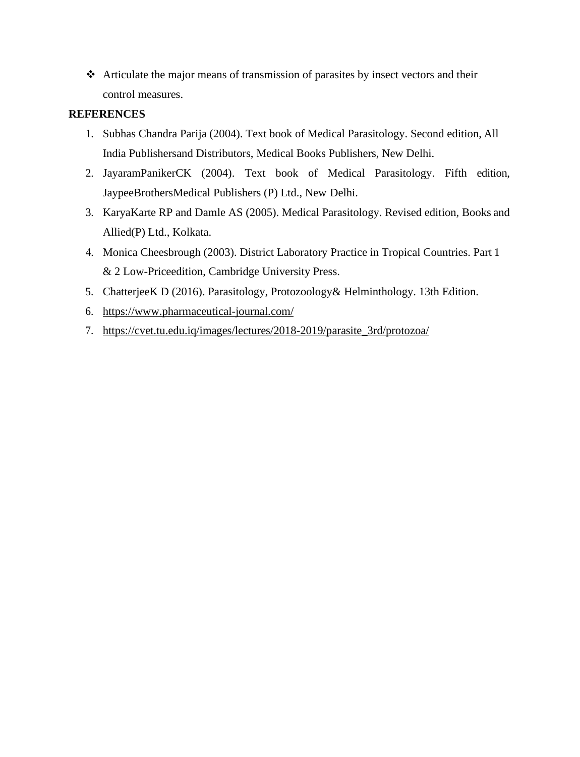- Articulate the major means of transmission of parasites by insect vectors and their control measures.

**REFERENCES**

1. Subhas Chandra Parija (2004). Text book of Medical Parasitology. Second edition, All India Publishersand Distributors, Medical Books Publishers, New Delhi.
2. JayaramPanikerCK (2004). Text book of Medical Parasitology. Fifth edition, JaypeeBrothersMedical Publishers (P) Ltd., New Delhi.
3. KaryaKarte RP and Damle AS (2005). Medical Parasitology. Revised edition, Books and Allied(P) Ltd., Kolkata.
4. Monica Cheesbrough (2003). District Laboratory Practice in Tropical Countries. Part 1 & 2 Low-Priceedition, Cambridge University Press.
5. ChatterjeeK D (2016). Parasitology, Protozoology& Helminthology. 13th Edition.
6. https://www.pharmaceutical-journal.com/
7. https://cvet.tu.edu.iq/images/lectures/2018-2019/parasite_3rd/protozoa/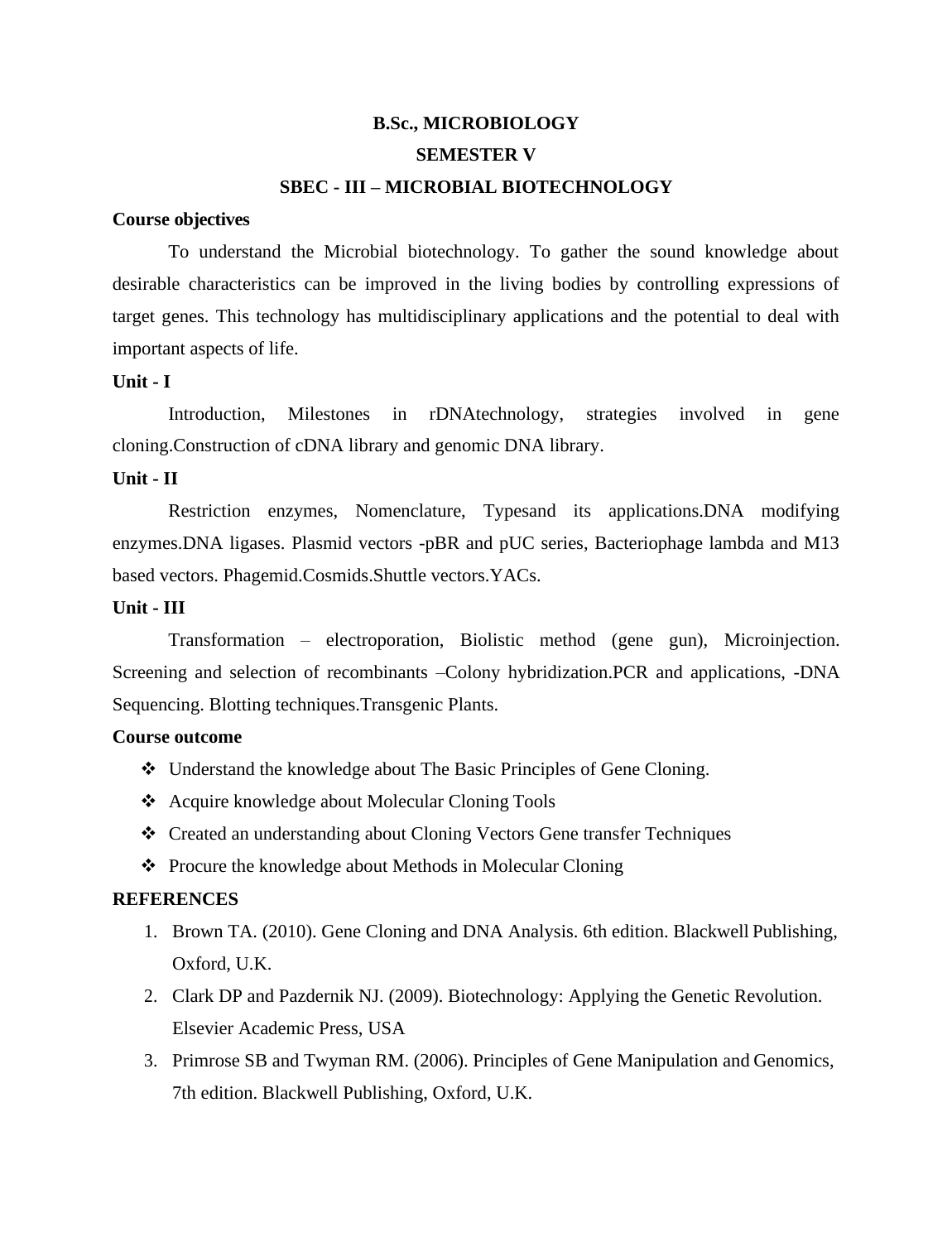**B.Sc., MICROBIOLOGY**

**SEMESTER V**

**SBEC - III – MICROBIAL BIOTECHNOLOGY**

**Course objectives**

To understand the Microbial biotechnology. To gather the sound knowledge about desirable characteristics can be improved in the living bodies by controlling expressions of target genes. This technology has multidisciplinary applications and the potential to deal with important aspects of life.

**Unit - I**

Introduction, Milestones in rDNAtechnology, strategies involved in gene cloning.Construction of cDNA library and genomic DNA library.

**Unit - II**

Restriction enzymes, Nomenclature, Typesand its applications.DNA modifying enzymes.DNA ligases. Plasmid vectors -pBR and pUC series, Bacteriophage lambda and M13 based vectors. Phagemid.Cosmids.Shuttle vectors.YACs.

**Unit - III**

Transformation – electroporation, Biolistic method (gene gun), Microinjection. Screening and selection of recombinants –Colony hybridization.PCR and applications, -DNA Sequencing. Blotting techniques.Transgenic Plants.

**Course outcome**

- ❖ Understand the knowledge about The Basic Principles of Gene Cloning.
- ❖ Acquire knowledge about Molecular Cloning Tools
- ❖ Created an understanding about Cloning Vectors Gene transfer Techniques
- ❖ Procure the knowledge about Methods in Molecular Cloning

**REFERENCES**

1. Brown TA. (2010). Gene Cloning and DNA Analysis. 6th edition. Blackwell Publishing, Oxford, U.K.
2. Clark DP and Pazdernik NJ. (2009). Biotechnology: Applying the Genetic Revolution. Elsevier Academic Press, USA
3. Primrose SB and Twyman RM. (2006). Principles of Gene Manipulation and Genomics, 7th edition. Blackwell Publishing, Oxford, U.K.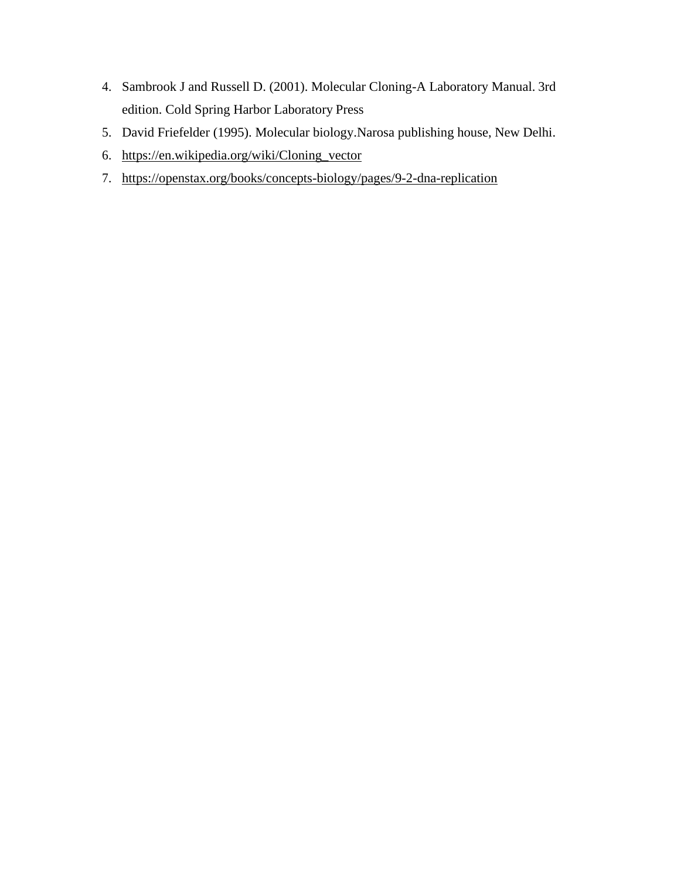4. Sambrook J and Russell D. (2001). Molecular Cloning-A Laboratory Manual. 3rd edition. Cold Spring Harbor Laboratory Press
5. David Friefelder (1995). Molecular biology.Narosa publishing house, New Delhi.
6. https://en.wikipedia.org/wiki/Cloning_vector
7. https://openstax.org/books/concepts-biology/pages/9-2-dna-replication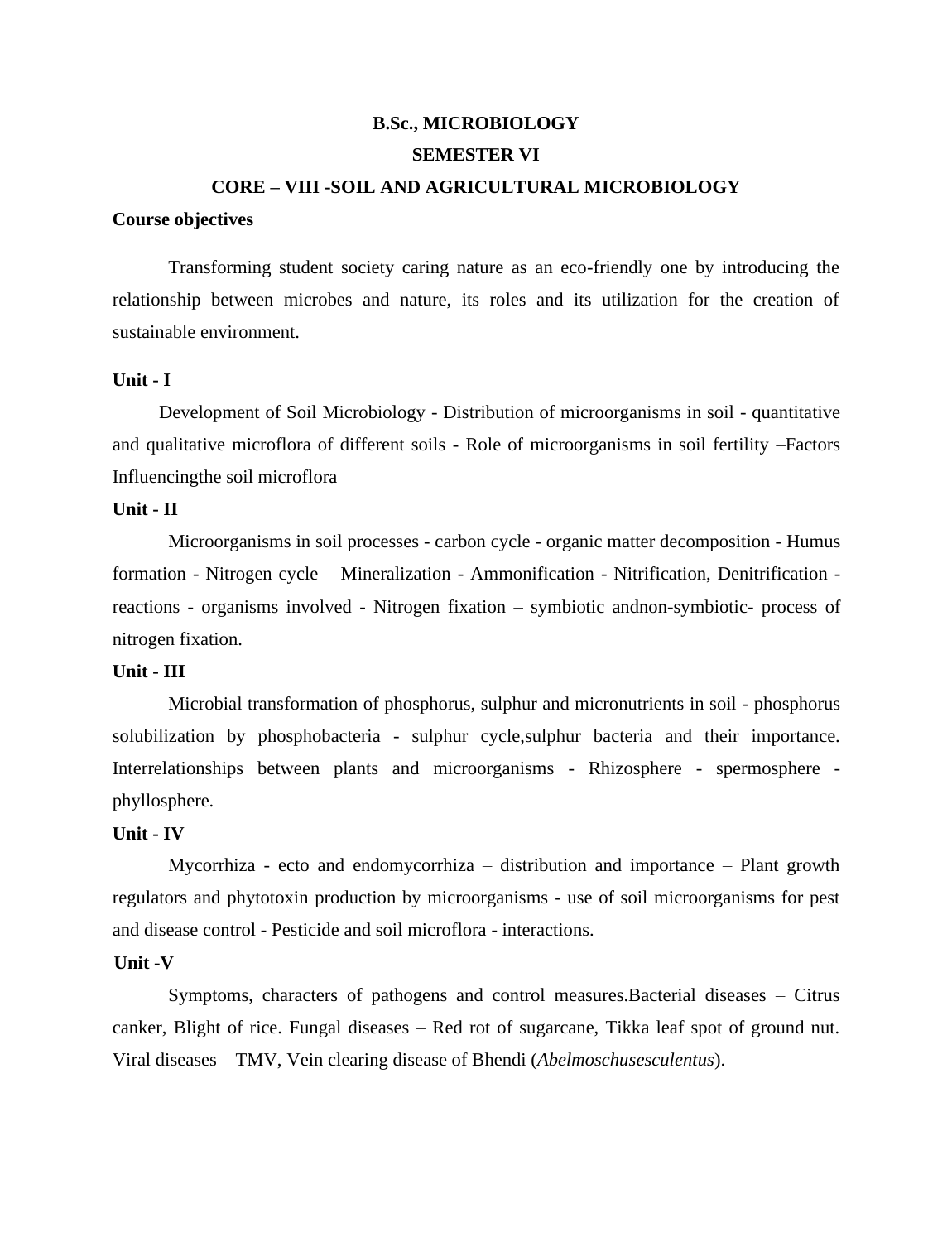**B.Sc., MICROBIOLOGY**

**SEMESTER VI**

**CORE – VIII -SOIL AND AGRICULTURAL MICROBIOLOGY**

**Course objectives**

Transforming student society caring nature as an eco-friendly one by introducing the relationship between microbes and nature, its roles and its utilization for the creation of sustainable environment.

**Unit - I**

Development of Soil Microbiology - Distribution of microorganisms in soil - quantitative and qualitative microflora of different soils - Role of microorganisms in soil fertility –Factors Influencingthe soil microflora

**Unit - II**

Microorganisms in soil processes - carbon cycle - organic matter decomposition - Humus formation - Nitrogen cycle – Mineralization - Ammonification - Nitrification, Denitrification - reactions - organisms involved - Nitrogen fixation – symbiotic andnon-symbiotic- process of nitrogen fixation.

**Unit - III**

Microbial transformation of phosphorus, sulphur and micronutrients in soil - phosphorus solubilization by phosphobacteria - sulphur cycle,sulphur bacteria and their importance. Interrelationships between plants and microorganisms - Rhizosphere - spermosphere - phyllosphere.

**Unit - IV**

Mycorrhiza - ecto and endomycorrhiza – distribution and importance – Plant growth regulators and phytotoxin production by microorganisms - use of soil microorganisms for pest and disease control - Pesticide and soil microflora - interactions.

**Unit -V**

Symptoms, characters of pathogens and control measures.Bacterial diseases – Citrus canker, Blight of rice. Fungal diseases – Red rot of sugarcane, Tikka leaf spot of ground nut. Viral diseases – TMV, Vein clearing disease of Bhendi (*Abelmoschusesculentus*).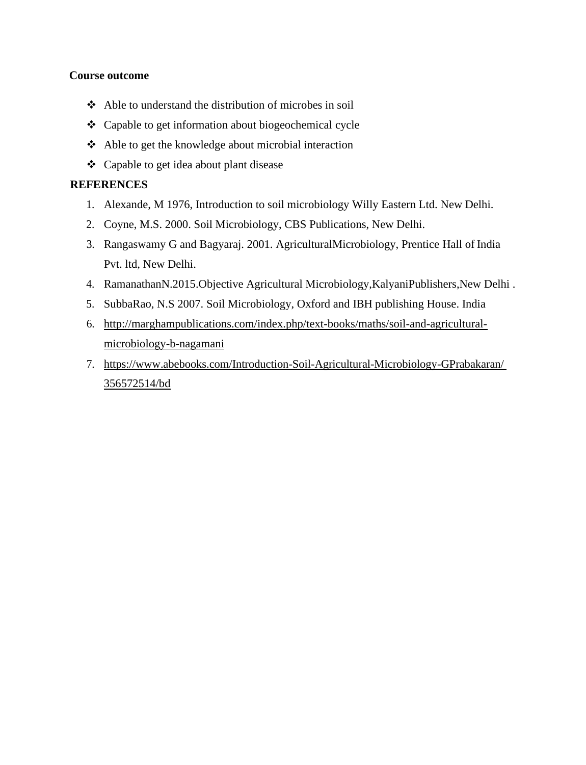**Course outcome**

- Able to understand the distribution of microbes in soil
- Capable to get information about biogeochemical cycle
- Able to get the knowledge about microbial interaction
- Capable to get idea about plant disease

**REFERENCES**

1. Alexande, M 1976, Introduction to soil microbiology Willy Eastern Ltd. New Delhi.
2. Coyne, M.S. 2000. Soil Microbiology, CBS Publications, New Delhi.
3. Rangaswamy G and Bagyaraj. 2001. AgriculturalMicrobiology, Prentice Hall of India Pvt. ltd, New Delhi.
4. RamanathanN.2015.Objective Agricultural Microbiology,KalyaniPublishers,New Delhi .
5. SubbaRao, N.S 2007. Soil Microbiology, Oxford and IBH publishing House. India
6. http://marghampublications.com/index.php/text-books/maths/soil-and-agricultural-microbiology-b-nagamani
7. https://www.abebooks.com/Introduction-Soil-Agricultural-Microbiology-GPrabakaran/356572514/bd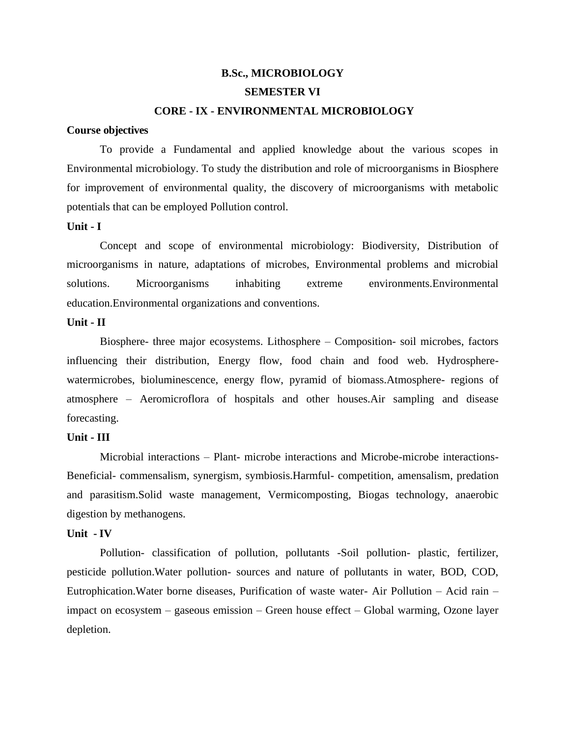**B.Sc., MICROBIOLOGY**

**SEMESTER VI**

**CORE - IX - ENVIRONMENTAL MICROBIOLOGY**

**Course objectives**

To provide a Fundamental and applied knowledge about the various scopes in Environmental microbiology. To study the distribution and role of microorganisms in Biosphere for improvement of environmental quality, the discovery of microorganisms with metabolic potentials that can be employed Pollution control.

**Unit - I**

Concept and scope of environmental microbiology: Biodiversity, Distribution of microorganisms in nature, adaptations of microbes, Environmental problems and microbial solutions. Microorganisms inhabiting extreme environments.Environmental education.Environmental organizations and conventions.

**Unit - II**

Biosphere- three major ecosystems. Lithosphere – Composition- soil microbes, factors influencing their distribution, Energy flow, food chain and food web. Hydrosphere- watermicrobes, bioluminescence, energy flow, pyramid of biomass.Atmosphere- regions of atmosphere – Aeromicroflora of hospitals and other houses.Air sampling and disease forecasting.

**Unit - III**

Microbial interactions – Plant- microbe interactions and Microbe-microbe interactions- Beneficial- commensalism, synergism, symbiosis.Harmful- competition, amensalism, predation and parasitism.Solid waste management, Vermicomposting, Biogas technology, anaerobic digestion by methanogens.

**Unit - IV**

Pollution- classification of pollution, pollutants -Soil pollution- plastic, fertilizer, pesticide pollution.Water pollution- sources and nature of pollutants in water, BOD, COD, Eutrophication.Water borne diseases, Purification of waste water- Air Pollution – Acid rain – impact on ecosystem – gaseous emission – Green house effect – Global warming, Ozone layer depletion.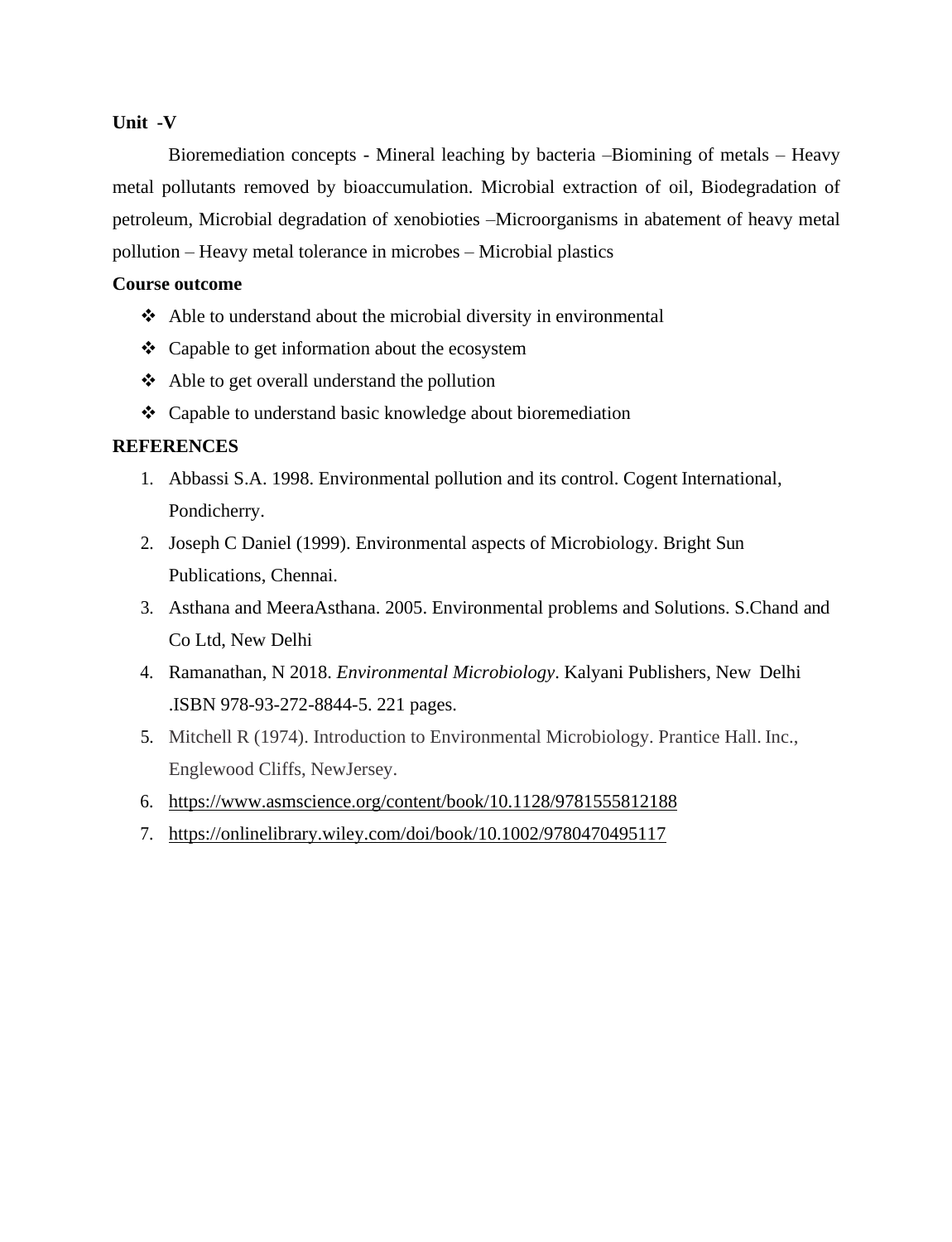**Unit -V**

Bioremediation concepts - Mineral leaching by bacteria –Biomining of metals – Heavy metal pollutants removed by bioaccumulation. Microbial extraction of oil, Biodegradation of petroleum, Microbial degradation of xenobioties –Microorganisms in abatement of heavy metal pollution – Heavy metal tolerance in microbes – Microbial plastics

**Course outcome**

- ❖ Able to understand about the microbial diversity in environmental
- ❖ Capable to get information about the ecosystem
- ❖ Able to get overall understand the pollution
- ❖ Capable to understand basic knowledge about bioremediation

**REFERENCES**

1. Abbassi S.A. 1998. Environmental pollution and its control. Cogent International, Pondicherry.
2. Joseph C Daniel (1999). Environmental aspects of Microbiology. Bright Sun Publications, Chennai.
3. Asthana and MeeraAsthana. 2005. Environmental problems and Solutions. S.Chand and Co Ltd, New Delhi
4. Ramanathan, N 2018. *Environmental Microbiology*. Kalyani Publishers, New Delhi .ISBN 978-93-272-8844-5. 221 pages.
5. Mitchell R (1974). Introduction to Environmental Microbiology. Prantice Hall. Inc., Englewood Cliffs, NewJersey.
6. https://www.asmscience.org/content/book/10.1128/9781555812188
7. https://onlinelibrary.wiley.com/doi/book/10.1002/9780470495117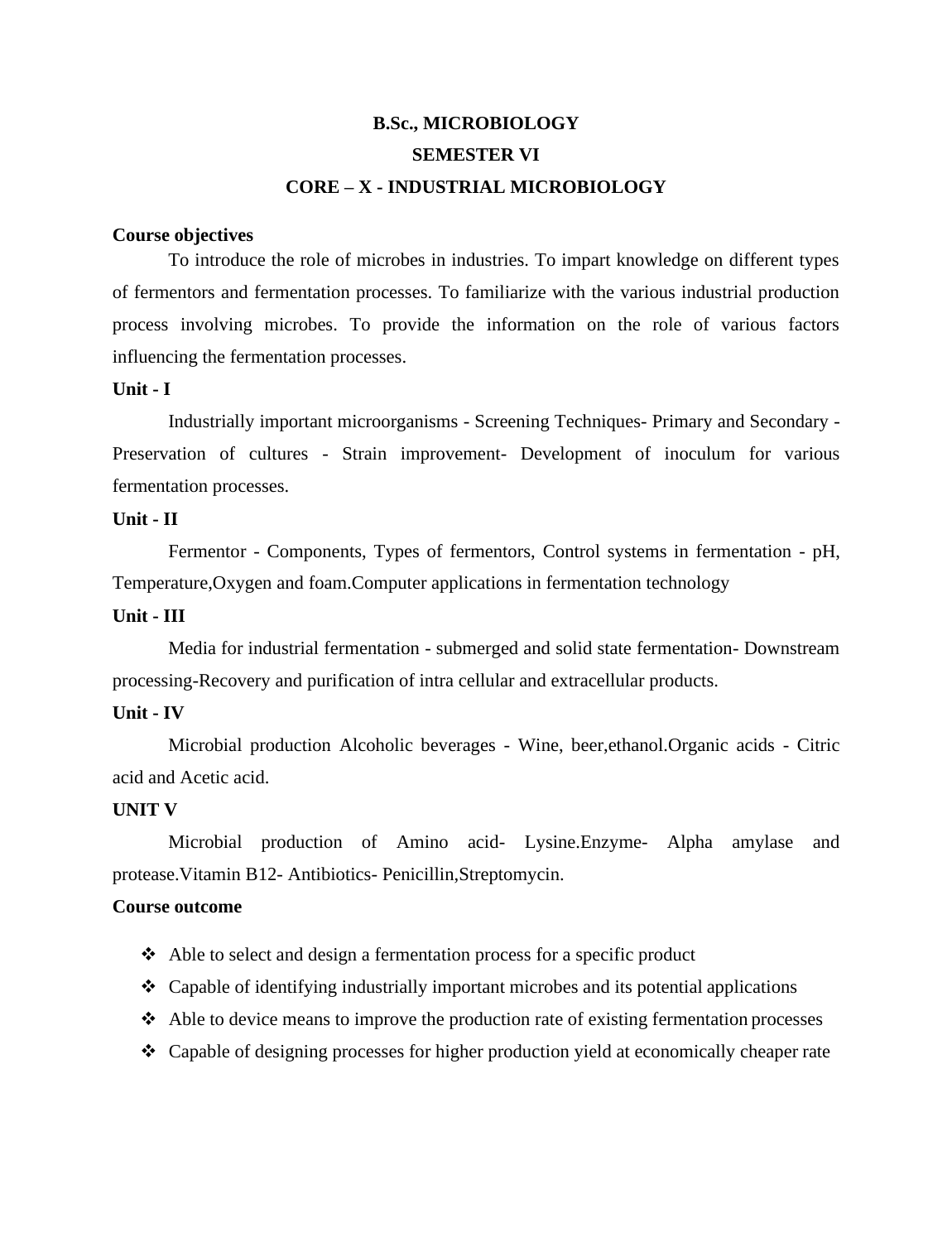# B.Sc., MICROBIOLOGY

## SEMESTER VI

## CORE – X - INDUSTRIAL MICROBIOLOGY

**Course objectives**

To introduce the role of microbes in industries. To impart knowledge on different types of fermentors and fermentation processes. To familiarize with the various industrial production process involving microbes. To provide the information on the role of various factors influencing the fermentation processes.

**Unit - I**

Industrially important microorganisms - Screening Techniques- Primary and Secondary - Preservation of cultures - Strain improvement- Development of inoculum for various fermentation processes.

**Unit - II**

Fermentor - Components, Types of fermentors, Control systems in fermentation - pH, Temperature,Oxygen and foam.Computer applications in fermentation technology

**Unit - III**

Media for industrial fermentation - submerged and solid state fermentation- Downstream processing-Recovery and purification of intra cellular and extracellular products.

**Unit - IV**

Microbial production Alcoholic beverages - Wine, beer,ethanol.Organic acids - Citric acid and Acetic acid.

**UNIT V**

Microbial production of Amino acid- Lysine.Enzyme- Alpha amylase and protease.Vitamin B12- Antibiotics- Penicillin,Streptomycin.

**Course outcome**

- Able to select and design a fermentation process for a specific product
- Capable of identifying industrially important microbes and its potential applications
- Able to device means to improve the production rate of existing fermentation processes
- Capable of designing processes for higher production yield at economically cheaper rate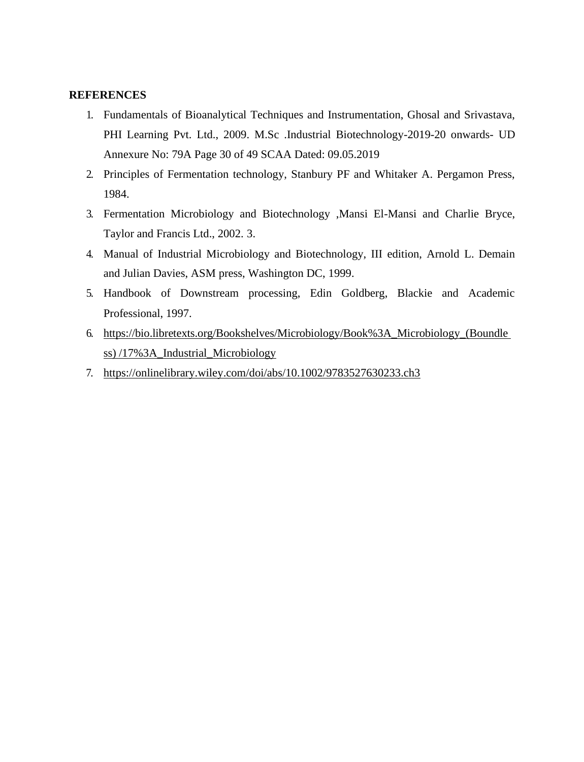**REFERENCES**

1. Fundamentals of Bioanalytical Techniques and Instrumentation, Ghosal and Srivastava, PHI Learning Pvt. Ltd., 2009. M.Sc .Industrial Biotechnology-2019-20 onwards- UD Annexure No: 79A Page 30 of 49 SCAA Dated: 09.05.2019
2. Principles of Fermentation technology, Stanbury PF and Whitaker A. Pergamon Press, 1984.
3. Fermentation Microbiology and Biotechnology ,Mansi El-Mansi and Charlie Bryce, Taylor and Francis Ltd., 2002. 3.
4. Manual of Industrial Microbiology and Biotechnology, III edition, Arnold L. Demain and Julian Davies, ASM press, Washington DC, 1999.
5. Handbook of Downstream processing, Edin Goldberg, Blackie and Academic Professional, 1997.
6. https://bio.libretexts.org/Bookshelves/Microbiology/Book%3A_Microbiology_(Boundless) /17%3A_Industrial_Microbiology
7. https://onlinelibrary.wiley.com/doi/abs/10.1002/9783527630233.ch3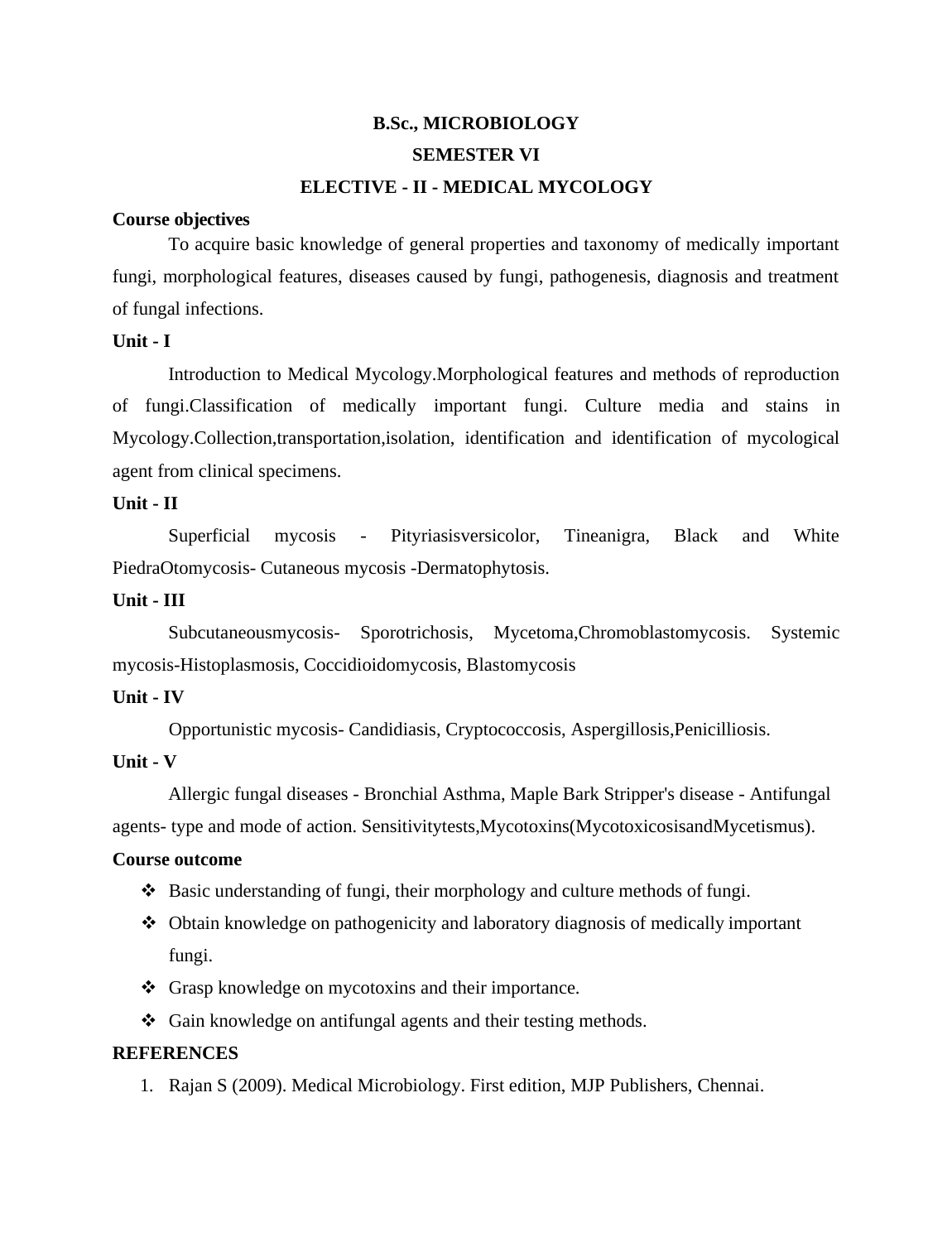**B.Sc., MICROBIOLOGY**

**SEMESTER VI**

**ELECTIVE - II - MEDICAL MYCOLOGY**

**Course objectives**

To acquire basic knowledge of general properties and taxonomy of medically important fungi, morphological features, diseases caused by fungi, pathogenesis, diagnosis and treatment of fungal infections.

**Unit - I**

Introduction to Medical Mycology.Morphological features and methods of reproduction of fungi.Classification of medically important fungi. Culture media and stains in Mycology.Collection,transportation,isolation, identification and identification of mycological agent from clinical specimens.

**Unit - II**

Superficial mycosis - Pityriasisversicolor, Tineanigra, Black and White PiedraOtomycosis- Cutaneous mycosis -Dermatophytosis.

**Unit - III**

Subcutaneousmycosis- Sporotrichosis, Mycetoma,Chromoblastomycosis. Systemic mycosis-Histoplasmosis, Coccidioidomycosis, Blastomycosis

**Unit - IV**

Opportunistic mycosis- Candidiasis, Cryptococcosis, Aspergillosis,Penicilliosis.

**Unit - V**

Allergic fungal diseases - Bronchial Asthma, Maple Bark Stripper's disease - Antifungal agents- type and mode of action. Sensitivitytests,Mycotoxins(MycotoxicosisandMycetismus).

**Course outcome**

- Basic understanding of fungi, their morphology and culture methods of fungi.
- Obtain knowledge on pathogenicity and laboratory diagnosis of medically important fungi.
- Grasp knowledge on mycotoxins and their importance.
- Gain knowledge on antifungal agents and their testing methods.

**REFERENCES**

1. Rajan S (2009). Medical Microbiology. First edition, MJP Publishers, Chennai.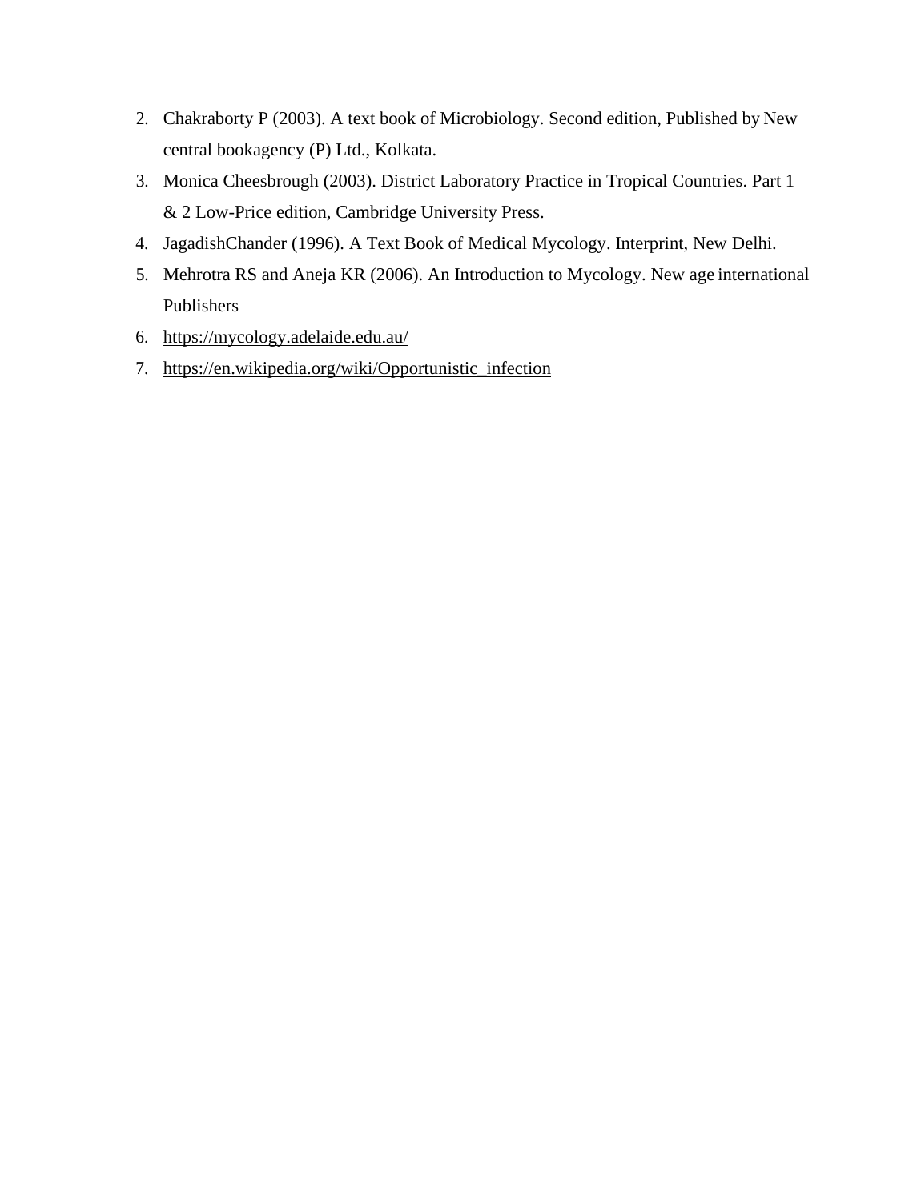2. Chakraborty P (2003). A text book of Microbiology. Second edition, Published by New central bookagency (P) Ltd., Kolkata.
3. Monica Cheesbrough (2003). District Laboratory Practice in Tropical Countries. Part 1 & 2 Low-Price edition, Cambridge University Press.
4. JagadishChander (1996). A Text Book of Medical Mycology. Interprint, New Delhi.
5. Mehrotra RS and Aneja KR (2006). An Introduction to Mycology. New age international Publishers
6. https://mycology.adelaide.edu.au/
7. https://en.wikipedia.org/wiki/Opportunistic_infection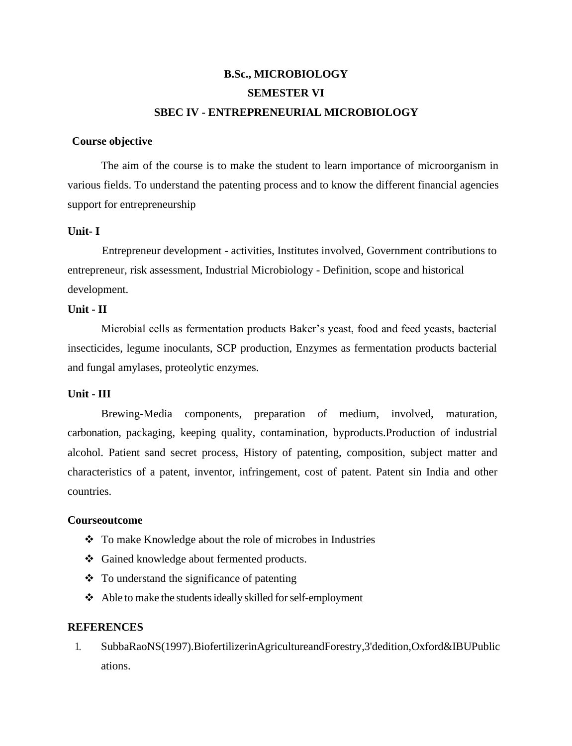# B.Sc., MICROBIOLOGY

## SEMESTER VI

## SBEC IV - ENTREPRENEURIAL MICROBIOLOGY

**Course objective**

The aim of the course is to make the student to learn importance of microorganism in various fields. To understand the patenting process and to know the different financial agencies support for entrepreneurship

**Unit- I**

Entrepreneur development - activities, Institutes involved, Government contributions to entrepreneur, risk assessment, Industrial Microbiology - Definition, scope and historical development.

**Unit - II**

Microbial cells as fermentation products Baker's yeast, food and feed yeasts, bacterial insecticides, legume inoculants, SCP production, Enzymes as fermentation products bacterial and fungal amylases, proteolytic enzymes.

**Unit - III**

Brewing-Media components, preparation of medium, involved, maturation, carbonation, packaging, keeping quality, contamination, byproducts.Production of industrial alcohol. Patient sand secret process, History of patenting, composition, subject matter and characteristics of a patent, inventor, infringement, cost of patent. Patent sin India and other countries.

**Courseoutcome**

- To make Knowledge about the role of microbes in Industries
- Gained knowledge about fermented products.
- To understand the significance of patenting
- Able to make the students ideally skilled for self-employment

**REFERENCES**

1. SubbaRaoNS(1997).BiofertilizerinAgricultureandForestry,3'dedition,Oxford&IBUPublications.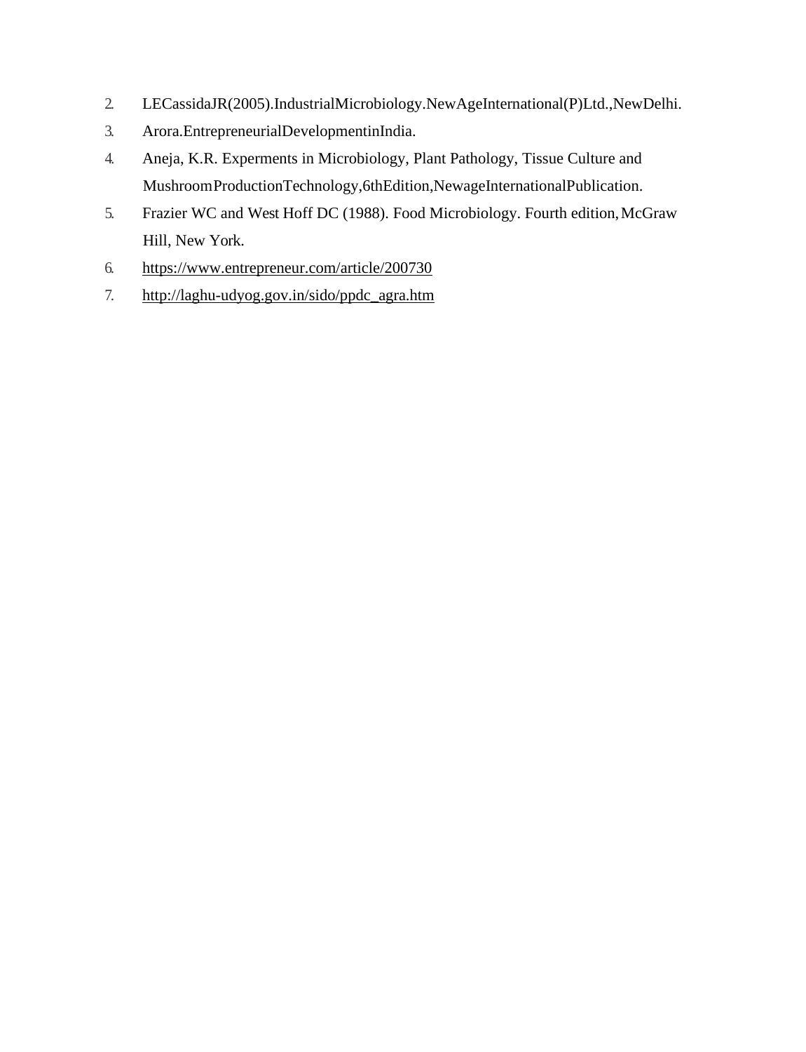2. LECassidaJR(2005).IndustrialMicrobiology.NewAgeInternational(P)Ltd.,NewDelhi.
3. Arora.EntrepreneurialDevelopmentinIndia.
4. Aneja, K.R. Experments in Microbiology, Plant Pathology, Tissue Culture and MushroomProductionTechnology,6thEdition,NewageInternationalPublication.
5. Frazier WC and West Hoff DC (1988). Food Microbiology. Fourth edition, McGraw Hill, New York.
6. https://www.entrepreneur.com/article/200730
7. http://laghu-udyog.gov.in/sido/ppdc_agra.htm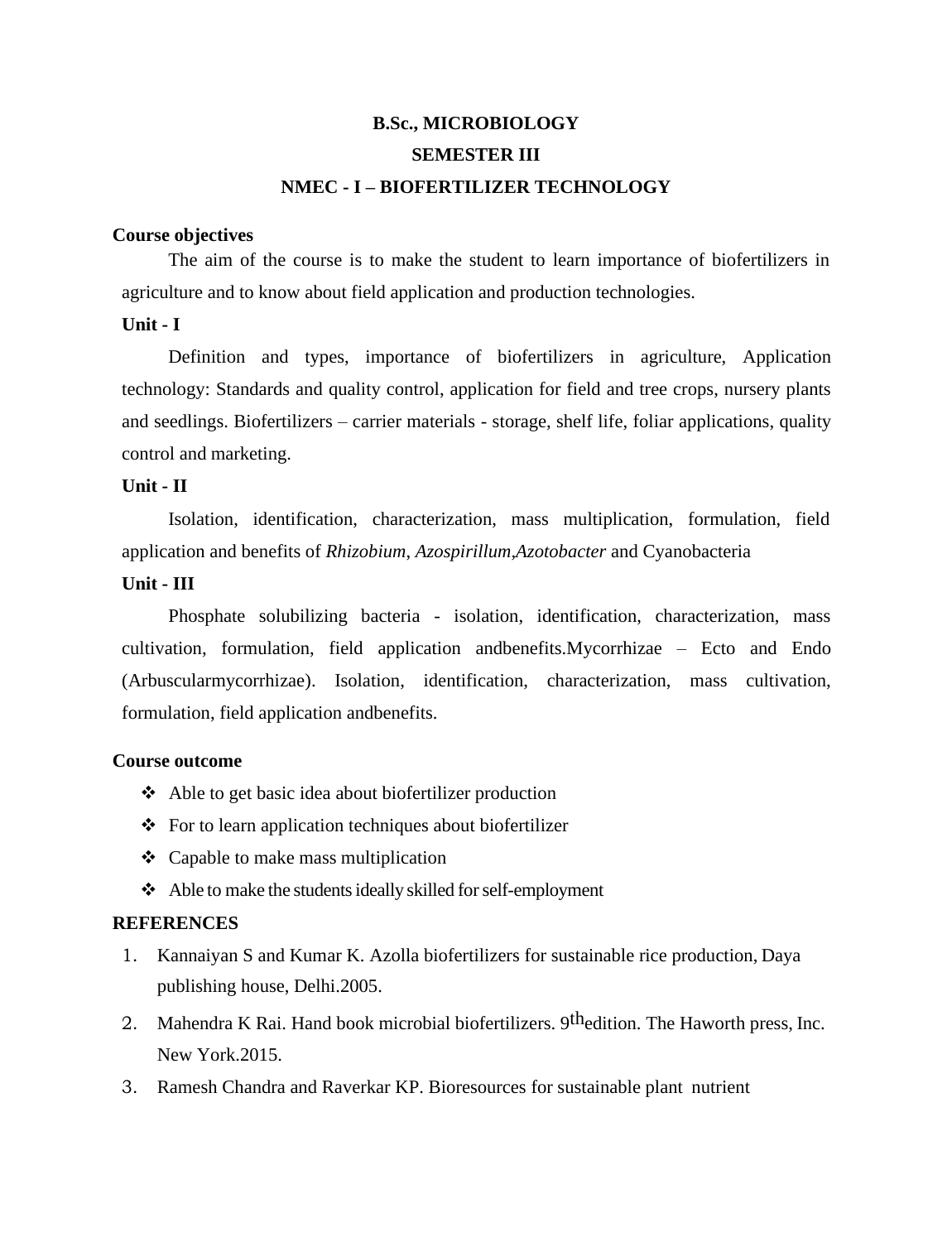# B.Sc., MICROBIOLOGY

## SEMESTER III

## NMEC - I – BIOFERTILIZER TECHNOLOGY

**Course objectives**

The aim of the course is to make the student to learn importance of biofertilizers in agriculture and to know about field application and production technologies.

**Unit - I**

Definition and types, importance of biofertilizers in agriculture, Application technology: Standards and quality control, application for field and tree crops, nursery plants and seedlings. Biofertilizers – carrier materials - storage, shelf life, foliar applications, quality control and marketing.

**Unit - II**

Isolation, identification, characterization, mass multiplication, formulation, field application and benefits of *Rhizobium*, *Azospirillum*,*Azotobacter* and Cyanobacteria

**Unit - III**

Phosphate solubilizing bacteria - isolation, identification, characterization, mass cultivation, formulation, field application andbenefits.Mycorrhizae – Ecto and Endo (Arbuscularmycorrhizae). Isolation, identification, characterization, mass cultivation, formulation, field application andbenefits.

**Course outcome**

- Able to get basic idea about biofertilizer production
- For to learn application techniques about biofertilizer
- Capable to make mass multiplication
- Able to make the students ideally skilled for self-employment

**REFERENCES**

1. Kannaiyan S and Kumar K. Azolla biofertilizers for sustainable rice production, Daya publishing house, Delhi.2005.
2. Mahendra K Rai. Hand book microbial biofertilizers. 9th edition. The Haworth press, Inc. New York.2015.
3. Ramesh Chandra and Raverkar KP. Bioresources for sustainable plant nutrient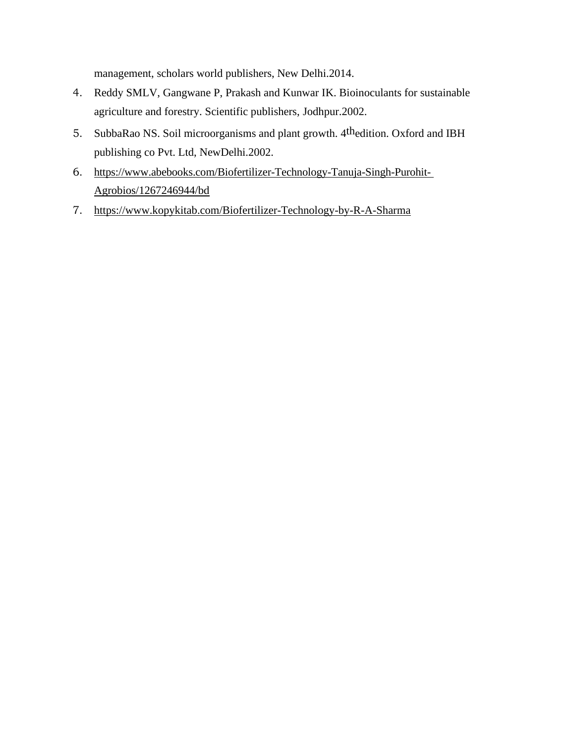management, scholars world publishers, New Delhi.2014.

4. Reddy SMLV, Gangwane P, Prakash and Kunwar IK. Bioinoculants for sustainable agriculture and forestry. Scientific publishers, Jodhpur.2002.
5. SubbaRao NS. Soil microorganisms and plant growth. 4thedition. Oxford and IBH publishing co Pvt. Ltd, NewDelhi.2002.
6. https://www.abebooks.com/Biofertilizer-Technology-Tanuja-Singh-Purohit-Agrobios/1267246944/bd
7. https://www.kopykitab.com/Biofertilizer-Technology-by-R-A-Sharma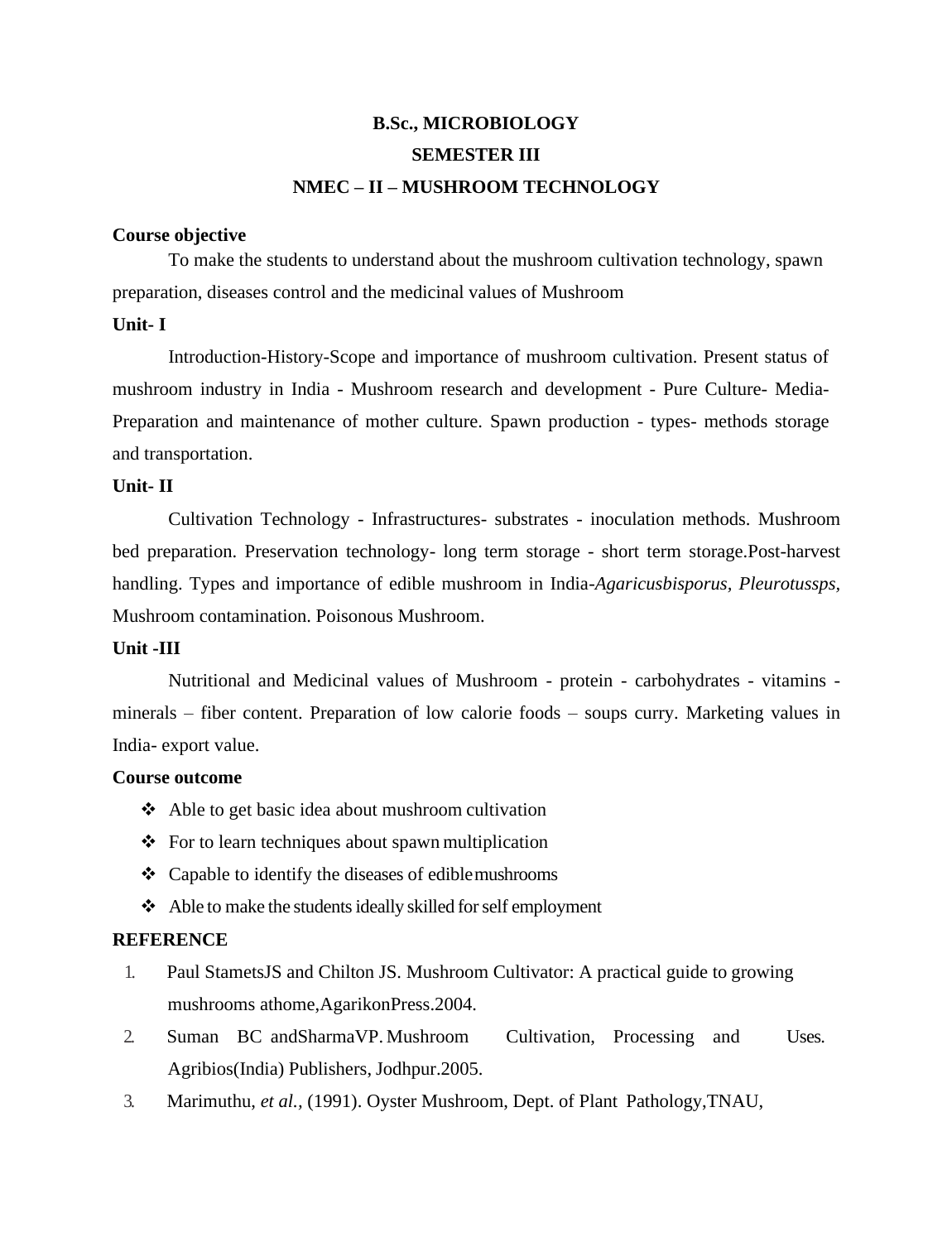**B.Sc., MICROBIOLOGY**

**SEMESTER III**

**NMEC – II – MUSHROOM TECHNOLOGY**

**Course objective**

To make the students to understand about the mushroom cultivation technology, spawn preparation, diseases control and the medicinal values of Mushroom

**Unit- I**

Introduction-History-Scope and importance of mushroom cultivation. Present status of mushroom industry in India - Mushroom research and development - Pure Culture- Media- Preparation and maintenance of mother culture. Spawn production - types- methods storage and transportation.

**Unit- II**

Cultivation Technology - Infrastructures- substrates - inoculation methods. Mushroom bed preparation. Preservation technology- long term storage - short term storage.Post-harvest handling. Types and importance of edible mushroom in India-*Agaricusbisporus, Pleurotussps*, Mushroom contamination. Poisonous Mushroom.

**Unit -III**

Nutritional and Medicinal values of Mushroom - protein - carbohydrates - vitamins - minerals – fiber content. Preparation of low calorie foods – soups curry. Marketing values in India- export value.

**Course outcome**

- Able to get basic idea about mushroom cultivation
- For to learn techniques about spawn multiplication
- Capable to identify the diseases of ediblemushrooms
- Able to make the students ideally skilled for self employment

**REFERENCE**

1. Paul StametsJS and Chilton JS. Mushroom Cultivator: A practical guide to growing mushrooms athome,AgarikonPress.2004.
2. Suman BC andSharmaVP. Mushroom Cultivation, Processing and Uses. Agribios(India) Publishers, Jodhpur.2005.
3. Marimuthu, *et al.*, (1991). Oyster Mushroom, Dept. of Plant Pathology,TNAU,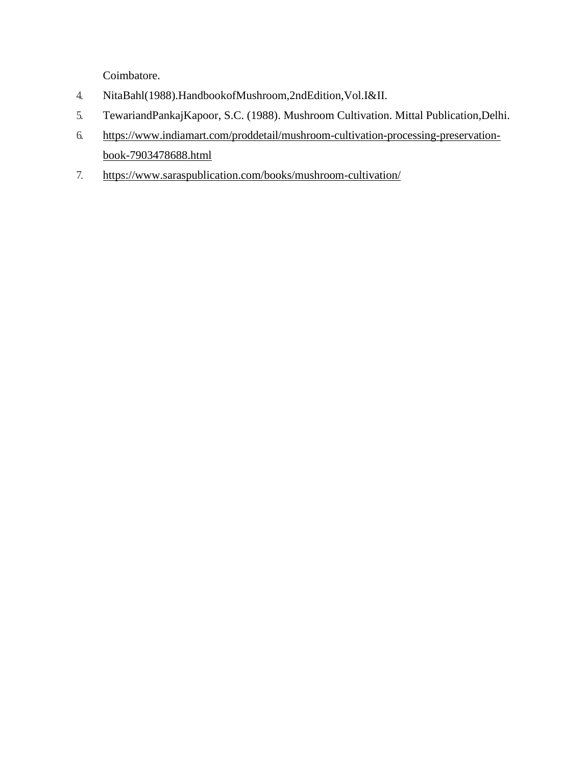Coimbatore.

4. NitaBahl(1988).HandbookofMushroom,2ndEdition,Vol.I&II.
5. TewariandPankajKapoor, S.C. (1988). Mushroom Cultivation. Mittal Publication,Delhi.
6. https://www.indiamart.com/proddetail/mushroom-cultivation-processing-preservation-book-7903478688.html
7. https://www.saraspublication.com/books/mushroom-cultivation/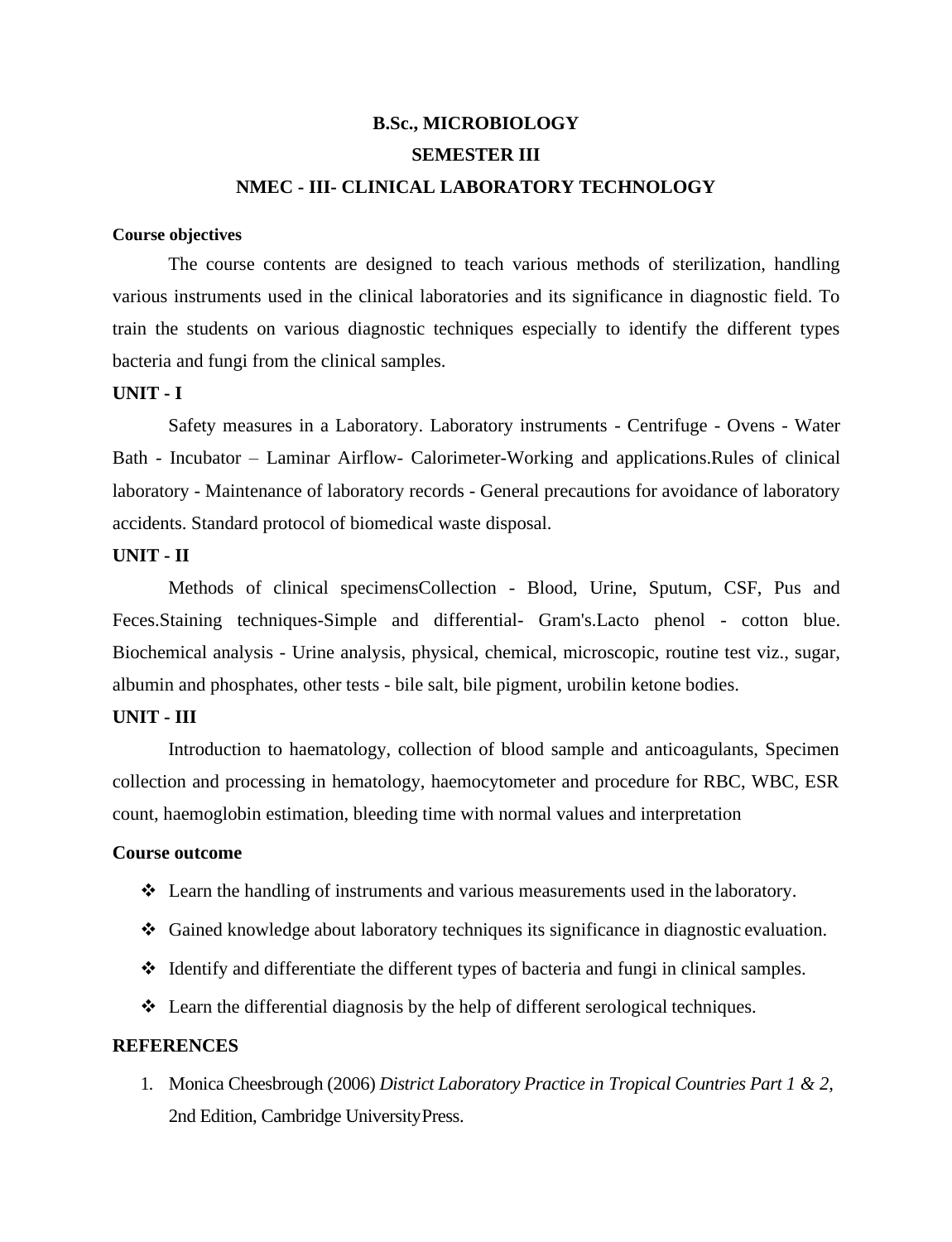## B.Sc., MICROBIOLOGY

## SEMESTER III

## NMEC - III- CLINICAL LABORATORY TECHNOLOGY

**Course objectives**

The course contents are designed to teach various methods of sterilization, handling various instruments used in the clinical laboratories and its significance in diagnostic field. To train the students on various diagnostic techniques especially to identify the different types bacteria and fungi from the clinical samples.

**UNIT - I**

Safety measures in a Laboratory. Laboratory instruments - Centrifuge - Ovens - Water Bath - Incubator – Laminar Airflow- Calorimeter-Working and applications.Rules of clinical laboratory - Maintenance of laboratory records - General precautions for avoidance of laboratory accidents. Standard protocol of biomedical waste disposal.

**UNIT - II**

Methods of clinical specimensCollection - Blood, Urine, Sputum, CSF, Pus and Feces.Staining techniques-Simple and differential- Gram's.Lacto phenol - cotton blue. Biochemical analysis - Urine analysis, physical, chemical, microscopic, routine test viz., sugar, albumin and phosphates, other tests - bile salt, bile pigment, urobilin ketone bodies.

**UNIT - III**

Introduction to haematology, collection of blood sample and anticoagulants, Specimen collection and processing in hematology, haemocytometer and procedure for RBC, WBC, ESR count, haemoglobin estimation, bleeding time with normal values and interpretation

**Course outcome**

- Learn the handling of instruments and various measurements used in the laboratory.
- Gained knowledge about laboratory techniques its significance in diagnostic evaluation.
- Identify and differentiate the different types of bacteria and fungi in clinical samples.
- Learn the differential diagnosis by the help of different serological techniques.

**REFERENCES**

1. Monica Cheesbrough (2006) *District Laboratory Practice in Tropical Countries Part 1 & 2,* 2nd Edition, Cambridge UniversityPress.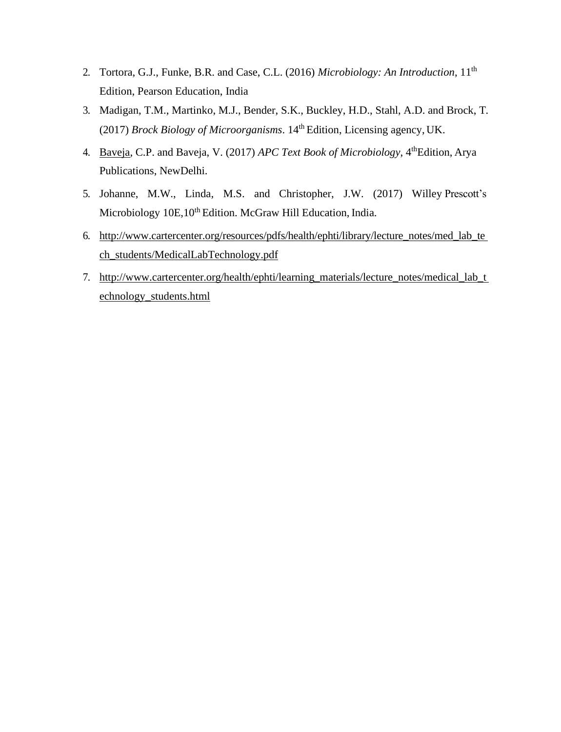2. Tortora, G.J., Funke, B.R. and Case, C.L. (2016) *Microbiology: An Introduction*, 11th Edition, Pearson Education, India
3. Madigan, T.M., Martinko, M.J., Bender, S.K., Buckley, H.D., Stahl, A.D. and Brock, T. (2017) *Brock Biology of Microorganisms*. 14th Edition, Licensing agency, UK.
4. Baveja, C.P. and Baveja, V. (2017) *APC Text Book of Microbiology*, 4thEdition, Arya Publications, NewDelhi.
5. Johanne, M.W., Linda, M.S. and Christopher, J.W. (2017) Willey Prescott's Microbiology 10E,10th Edition. McGraw Hill Education, India.
6. http://www.cartercenter.org/resources/pdfs/health/ephti/library/lecture_notes/med_lab_tech_students/MedicalLabTechnology.pdf
7. http://www.cartercenter.org/health/ephti/learning_materials/lecture_notes/medical_lab_technology_students.html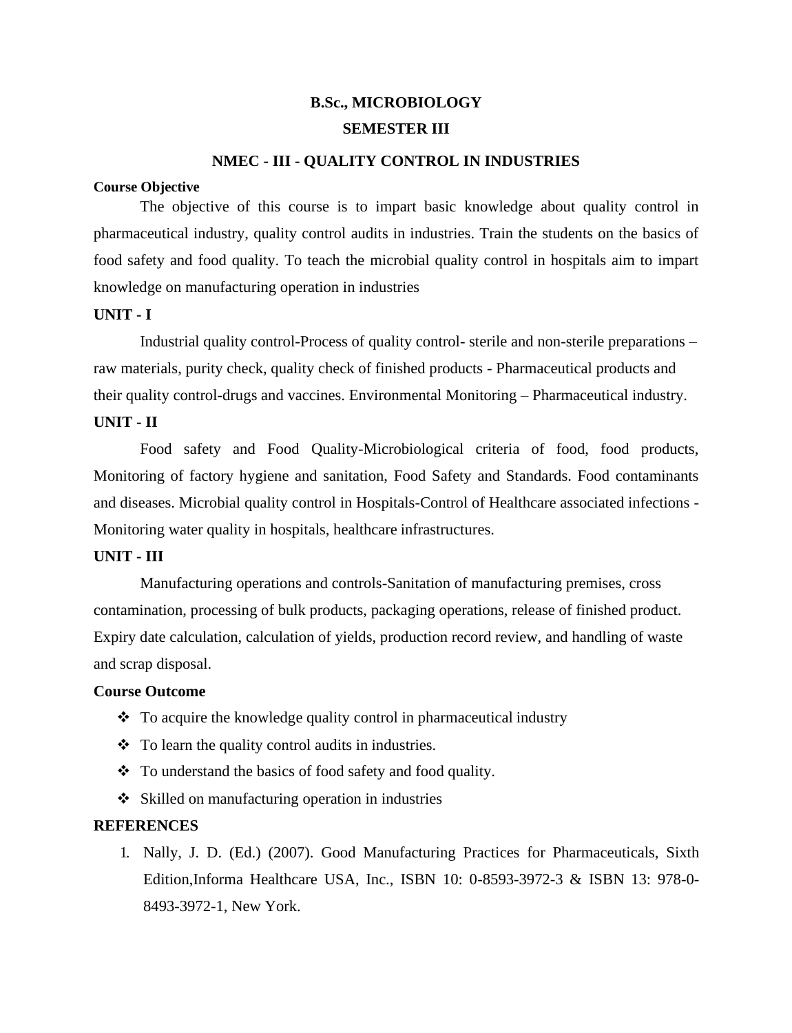# B.Sc., MICROBIOLOGY

## SEMESTER III

## NMEC - III - QUALITY CONTROL IN INDUSTRIES

**Course Objective**

The objective of this course is to impart basic knowledge about quality control in pharmaceutical industry, quality control audits in industries. Train the students on the basics of food safety and food quality. To teach the microbial quality control in hospitals aim to impart knowledge on manufacturing operation in industries

**UNIT - I**

Industrial quality control-Process of quality control- sterile and non-sterile preparations – raw materials, purity check, quality check of finished products - Pharmaceutical products and their quality control-drugs and vaccines. Environmental Monitoring – Pharmaceutical industry.

**UNIT - II**

Food safety and Food Quality-Microbiological criteria of food, food products, Monitoring of factory hygiene and sanitation, Food Safety and Standards. Food contaminants and diseases. Microbial quality control in Hospitals-Control of Healthcare associated infections - Monitoring water quality in hospitals, healthcare infrastructures.

**UNIT - III**

Manufacturing operations and controls-Sanitation of manufacturing premises, cross contamination, processing of bulk products, packaging operations, release of finished product. Expiry date calculation, calculation of yields, production record review, and handling of waste and scrap disposal.

**Course Outcome**

- To acquire the knowledge quality control in pharmaceutical industry
- To learn the quality control audits in industries.
- To understand the basics of food safety and food quality.
- Skilled on manufacturing operation in industries

**REFERENCES**

1. Nally, J. D. (Ed.) (2007). Good Manufacturing Practices for Pharmaceuticals, Sixth Edition,Informa Healthcare USA, Inc., ISBN 10: 0-8593-3972-3 & ISBN 13: 978-0-8493-3972-1, New York.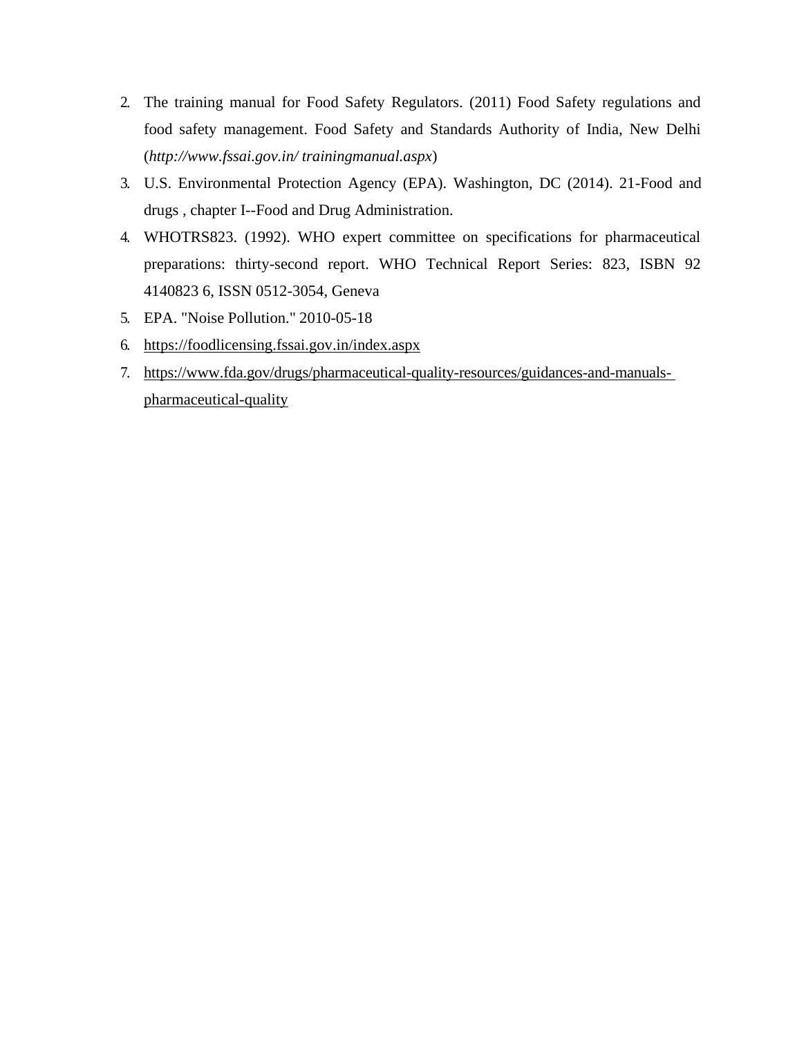2. The training manual for Food Safety Regulators. (2011) Food Safety regulations and food safety management. Food Safety and Standards Authority of India, New Delhi (*http://www.fssai.gov.in/ trainingmanual.aspx*)
3. U.S. Environmental Protection Agency (EPA). Washington, DC (2014). 21-Food and drugs , chapter I--Food and Drug Administration.
4. WHOTRS823. (1992). WHO expert committee on specifications for pharmaceutical preparations: thirty-second report. WHO Technical Report Series: 823, ISBN 92 4140823 6, ISSN 0512-3054, Geneva
5. EPA. "Noise Pollution." 2010-05-18
6. https://foodlicensing.fssai.gov.in/index.aspx
7. https://www.fda.gov/drugs/pharmaceutical-quality-resources/guidances-and-manuals-pharmaceutical-quality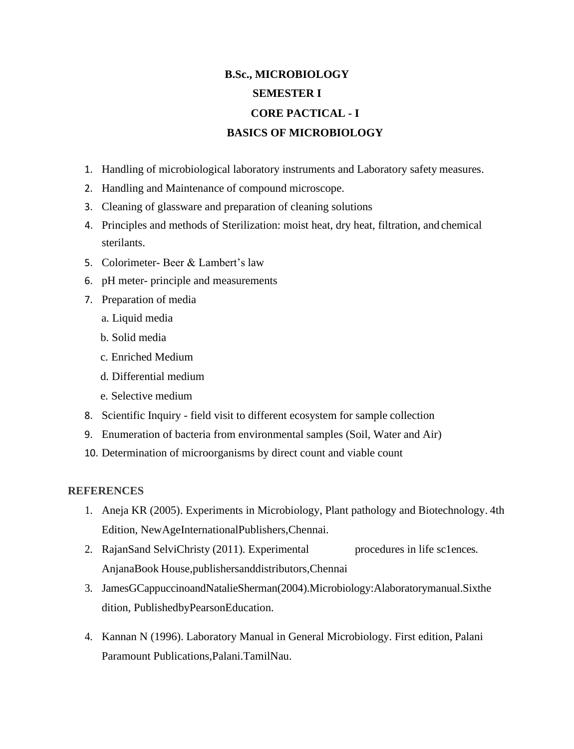# B.Sc., MICROBIOLOGY

## SEMESTER I

## CORE PACTICAL - I

## BASICS OF MICROBIOLOGY

1. Handling of microbiological laboratory instruments and Laboratory safety measures.
2. Handling and Maintenance of compound microscope.
3. Cleaning of glassware and preparation of cleaning solutions
4. Principles and methods of Sterilization: moist heat, dry heat, filtration, and chemical sterilants.
5. Colorimeter- Beer & Lambert's law
6. pH meter- principle and measurements
7. Preparation of media
   a. Liquid media
   b. Solid media
   c. Enriched Medium
   d. Differential medium
   e. Selective medium
8. Scientific Inquiry - field visit to different ecosystem for sample collection
9. Enumeration of bacteria from environmental samples (Soil, Water and Air)
10. Determination of microorganisms by direct count and viable count

**REFERENCES**

1. Aneja KR (2005). Experiments in Microbiology, Plant pathology and Biotechnology. 4th Edition, NewAgeInternationalPublishers,Chennai.
2. RajanSand SelviChristy (2011). Experimental procedures in life sc1ences. AnjanaBook House,publishersanddistributors,Chennai
3. JamesGCappuccinoandNatalieSherman(2004).Microbiology:Alaboratorymanual.Sixthe dition, PublishedbyPearsonEducation.
4. Kannan N (1996). Laboratory Manual in General Microbiology. First edition, Palani Paramount Publications,Palani.TamilNau.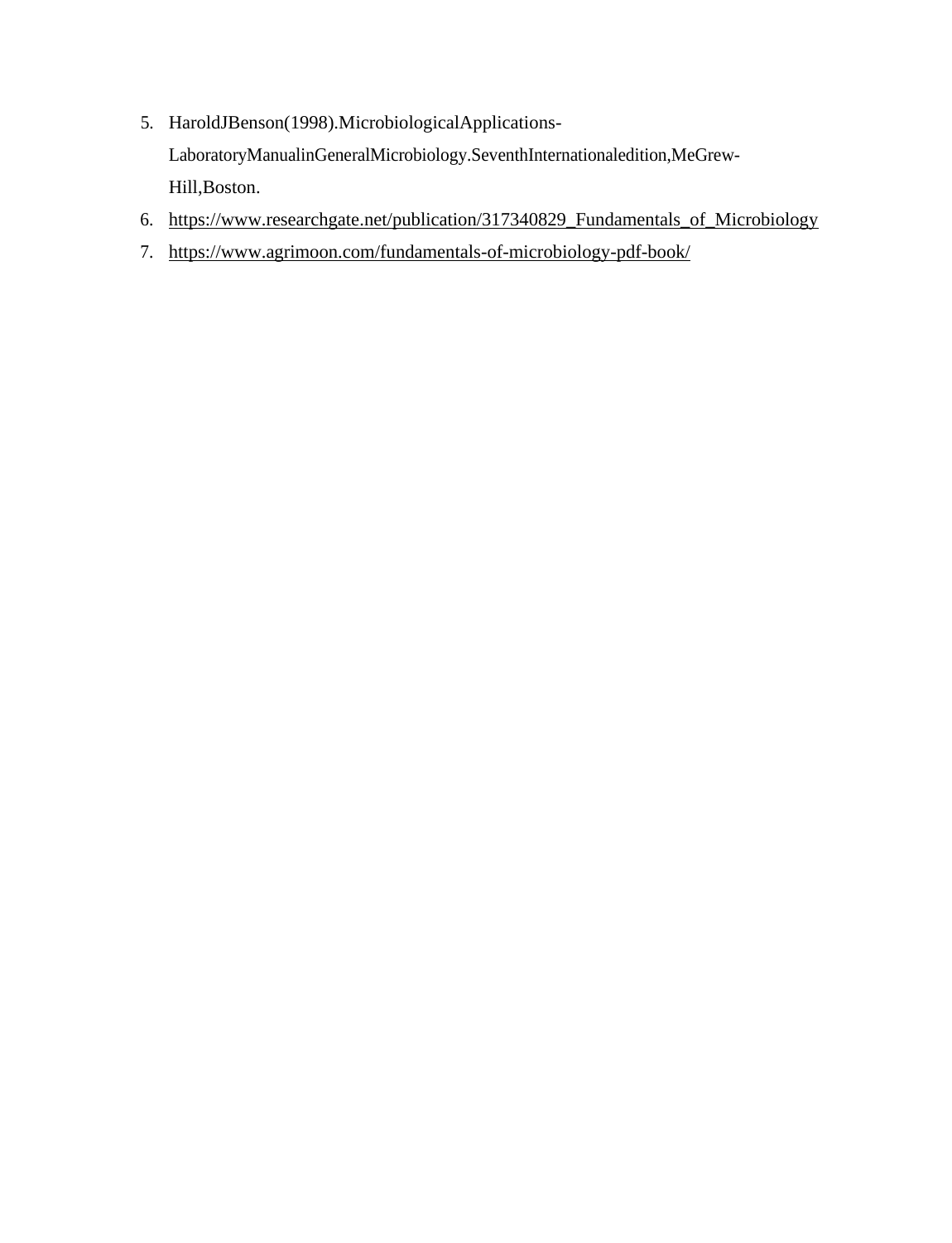5. HaroldJBenson(1998).MicrobiologicalApplications-LaboratoryManualinGeneralMicrobiology.SeventhInternationaledition,MeGrew-Hill,Boston.
6. https://www.researchgate.net/publication/317340829_Fundamentals_of_Microbiology
7. https://www.agrimoon.com/fundamentals-of-microbiology-pdf-book/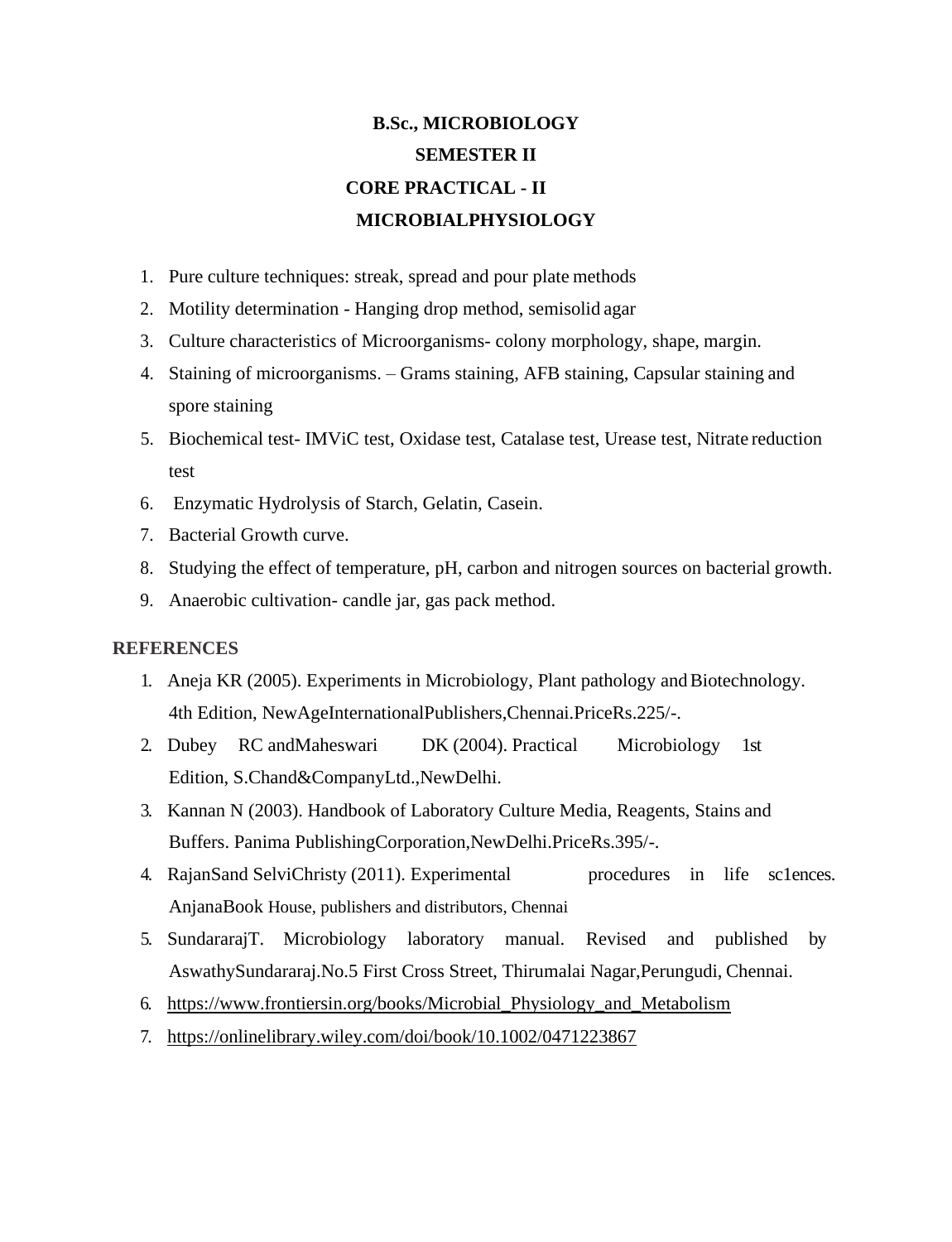# B.Sc., MICROBIOLOGY

## SEMESTER II

## CORE PRACTICAL - II

## MICROBIALPHYSIOLOGY

1. Pure culture techniques: streak, spread and pour plate methods
2. Motility determination - Hanging drop method, semisolid agar
3. Culture characteristics of Microorganisms- colony morphology, shape, margin.
4. Staining of microorganisms. – Grams staining, AFB staining, Capsular staining and spore staining
5. Biochemical test- IMViC test, Oxidase test, Catalase test, Urease test, Nitrate reduction test
6. Enzymatic Hydrolysis of Starch, Gelatin, Casein.
7. Bacterial Growth curve.
8. Studying the effect of temperature, pH, carbon and nitrogen sources on bacterial growth.
9. Anaerobic cultivation- candle jar, gas pack method.

### REFERENCES

1. Aneja KR (2005). Experiments in Microbiology, Plant pathology and Biotechnology. 4th Edition, NewAgeInternationalPublishers,Chennai.PriceRs.225/-.
2. Dubey RC andMaheswari DK (2004). Practical Microbiology 1st Edition, S.Chand&CompanyLtd.,NewDelhi.
3. Kannan N (2003). Handbook of Laboratory Culture Media, Reagents, Stains and Buffers. Panima PublishingCorporation,NewDelhi.PriceRs.395/-.
4. RajanSand SelviChristy (2011). Experimental procedures in life sc1ences. AnjanaBook House, publishers and distributors, Chennai
5. SundararajT. Microbiology laboratory manual. Revised and published by AswathySundararaj.No.5 First Cross Street, Thirumalai Nagar,Perungudi, Chennai.
6. https://www.frontiersin.org/books/Microbial_Physiology_and_Metabolism
7. https://onlinelibrary.wiley.com/doi/book/10.1002/0471223867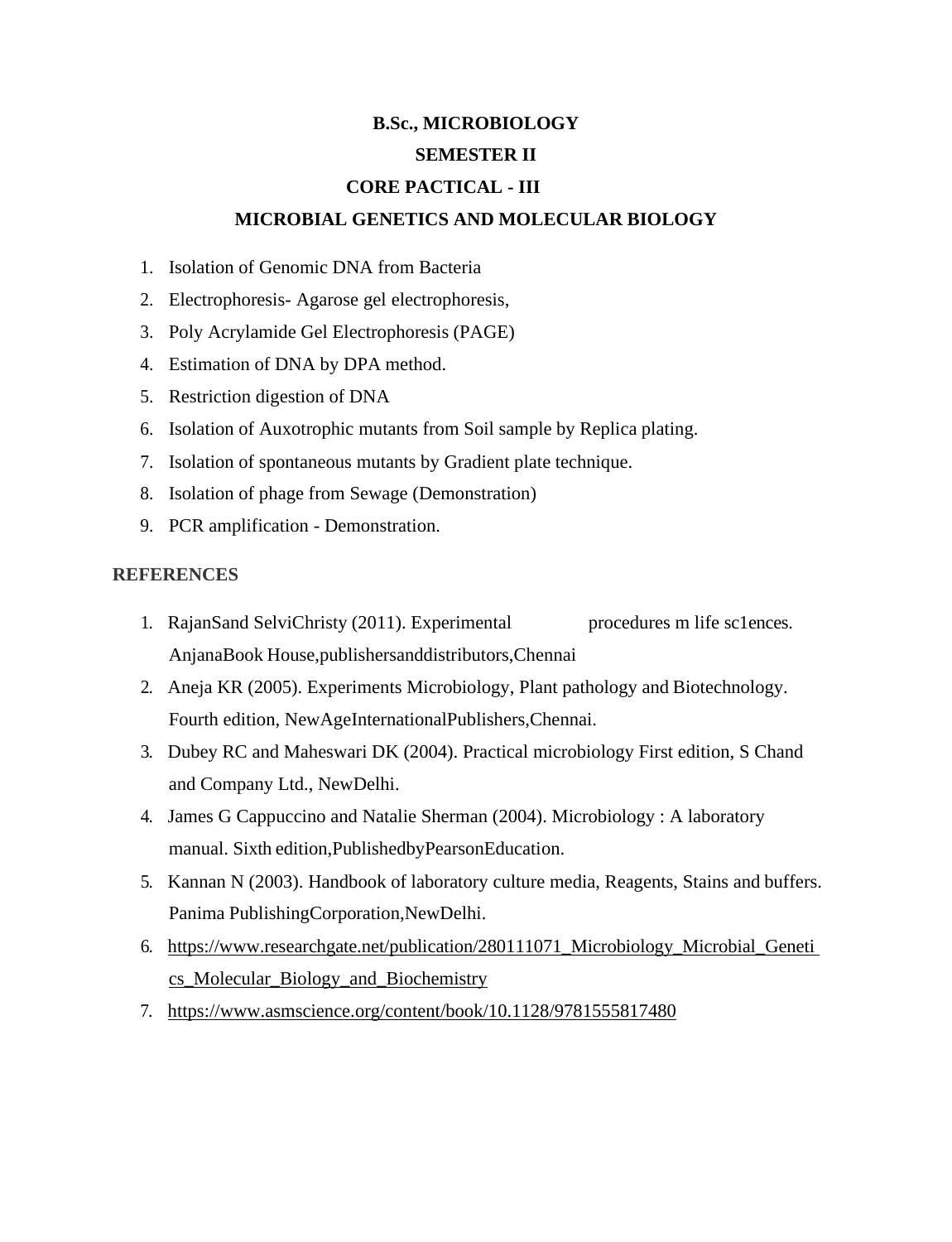# B.Sc., MICROBIOLOGY

## SEMESTER II

## CORE PACTICAL - III

## MICROBIAL GENETICS AND MOLECULAR BIOLOGY

1. Isolation of Genomic DNA from Bacteria
2. Electrophoresis- Agarose gel electrophoresis,
3. Poly Acrylamide Gel Electrophoresis (PAGE)
4. Estimation of DNA by DPA method.
5. Restriction digestion of DNA
6. Isolation of Auxotrophic mutants from Soil sample by Replica plating.
7. Isolation of spontaneous mutants by Gradient plate technique.
8. Isolation of phage from Sewage (Demonstration)
9. PCR amplification - Demonstration.

## REFERENCES

1. RajanSand SelviChristy (2011). Experimental procedures m life sc1ences. AnjanaBook House,publishersanddistributors,Chennai
2. Aneja KR (2005). Experiments Microbiology, Plant pathology and Biotechnology. Fourth edition, NewAgeInternationalPublishers,Chennai.
3. Dubey RC and Maheswari DK (2004). Practical microbiology First edition, S Chand and Company Ltd., NewDelhi.
4. James G Cappuccino and Natalie Sherman (2004). Microbiology : A laboratory manual. Sixth edition,PublishedbyPearsonEducation.
5. Kannan N (2003). Handbook of laboratory culture media, Reagents, Stains and buffers. Panima PublishingCorporation,NewDelhi.
6. https://www.researchgate.net/publication/280111071_Microbiology_Microbial_Genetics_Molecular_Biology_and_Biochemistry
7. https://www.asmscience.org/content/book/10.1128/9781555817480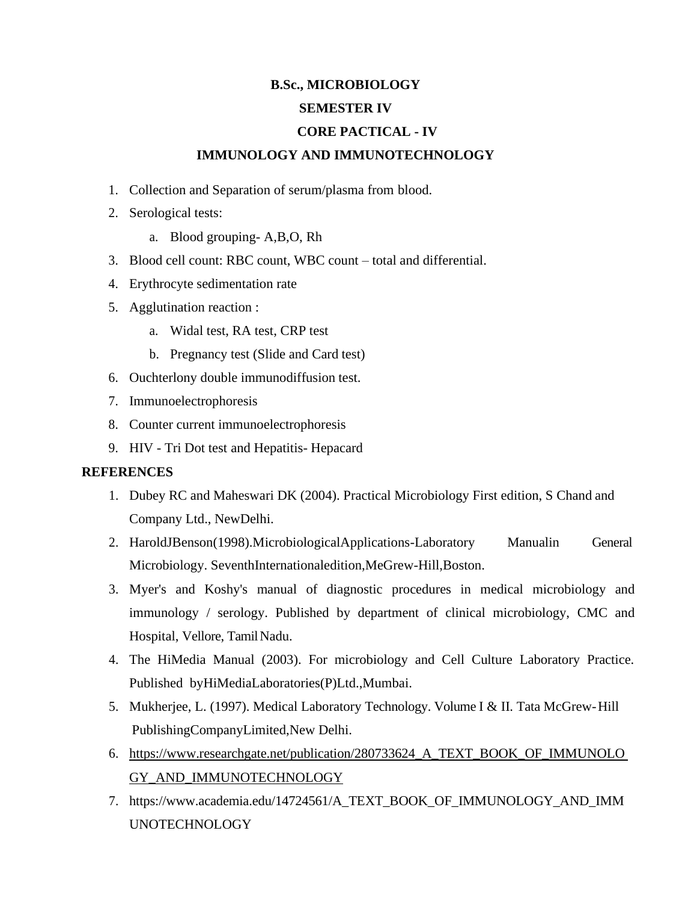**B.Sc., MICROBIOLOGY**

**SEMESTER IV**

**CORE PACTICAL - IV**

**IMMUNOLOGY AND IMMUNOTECHNOLOGY**

1. Collection and Separation of serum/plasma from blood.
2. Serological tests:
   a. Blood grouping- A,B,O, Rh
3. Blood cell count: RBC count, WBC count – total and differential.
4. Erythrocyte sedimentation rate
5. Agglutination reaction :
   a. Widal test, RA test, CRP test
   b. Pregnancy test (Slide and Card test)
6. Ouchterlony double immunodiffusion test.
7. Immunoelectrophoresis
8. Counter current immunoelectrophoresis
9. HIV - Tri Dot test and Hepatitis- Hepacard

**REFERENCES**

1. Dubey RC and Maheswari DK (2004). Practical Microbiology First edition, S Chand and Company Ltd., NewDelhi.
2. HaroldJBenson(1998).MicrobiologicalApplications-Laboratory Manualin General Microbiology. SeventhInternationaledition,MeGrew-Hill,Boston.
3. Myer's and Koshy's manual of diagnostic procedures in medical microbiology and immunology / serology. Published by department of clinical microbiology, CMC and Hospital, Vellore, Tamil Nadu.
4. The HiMedia Manual (2003). For microbiology and Cell Culture Laboratory Practice. Published byHiMediaLaboratories(P)Ltd.,Mumbai.
5. Mukherjee, L. (1997). Medical Laboratory Technology. Volume I & II. Tata McGrew-Hill PublishingCompanyLimited,New Delhi.
6. https://www.researchgate.net/publication/280733624_A_TEXT_BOOK_OF_IMMUNOLOGY_AND_IMMUNOTECHNOLOGY
7. https://www.academia.edu/14724561/A_TEXT_BOOK_OF_IMMUNOLOGY_AND_IMMUNOTECHNOLOGY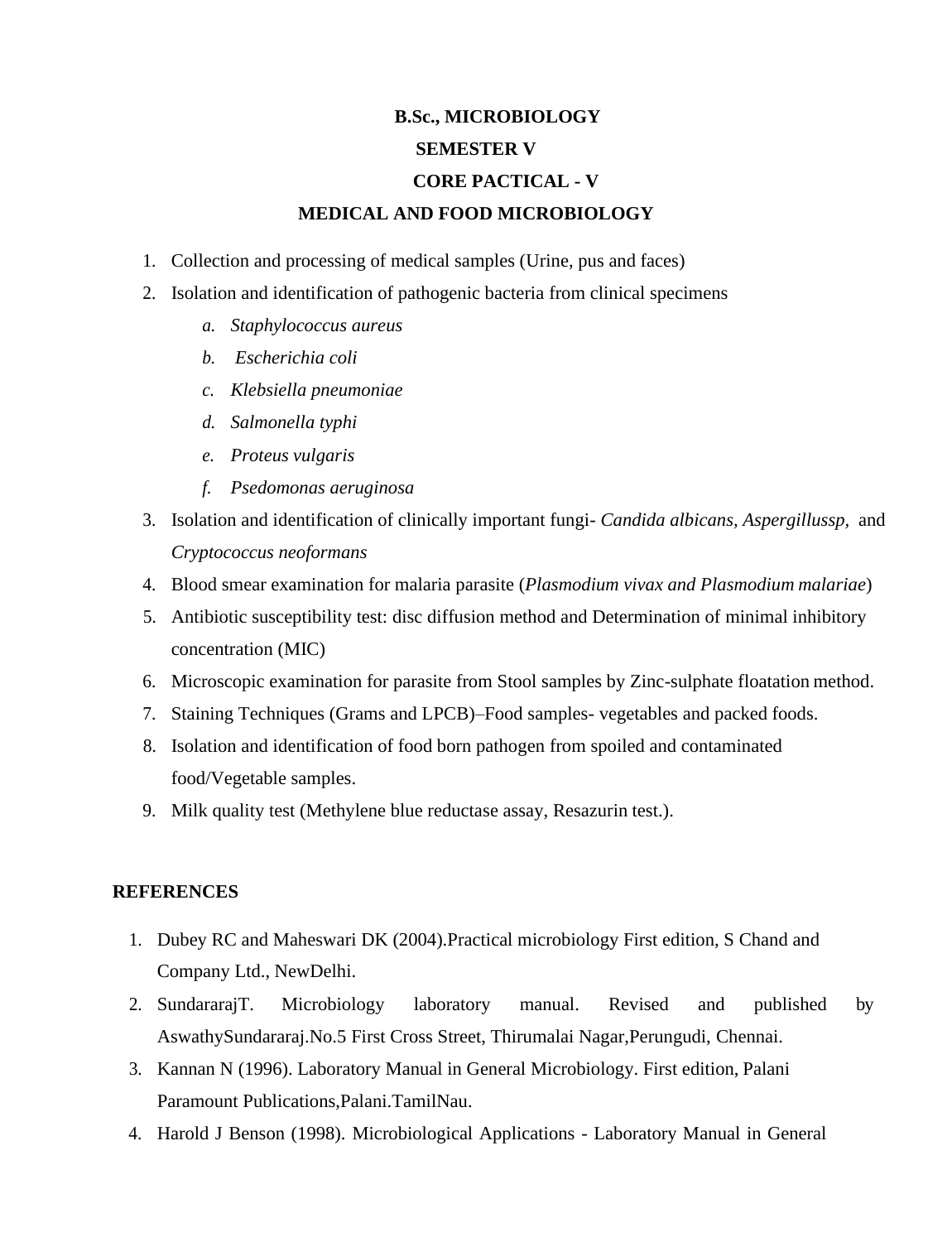**B.Sc., MICROBIOLOGY**

**SEMESTER V**

**CORE PACTICAL - V**

**MEDICAL AND FOOD MICROBIOLOGY**

1. Collection and processing of medical samples (Urine, pus and faces)
2. Isolation and identification of pathogenic bacteria from clinical specimens
   a. *Staphylococcus aureus*
   b. *Escherichia coli*
   c. *Klebsiella pneumoniae*
   d. *Salmonella typhi*
   e. *Proteus vulgaris*
   f. *Psedomonas aeruginosa*
3. Isolation and identification of clinically important fungi- *Candida albicans, Aspergillussp,* and *Cryptococcus neoformans*
4. Blood smear examination for malaria parasite (*Plasmodium vivax and Plasmodium malariae*)
5. Antibiotic susceptibility test: disc diffusion method and Determination of minimal inhibitory concentration (MIC)
6. Microscopic examination for parasite from Stool samples by Zinc-sulphate floatation method.
7. Staining Techniques (Grams and LPCB)–Food samples- vegetables and packed foods.
8. Isolation and identification of food born pathogen from spoiled and contaminated food/Vegetable samples.
9. Milk quality test (Methylene blue reductase assay, Resazurin test.).

**REFERENCES**

1. Dubey RC and Maheswari DK (2004).Practical microbiology First edition, S Chand and Company Ltd., NewDelhi.
2. SundararajT. Microbiology laboratory manual. Revised and published by AswathySundararaj.No.5 First Cross Street, Thirumalai Nagar,Perungudi, Chennai.
3. Kannan N (1996). Laboratory Manual in General Microbiology. First edition, Palani Paramount Publications,Palani.TamilNau.
4. Harold J Benson (1998). Microbiological Applications - Laboratory Manual in General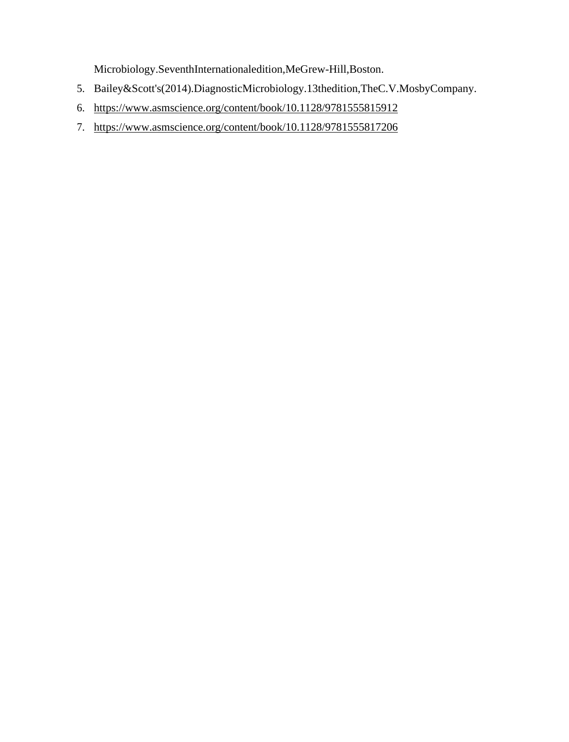Microbiology.SeventhInternationaledition,MeGrew-Hill,Boston.

5. Bailey&Scott's(2014).DiagnosticMicrobiology.13thedition,TheC.V.MosbyCompany.
6. https://www.asmscience.org/content/book/10.1128/9781555815912
7. https://www.asmscience.org/content/book/10.1128/9781555817206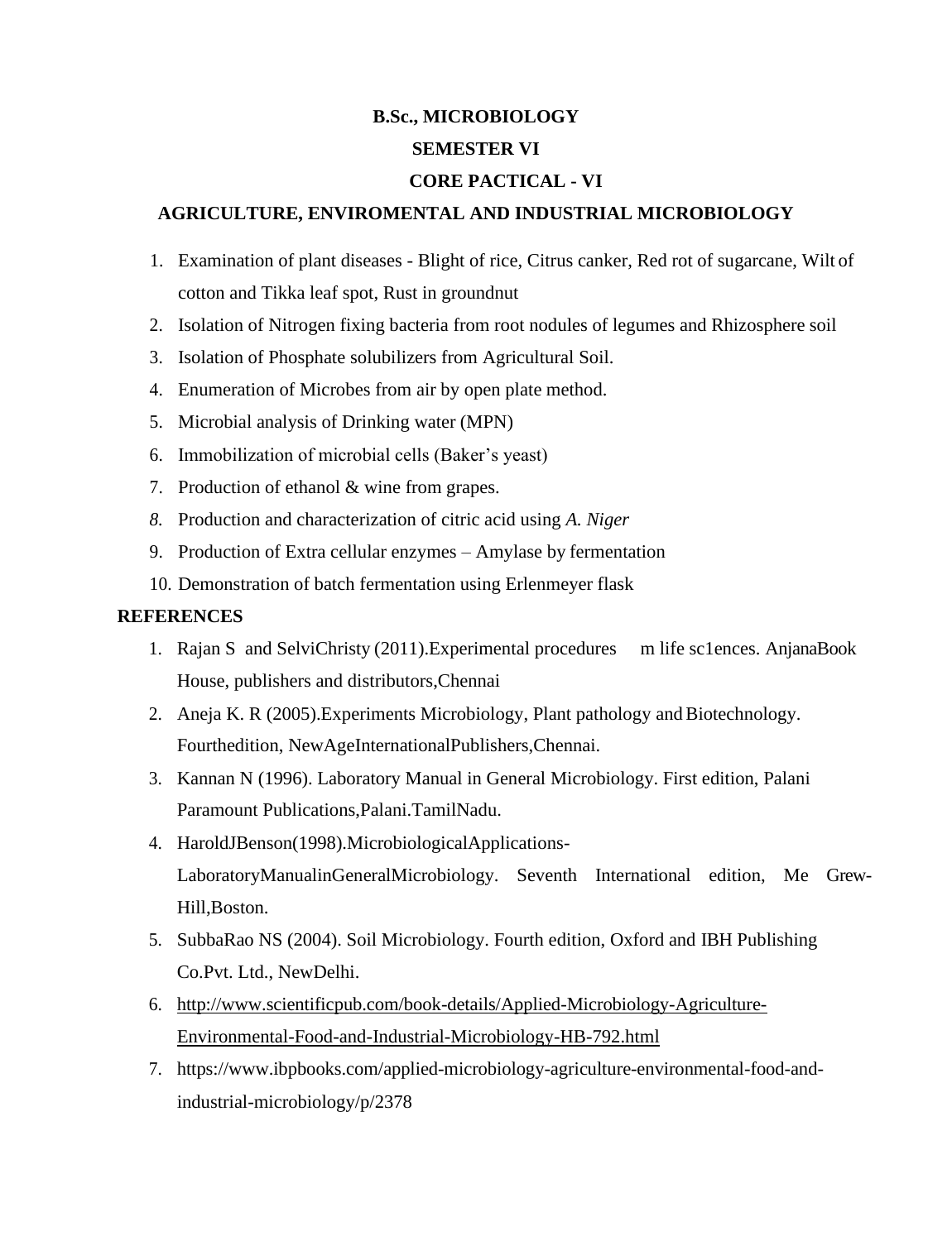**B.Sc., MICROBIOLOGY**

**SEMESTER VI**

**CORE PACTICAL - VI**

**AGRICULTURE, ENVIROMENTAL AND INDUSTRIAL MICROBIOLOGY**

1. Examination of plant diseases - Blight of rice, Citrus canker, Red rot of sugarcane, Wilt of cotton and Tikka leaf spot, Rust in groundnut
2. Isolation of Nitrogen fixing bacteria from root nodules of legumes and Rhizosphere soil
3. Isolation of Phosphate solubilizers from Agricultural Soil.
4. Enumeration of Microbes from air by open plate method.
5. Microbial analysis of Drinking water (MPN)
6. Immobilization of microbial cells (Baker's yeast)
7. Production of ethanol & wine from grapes.
8. Production and characterization of citric acid using *A. Niger*
9. Production of Extra cellular enzymes – Amylase by fermentation
10. Demonstration of batch fermentation using Erlenmeyer flask

**REFERENCES**

1. Rajan S and SelviChristy (2011).Experimental procedures m life sc1ences. AnjanaBook House, publishers and distributors,Chennai
2. Aneja K. R (2005).Experiments Microbiology, Plant pathology and Biotechnology. Fourthedition, NewAgeInternationalPublishers,Chennai.
3. Kannan N (1996). Laboratory Manual in General Microbiology. First edition, Palani Paramount Publications,Palani.TamilNadu.
4. HaroldJBenson(1998).MicrobiologicalApplications-LaboratoryManualinGeneralMicrobiology. Seventh International edition, Me Grew-Hill,Boston.
5. SubbaRao NS (2004). Soil Microbiology. Fourth edition, Oxford and IBH Publishing Co.Pvt. Ltd., NewDelhi.
6. http://www.scientificpub.com/book-details/Applied-Microbiology-Agriculture-Environmental-Food-and-Industrial-Microbiology-HB-792.html
7. https://www.ibpbooks.com/applied-microbiology-agriculture-environmental-food-and-industrial-microbiology/p/2378